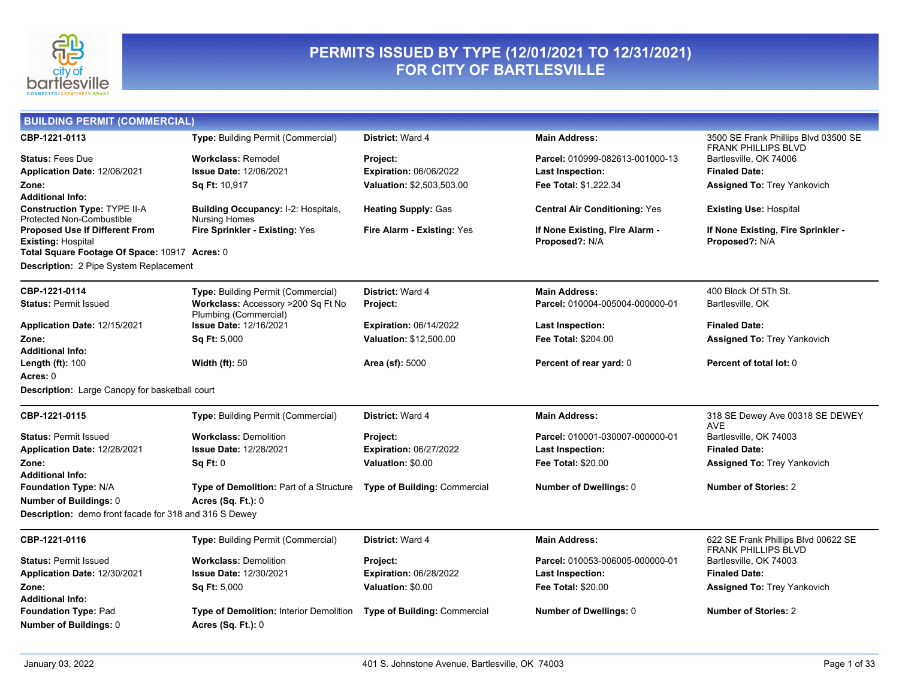# PERMITS ISSUED BY TYPE (12/01/2021 TO 12/31/2021) FOR CITY OF BARTLESVILLE

## BUILDING PERMIT (COMMERCIAL)

**CBP-1221-0113** | **Type:** Building Permit (Commercial) | **District:** Ward 4 | **Main Address:** 3500 SE Frank Phillips Blvd 03500 SE FRANK PHILLIPS BLVD Bartlesville, OK 74006

**Status:** Fees Due | **Workclass:** Remodel | **Project:** | **Parcel:** 010999-082613-001000-13

**Application Date:** 12/06/2021 | **Issue Date:** 12/06/2021 | **Expiration:** 06/06/2022 | **Last Inspection:** | **Finaled Date:**

**Zone:** | **Sq Ft:** 10,917 | **Valuation:** $2,503,503.00 | **Fee Total:** $1,222.34 | **Assigned To:** Trey Yankovich

**Additional Info:**

**Construction Type:** TYPE II-A Protected Non-Combustible | **Building Occupancy:** I-2: Hospitals, Nursing Homes | **Heating Supply:** Gas | **Central Air Conditioning:** Yes | **Existing Use:** Hospital

**Proposed Use If Different From Existing:** Hospital | **Fire Sprinkler - Existing:** Yes | **Fire Alarm - Existing:** Yes | **If None Existing, Fire Alarm - Proposed?:** N/A | **If None Existing, Fire Sprinkler - Proposed?:** N/A

**Total Square Footage Of Space:** 10917 | **Acres:** 0

**Description:** 2 Pipe System Replacement

---

**CBP-1221-0114** | **Type:** Building Permit (Commercial) | **District:** Ward 4 | **Main Address:** 400 Block Of 5Th St. Bartlesville, OK

**Status:** Permit Issued | **Workclass:** Accessory >200 Sq Ft No Plumbing (Commercial) | **Project:** | **Parcel:** 010004-005004-000000-01

**Application Date:** 12/15/2021 | **Issue Date:** 12/16/2021 | **Expiration:** 06/14/2022 | **Last Inspection:** | **Finaled Date:**

**Zone:** | **Sq Ft:** 5,000 | **Valuation:** $12,500.00 | **Fee Total:** $204.00 | **Assigned To:** Trey Yankovich

**Additional Info:**

**Length (ft):** 100 | **Width (ft):** 50 | **Area (sf):** 5000 | **Percent of rear yard:** 0 | **Percent of total lot:** 0

**Acres:** 0

**Description:** Large Canopy for basketball court

---

**CBP-1221-0115** | **Type:** Building Permit (Commercial) | **District:** Ward 4 | **Main Address:** 318 SE Dewey Ave 00318 SE DEWEY AVE Bartlesville, OK 74003

**Status:** Permit Issued | **Workclass:** Demolition | **Project:** | **Parcel:** 010001-030007-000000-01

**Application Date:** 12/28/2021 | **Issue Date:** 12/28/2021 | **Expiration:** 06/27/2022 | **Last Inspection:** | **Finaled Date:**

**Zone:** | **Sq Ft:** 0 | **Valuation:** $0.00 | **Fee Total:** $20.00 | **Assigned To:** Trey Yankovich

**Additional Info:**

**Foundation Type:** N/A | **Type of Demolition:** Part of a Structure | **Type of Building:** Commercial | **Number of Dwellings:** 0 | **Number of Stories:** 2

**Number of Buildings:** 0 | **Acres (Sq. Ft.):** 0

**Description:** demo front facade for 318 and 316 S Dewey

---

**CBP-1221-0116** | **Type:** Building Permit (Commercial) | **District:** Ward 4 | **Main Address:** 622 SE Frank Phillips Blvd 00622 SE FRANK PHILLIPS BLVD Bartlesville, OK 74003

**Status:** Permit Issued | **Workclass:** Demolition | **Project:** | **Parcel:** 010053-006005-000000-01

**Application Date:** 12/30/2021 | **Issue Date:** 12/30/2021 | **Expiration:** 06/28/2022 | **Last Inspection:** | **Finaled Date:**

**Zone:** | **Sq Ft:** 5,000 | **Valuation:** $0.00 | **Fee Total:** $20.00 | **Assigned To:** Trey Yankovich

**Additional Info:**

**Foundation Type:** Pad | **Type of Demolition:** Interior Demolition | **Type of Building:** Commercial | **Number of Dwellings:** 0 | **Number of Stories:** 2

**Number of Buildings:** 0 | **Acres (Sq. Ft.):** 0

January 03, 2022 | 401 S. Johnstone Avenue, Bartlesville, OK 74003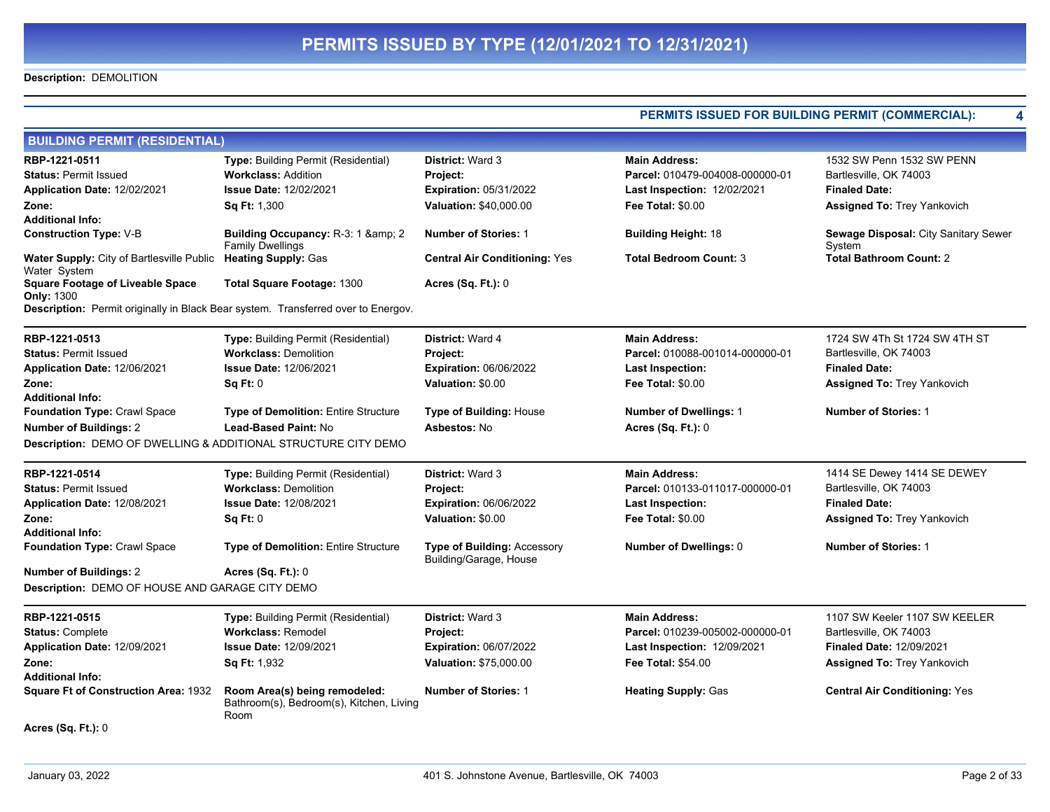# PERMITS ISSUED BY TYPE (12/01/2021 TO 12/31/2021)

**Description:** DEMOLITION

**PERMITS ISSUED FOR BUILDING PERMIT (COMMERCIAL): 4**

## BUILDING PERMIT (RESIDENTIAL)

**RBP-1221-0511**
**Type:** Building Permit (Residential)
**District:** Ward 3
**Main Address:** 1532 SW Penn 1532 SW PENN Bartlesville, OK 74003
**Status:** Permit Issued
**Workclass:** Addition
**Project:**
**Parcel:** 010479-004008-000000-01
**Application Date:** 12/02/2021
**Issue Date:** 12/02/2021
**Expiration:** 05/31/2022
**Last Inspection:** 12/02/2021
**Finaled Date:**
**Zone:**
**Sq Ft:** 1,300
**Valuation:** $40,000.00
**Fee Total:** $0.00
**Assigned To:** Trey Yankovich
**Additional Info:**
**Construction Type:** V-B
**Building Occupancy:** R-3: 1 &amp; 2 Family Dwellings
**Number of Stories:** 1
**Building Height:** 18
**Sewage Disposal:** City Sanitary Sewer System
**Water Supply:** City of Bartlesville Public Water System
**Heating Supply:** Gas
**Central Air Conditioning:** Yes
**Total Bedroom Count:** 3
**Total Bathroom Count:** 2
**Square Footage of Liveable Space Only:** 1300
**Total Square Footage:** 1300
**Acres (Sq. Ft.):** 0
**Description:** Permit originally in Black Bear system. Transferred over to Energov.

---

**RBP-1221-0513**
**Type:** Building Permit (Residential)
**District:** Ward 4
**Main Address:** 1724 SW 4Th St 1724 SW 4TH ST Bartlesville, OK 74003
**Status:** Permit Issued
**Workclass:** Demolition
**Project:**
**Parcel:** 010088-001014-000000-01
**Application Date:** 12/06/2021
**Issue Date:** 12/06/2021
**Expiration:** 06/06/2022
**Last Inspection:**
**Finaled Date:**
**Zone:**
**Sq Ft:** 0
**Valuation:** $0.00
**Fee Total:** $0.00
**Assigned To:** Trey Yankovich
**Additional Info:**
**Foundation Type:** Crawl Space
**Type of Demolition:** Entire Structure
**Type of Building:** House
**Number of Dwellings:** 1
**Number of Stories:** 1
**Number of Buildings:** 2
**Lead-Based Paint:** No
**Asbestos:** No
**Acres (Sq. Ft.):** 0
**Description:** DEMO OF DWELLING & ADDITIONAL STRUCTURE CITY DEMO

---

**RBP-1221-0514**
**Type:** Building Permit (Residential)
**District:** Ward 3
**Main Address:** 1414 SE Dewey 1414 SE DEWEY Bartlesville, OK 74003
**Status:** Permit Issued
**Workclass:** Demolition
**Project:**
**Parcel:** 010133-011017-000000-01
**Application Date:** 12/08/2021
**Issue Date:** 12/08/2021
**Expiration:** 06/06/2022
**Last Inspection:**
**Finaled Date:**
**Zone:**
**Sq Ft:** 0
**Valuation:** $0.00
**Fee Total:** $0.00
**Assigned To:** Trey Yankovich
**Additional Info:**
**Foundation Type:** Crawl Space
**Type of Demolition:** Entire Structure
**Type of Building:** Accessory Building/Garage, House
**Number of Dwellings:** 0
**Number of Stories:** 1
**Number of Buildings:** 2
**Acres (Sq. Ft.):** 0
**Description:** DEMO OF HOUSE AND GARAGE CITY DEMO

---

**RBP-1221-0515**
**Type:** Building Permit (Residential)
**District:** Ward 3
**Main Address:** 1107 SW Keeler 1107 SW KEELER Bartlesville, OK 74003
**Status:** Complete
**Workclass:** Remodel
**Project:**
**Parcel:** 010239-005002-000000-01
**Application Date:** 12/09/2021
**Issue Date:** 12/09/2021
**Expiration:** 06/07/2022
**Last Inspection:** 12/09/2021
**Finaled Date:** 12/09/2021
**Zone:**
**Sq Ft:** 1,932
**Valuation:** $75,000.00
**Fee Total:** $54.00
**Assigned To:** Trey Yankovich
**Additional Info:**
**Square Ft of Construction Area:** 1932
**Room Area(s) being remodeled:** Bathroom(s), Bedroom(s), Kitchen, Living Room
**Number of Stories:** 1
**Heating Supply:** Gas
**Central Air Conditioning:** Yes
**Acres (Sq. Ft.):** 0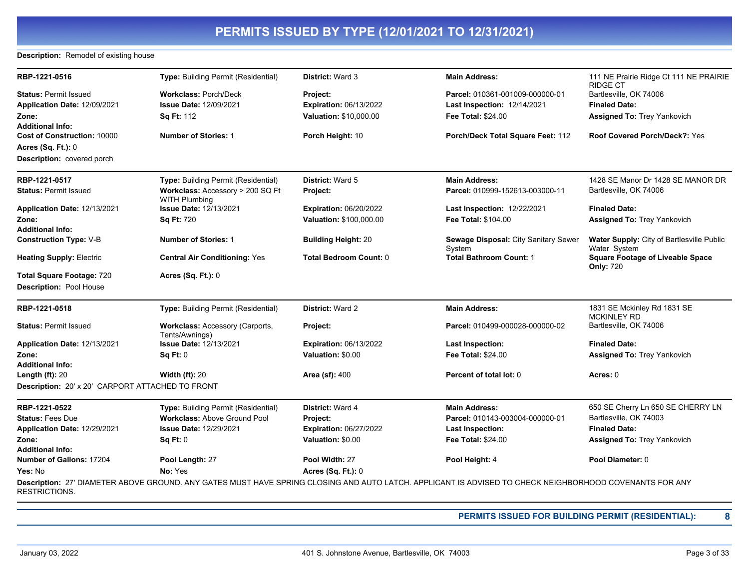# PERMITS ISSUED BY TYPE (12/01/2021 TO 12/31/2021)

**Description:** Remodel of existing house

---

| | | | | |
|---|---|---|---|---|
| **RBP-1221-0516** | **Type:** Building Permit (Residential) | **District:** Ward 3 | **Main Address:** | 111 NE Prairie Ridge Ct 111 NE PRAIRIE RIDGE CT |
| **Status:** Permit Issued | **Workclass:** Porch/Deck | **Project:** | **Parcel:** 010361-001009-000000-01 | Bartlesville, OK 74006 |
| **Application Date:** 12/09/2021 | **Issue Date:** 12/09/2021 | **Expiration:** 06/13/2022 | **Last Inspection:** 12/14/2021 | **Finaled Date:** |
| **Zone:** | **Sq Ft:** 112 | **Valuation:** $10,000.00 | **Fee Total:** $24.00 | **Assigned To:** Trey Yankovich |
| **Additional Info:** | | | | |
| **Cost of Construction:** 10000 | **Number of Stories:** 1 | **Porch Height:** 10 | **Porch/Deck Total Square Feet:** 112 | **Roof Covered Porch/Deck?:** Yes |
| **Acres (Sq. Ft.):** 0 | | | | |

**Description:** covered porch

---

| | | | | |
|---|---|---|---|---|
| **RBP-1221-0517** | **Type:** Building Permit (Residential) | **District:** Ward 5 | **Main Address:** | 1428 SE Manor Dr 1428 SE MANOR DR |
| **Status:** Permit Issued | **Workclass:** Accessory > 200 SQ Ft WITH Plumbing | **Project:** | **Parcel:** 010999-152613-003000-11 | Bartlesville, OK 74006 |
| **Application Date:** 12/13/2021 | **Issue Date:** 12/13/2021 | **Expiration:** 06/20/2022 | **Last Inspection:** 12/22/2021 | **Finaled Date:** |
| **Zone:** | **Sq Ft:** 720 | **Valuation:** $100,000.00 | **Fee Total:** $104.00 | **Assigned To:** Trey Yankovich |
| **Additional Info:** | | | | |
| **Construction Type:** V-B | **Number of Stories:** 1 | **Building Height:** 20 | **Sewage Disposal:** City Sanitary Sewer System | **Water Supply:** City of Bartlesville Public Water System |
| **Heating Supply:** Electric | **Central Air Conditioning:** Yes | **Total Bedroom Count:** 0 | **Total Bathroom Count:** 1 | **Square Footage of Liveable Space Only:** 720 |
| **Total Square Footage:** 720 | **Acres (Sq. Ft.):** 0 | | | |

**Description:** Pool House

---

| | | | | |
|---|---|---|---|---|
| **RBP-1221-0518** | **Type:** Building Permit (Residential) | **District:** Ward 2 | **Main Address:** | 1831 SE Mckinley Rd 1831 SE MCKINLEY RD |
| **Status:** Permit Issued | **Workclass:** Accessory (Carports, Tents/Awnings) | **Project:** | **Parcel:** 010499-000028-000000-02 | Bartlesville, OK 74006 |
| **Application Date:** 12/13/2021 | **Issue Date:** 12/13/2021 | **Expiration:** 06/13/2022 | **Last Inspection:** | **Finaled Date:** |
| **Zone:** | **Sq Ft:** 0 | **Valuation:** $0.00 | **Fee Total:** $24.00 | **Assigned To:** Trey Yankovich |
| **Additional Info:** | | | | |
| **Length (ft):** 20 | **Width (ft):** 20 | **Area (sf):** 400 | **Percent of total lot:** 0 | **Acres:** 0 |

**Description:** 20' x 20' CARPORT ATTACHED TO FRONT

---

| | | | | |
|---|---|---|---|---|
| **RBP-1221-0522** | **Type:** Building Permit (Residential) | **District:** Ward 4 | **Main Address:** | 650 SE Cherry Ln 650 SE CHERRY LN |
| **Status:** Fees Due | **Workclass:** Above Ground Pool | **Project:** | **Parcel:** 010143-003004-000000-01 | Bartlesville, OK 74003 |
| **Application Date:** 12/29/2021 | **Issue Date:** 12/29/2021 | **Expiration:** 06/27/2022 | **Last Inspection:** | **Finaled Date:** |
| **Zone:** | **Sq Ft:** 0 | **Valuation:** $0.00 | **Fee Total:** $24.00 | **Assigned To:** Trey Yankovich |
| **Additional Info:** | | | | |
| **Number of Gallons:** 17204 | **Pool Length:** 27 | **Pool Width:** 27 | **Pool Height:** 4 | **Pool Diameter:** 0 |
| **Yes:** No | **No:** Yes | **Acres (Sq. Ft.):** 0 | | |

**Description:** 27' DIAMETER ABOVE GROUND. ANY GATES MUST HAVE SPRING CLOSING AND AUTO LATCH. APPLICANT IS ADVISED TO CHECK NEIGHBORHOOD COVENANTS FOR ANY RESTRICTIONS.

---

**PERMITS ISSUED FOR BUILDING PERMIT (RESIDENTIAL): 8**

January 03, 2022 — 401 S. Johnstone Avenue, Bartlesville, OK 74003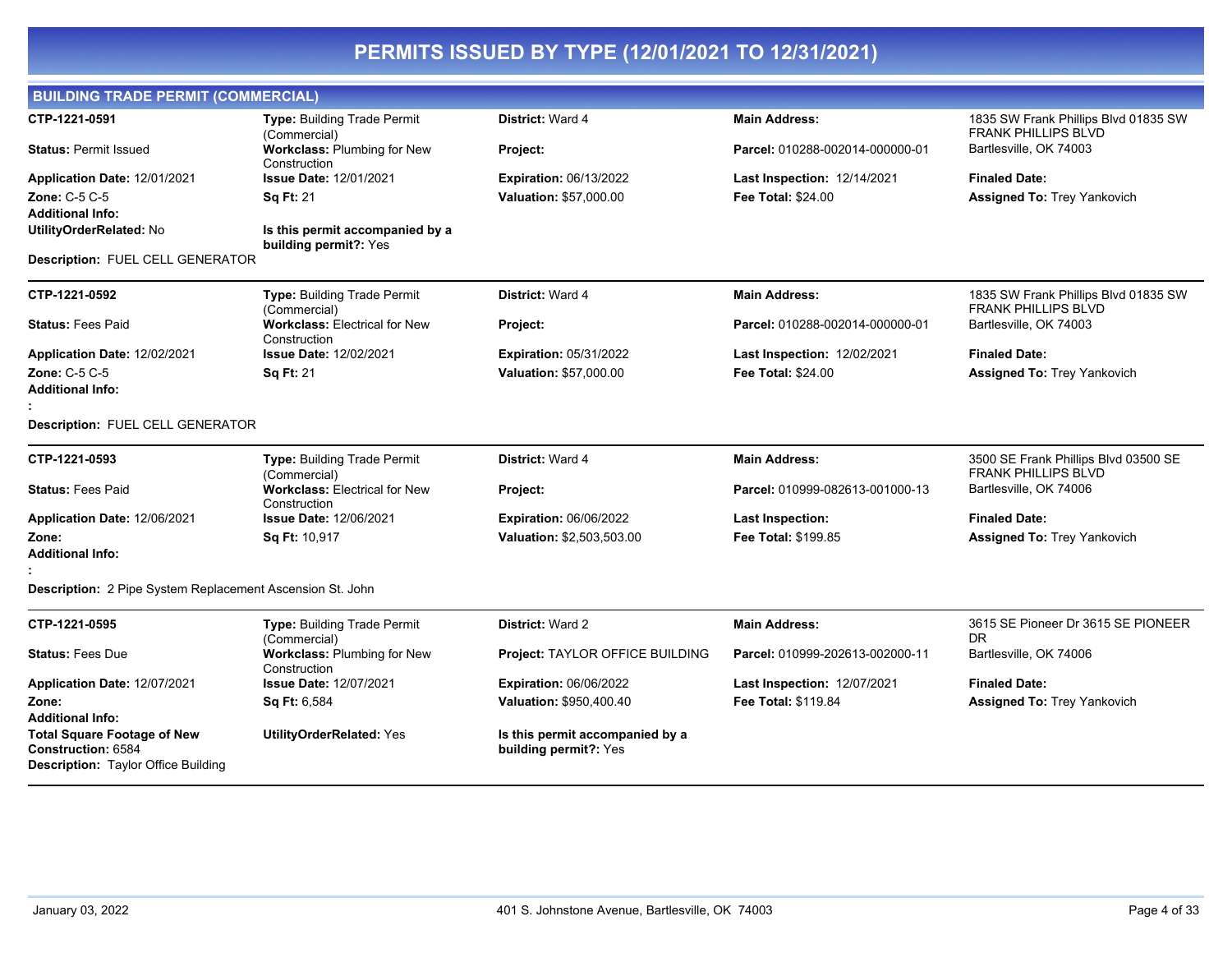# PERMITS ISSUED BY TYPE (12/01/2021 TO 12/31/2021)

## BUILDING TRADE PERMIT (COMMERCIAL)

**CTP-1221-0591**
**Type:** Building Trade Permit (Commercial)
**District:** Ward 4
**Main Address:** 1835 SW Frank Phillips Blvd 01835 SW FRANK PHILLIPS BLVD Bartlesville, OK 74003
**Status:** Permit Issued
**Workclass:** Plumbing for New Construction
**Project:**
**Parcel:** 010288-002014-000000-01
**Application Date:** 12/01/2021
**Issue Date:** 12/01/2021
**Expiration:** 06/13/2022
**Last Inspection:** 12/14/2021
**Finaled Date:**
**Zone:** C-5 C-5
**Sq Ft:** 21
**Valuation:** $57,000.00
**Fee Total:** $24.00
**Assigned To:** Trey Yankovich
**Additional Info:**
**UtilityOrderRelated:** No
**Is this permit accompanied by a building permit?:** Yes
**Description:** FUEL CELL GENERATOR

---

**CTP-1221-0592**
**Type:** Building Trade Permit (Commercial)
**District:** Ward 4
**Main Address:** 1835 SW Frank Phillips Blvd 01835 SW FRANK PHILLIPS BLVD Bartlesville, OK 74003
**Status:** Fees Paid
**Workclass:** Electrical for New Construction
**Project:**
**Parcel:** 010288-002014-000000-01
**Application Date:** 12/02/2021
**Issue Date:** 12/02/2021
**Expiration:** 05/31/2022
**Last Inspection:** 12/02/2021
**Finaled Date:**
**Zone:** C-5 C-5
**Sq Ft:** 21
**Valuation:** $57,000.00
**Fee Total:** $24.00
**Assigned To:** Trey Yankovich
**Additional Info:**
:
**Description:** FUEL CELL GENERATOR

---

**CTP-1221-0593**
**Type:** Building Trade Permit (Commercial)
**District:** Ward 4
**Main Address:** 3500 SE Frank Phillips Blvd 03500 SE FRANK PHILLIPS BLVD Bartlesville, OK 74006
**Status:** Fees Paid
**Workclass:** Electrical for New Construction
**Project:**
**Parcel:** 010999-082613-001000-13
**Application Date:** 12/06/2021
**Issue Date:** 12/06/2021
**Expiration:** 06/06/2022
**Last Inspection:**
**Finaled Date:**
**Zone:**
**Sq Ft:** 10,917
**Valuation:** $2,503,503.00
**Fee Total:** $199.85
**Assigned To:** Trey Yankovich
**Additional Info:**
:
**Description:** 2 Pipe System Replacement Ascension St. John

---

**CTP-1221-0595**
**Type:** Building Trade Permit (Commercial)
**District:** Ward 2
**Main Address:** 3615 SE Pioneer Dr 3615 SE PIONEER DR Bartlesville, OK 74006
**Status:** Fees Due
**Workclass:** Plumbing for New Construction
**Project:** TAYLOR OFFICE BUILDING
**Parcel:** 010999-202613-002000-11
**Application Date:** 12/07/2021
**Issue Date:** 12/07/2021
**Expiration:** 06/06/2022
**Last Inspection:** 12/07/2021
**Finaled Date:**
**Zone:**
**Sq Ft:** 6,584
**Valuation:** $950,400.40
**Fee Total:** $119.84
**Assigned To:** Trey Yankovich
**Additional Info:**
**Total Square Footage of New Construction:** 6584
**UtilityOrderRelated:** Yes
**Is this permit accompanied by a building permit?:** Yes
**Description:** Taylor Office Building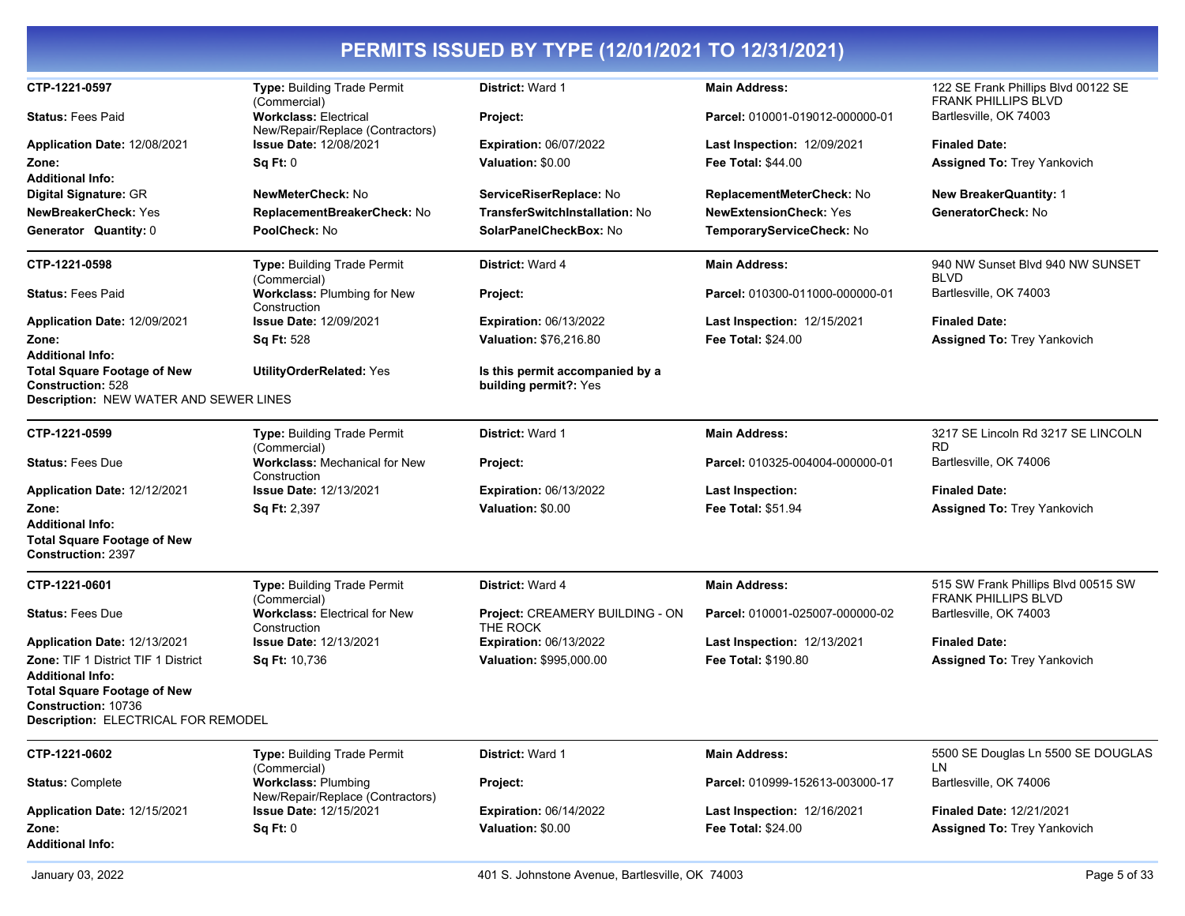# PERMITS ISSUED BY TYPE (12/01/2021 TO 12/31/2021)

---

**CTP-1221-0597**

| | | | | |
|---|---|---|---|---|
| **CTP-1221-0597** | **Type:** Building Trade Permit (Commercial) | **District:** Ward 1 | **Main Address:** | 122 SE Frank Phillips Blvd 00122 SE FRANK PHILLIPS BLVD |
| **Status:** Fees Paid | **Workclass:** Electrical New/Repair/Replace (Contractors) | **Project:** | **Parcel:** 010001-019012-000000-01 | Bartlesville, OK 74003 |
| **Application Date:** 12/08/2021 | **Issue Date:** 12/08/2021 | **Expiration:** 06/07/2022 | **Last Inspection:** 12/09/2021 | **Finaled Date:** |
| **Zone:** | **Sq Ft:** 0 | **Valuation:** $0.00 | **Fee Total:** $44.00 | **Assigned To:** Trey Yankovich |

**Additional Info:**

| | | | | |
|---|---|---|---|---|
| **Digital Signature:** GR | **NewMeterCheck:** No | **ServiceRiserReplace:** No | **ReplacementMeterCheck:** No | **New BreakerQuantity:** 1 |
| **NewBreakerCheck:** Yes | **ReplacementBreakerCheck:** No | **TransferSwitchInstallation:** No | **NewExtensionCheck:** Yes | **GeneratorCheck:** No |
| **Generator Quantity:** 0 | **PoolCheck:** No | **SolarPanelCheckBox:** No | **TemporaryServiceCheck:** No | |

---

**CTP-1221-0598**

| | | | | |
|---|---|---|---|---|
| **CTP-1221-0598** | **Type:** Building Trade Permit (Commercial) | **District:** Ward 4 | **Main Address:** | 940 NW Sunset Blvd 940 NW SUNSET BLVD |
| **Status:** Fees Paid | **Workclass:** Plumbing for New Construction | **Project:** | **Parcel:** 010300-011000-000000-01 | Bartlesville, OK 74003 |
| **Application Date:** 12/09/2021 | **Issue Date:** 12/09/2021 | **Expiration:** 06/13/2022 | **Last Inspection:** 12/15/2021 | **Finaled Date:** |
| **Zone:** | **Sq Ft:** 528 | **Valuation:** $76,216.80 | **Fee Total:** $24.00 | **Assigned To:** Trey Yankovich |

**Additional Info:**

| | | |
|---|---|---|
| **Total Square Footage of New Construction:** 528 | **UtilityOrderRelated:** Yes | **Is this permit accompanied by a building permit?:** Yes |

**Description:** NEW WATER AND SEWER LINES

---

**CTP-1221-0599**

| | | | | |
|---|---|---|---|---|
| **CTP-1221-0599** | **Type:** Building Trade Permit (Commercial) | **District:** Ward 1 | **Main Address:** | 3217 SE Lincoln Rd 3217 SE LINCOLN RD |
| **Status:** Fees Due | **Workclass:** Mechanical for New Construction | **Project:** | **Parcel:** 010325-004004-000000-01 | Bartlesville, OK 74006 |
| **Application Date:** 12/12/2021 | **Issue Date:** 12/13/2021 | **Expiration:** 06/13/2022 | **Last Inspection:** | **Finaled Date:** |
| **Zone:** | **Sq Ft:** 2,397 | **Valuation:** $0.00 | **Fee Total:** $51.94 | **Assigned To:** Trey Yankovich |

**Additional Info:**

**Total Square Footage of New Construction:** 2397

---

**CTP-1221-0601**

| | | | | |
|---|---|---|---|---|
| **CTP-1221-0601** | **Type:** Building Trade Permit (Commercial) | **District:** Ward 4 | **Main Address:** | 515 SW Frank Phillips Blvd 00515 SW FRANK PHILLIPS BLVD |
| **Status:** Fees Due | **Workclass:** Electrical for New Construction | **Project:** CREAMERY BUILDING - ON THE ROCK | **Parcel:** 010001-025007-000000-02 | Bartlesville, OK 74003 |
| **Application Date:** 12/13/2021 | **Issue Date:** 12/13/2021 | **Expiration:** 06/13/2022 | **Last Inspection:** 12/13/2021 | **Finaled Date:** |
| **Zone:** TIF 1 District TIF 1 District | **Sq Ft:** 10,736 | **Valuation:** $995,000.00 | **Fee Total:** $190.80 | **Assigned To:** Trey Yankovich |

**Additional Info:**

**Total Square Footage of New Construction:** 10736

**Description:** ELECTRICAL FOR REMODEL

---

**CTP-1221-0602**

| | | | | |
|---|---|---|---|---|
| **CTP-1221-0602** | **Type:** Building Trade Permit (Commercial) | **District:** Ward 1 | **Main Address:** | 5500 SE Douglas Ln 5500 SE DOUGLAS LN |
| **Status:** Complete | **Workclass:** Plumbing New/Repair/Replace (Contractors) | **Project:** | **Parcel:** 010999-152613-003000-17 | Bartlesville, OK 74006 |
| **Application Date:** 12/15/2021 | **Issue Date:** 12/15/2021 | **Expiration:** 06/14/2022 | **Last Inspection:** 12/16/2021 | **Finaled Date:** 12/21/2021 |
| **Zone:** | **Sq Ft:** 0 | **Valuation:** $0.00 | **Fee Total:** $24.00 | **Assigned To:** Trey Yankovich |

**Additional Info:**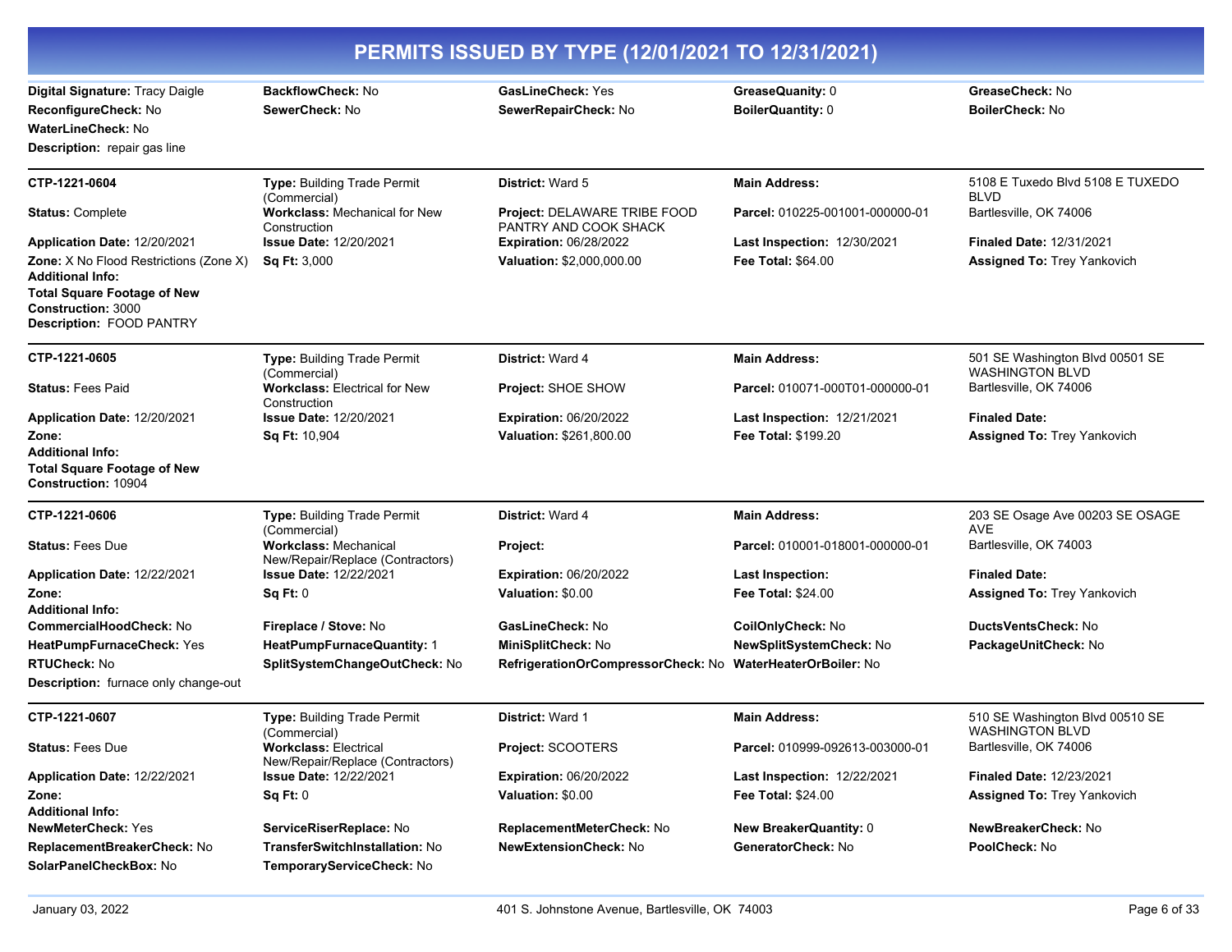# PERMITS ISSUED BY TYPE (12/01/2021 TO 12/31/2021)

**Digital Signature:** Tracy Daigle | **BackflowCheck:** No | **GasLineCheck:** Yes | **GreaseQuanity:** 0 | **GreaseCheck:** No
**ReconfigureCheck:** No | **SewerCheck:** No | **SewerRepairCheck:** No | **BoilerQuantity:** 0 | **BoilerCheck:** No
**WaterLineCheck:** No
**Description:** repair gas line

---

**CTP-1221-0604**
**Type:** Building Trade Permit (Commercial)
**District:** Ward 5
**Main Address:** 5108 E Tuxedo Blvd 5108 E TUXEDO BLVD Bartlesville, OK 74006
**Status:** Complete
**Workclass:** Mechanical for New Construction
**Project:** DELAWARE TRIBE FOOD PANTRY AND COOK SHACK
**Parcel:** 010225-001001-000000-01
**Application Date:** 12/20/2021
**Issue Date:** 12/20/2021
**Expiration:** 06/28/2022
**Last Inspection:** 12/30/2021
**Finaled Date:** 12/31/2021
**Zone:** X No Flood Restrictions (Zone X)
**Sq Ft:** 3,000
**Valuation:** $2,000,000.00
**Fee Total:** $64.00
**Assigned To:** Trey Yankovich
**Additional Info:**
**Total Square Footage of New Construction:** 3000
**Description:** FOOD PANTRY

---

**CTP-1221-0605**
**Type:** Building Trade Permit (Commercial)
**District:** Ward 4
**Main Address:** 501 SE Washington Blvd 00501 SE WASHINGTON BLVD Bartlesville, OK 74006
**Status:** Fees Paid
**Workclass:** Electrical for New Construction
**Project:** SHOE SHOW
**Parcel:** 010071-000T01-000000-01
**Application Date:** 12/20/2021
**Issue Date:** 12/20/2021
**Expiration:** 06/20/2022
**Last Inspection:** 12/21/2021
**Finaled Date:**
**Zone:**
**Sq Ft:** 10,904
**Valuation:** $261,800.00
**Fee Total:** $199.20
**Assigned To:** Trey Yankovich
**Additional Info:**
**Total Square Footage of New Construction:** 10904

---

**CTP-1221-0606**
**Type:** Building Trade Permit (Commercial)
**District:** Ward 4
**Main Address:** 203 SE Osage Ave 00203 SE OSAGE AVE Bartlesville, OK 74003
**Status:** Fees Due
**Workclass:** Mechanical New/Repair/Replace (Contractors)
**Project:**
**Parcel:** 010001-018001-000000-01
**Application Date:** 12/22/2021
**Issue Date:** 12/22/2021
**Expiration:** 06/20/2022
**Last Inspection:**
**Finaled Date:**
**Zone:**
**Sq Ft:** 0
**Valuation:** $0.00
**Fee Total:** $24.00
**Assigned To:** Trey Yankovich
**Additional Info:**
**CommercialHoodCheck:** No | **Fireplace / Stove:** No | **GasLineCheck:** No | **CoilOnlyCheck:** No | **DuctsVentsCheck:** No
**HeatPumpFurnaceCheck:** Yes | **HeatPumpFurnaceQuantity:** 1 | **MiniSplitCheck:** No | **NewSplitSystemCheck:** No | **PackageUnitCheck:** No
**RTUCheck:** No | **SplitSystemChangeOutCheck:** No | **RefrigerationOrCompressorCheck:** No | **WaterHeaterOrBoiler:** No
**Description:** furnace only change-out

---

**CTP-1221-0607**
**Type:** Building Trade Permit (Commercial)
**District:** Ward 1
**Main Address:** 510 SE Washington Blvd 00510 SE WASHINGTON BLVD Bartlesville, OK 74006
**Status:** Fees Due
**Workclass:** Electrical New/Repair/Replace (Contractors)
**Project:** SCOOTERS
**Parcel:** 010999-092613-003000-01
**Application Date:** 12/22/2021
**Issue Date:** 12/22/2021
**Expiration:** 06/20/2022
**Last Inspection:** 12/22/2021
**Finaled Date:** 12/23/2021
**Zone:**
**Sq Ft:** 0
**Valuation:** $0.00
**Fee Total:** $24.00
**Assigned To:** Trey Yankovich
**Additional Info:**
**NewMeterCheck:** Yes | **ServiceRiserReplace:** No | **ReplacementMeterCheck:** No | **New BreakerQuantity:** 0 | **NewBreakerCheck:** No
**ReplacementBreakerCheck:** No | **TransferSwitchInstallation:** No | **NewExtensionCheck:** No | **GeneratorCheck:** No | **PoolCheck:** No
**SolarPanelCheckBox:** No | **TemporaryServiceCheck:** No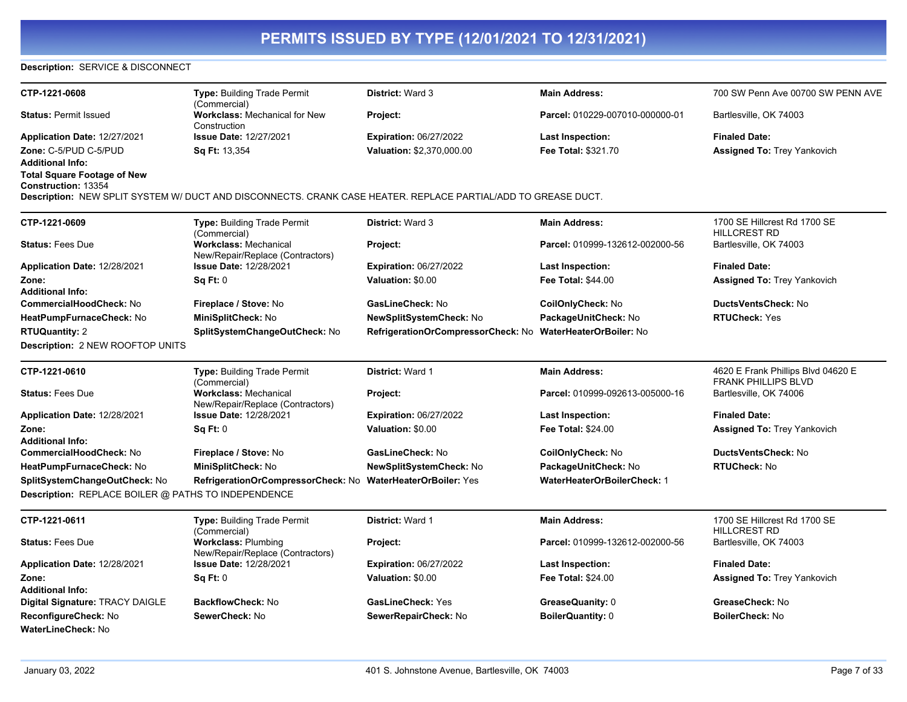# PERMITS ISSUED BY TYPE (12/01/2021 TO 12/31/2021)

**Description:** SERVICE & DISCONNECT

---

| | | | | |
|---|---|---|---|---|
| **CTP-1221-0608** | **Type:** Building Trade Permit (Commercial) | **District:** Ward 3 | **Main Address:** | 700 SW Penn Ave 00700 SW PENN AVE |
| **Status:** Permit Issued | **Workclass:** Mechanical for New Construction | **Project:** | **Parcel:** 010229-007010-000000-01 | Bartlesville, OK 74003 |
| **Application Date:** 12/27/2021 | **Issue Date:** 12/27/2021 | **Expiration:** 06/27/2022 | **Last Inspection:** | **Finaled Date:** |
| **Zone:** C-5/PUD C-5/PUD | **Sq Ft:** 13,354 | **Valuation:** $2,370,000.00 | **Fee Total:** $321.70 | **Assigned To:** Trey Yankovich |

**Additional Info:**
**Total Square Footage of New Construction:** 13354

**Description:** NEW SPLIT SYSTEM W/ DUCT AND DISCONNECTS. CRANK CASE HEATER. REPLACE PARTIAL/ADD TO GREASE DUCT.

---

| | | | | |
|---|---|---|---|---|
| **CTP-1221-0609** | **Type:** Building Trade Permit (Commercial) | **District:** Ward 3 | **Main Address:** | 1700 SE Hillcrest Rd 1700 SE HILLCREST RD |
| **Status:** Fees Due | **Workclass:** Mechanical New/Repair/Replace (Contractors) | **Project:** | **Parcel:** 010999-132612-002000-56 | Bartlesville, OK 74003 |
| **Application Date:** 12/28/2021 | **Issue Date:** 12/28/2021 | **Expiration:** 06/27/2022 | **Last Inspection:** | **Finaled Date:** |
| **Zone:** | **Sq Ft:** 0 | **Valuation:** $0.00 | **Fee Total:** $44.00 | **Assigned To:** Trey Yankovich |

**Additional Info:**

| | | | | |
|---|---|---|---|---|
| **CommercialHoodCheck:** No | **Fireplace / Stove:** No | **GasLineCheck:** No | **CoilOnlyCheck:** No | **DuctsVentsCheck:** No |
| **HeatPumpFurnaceCheck:** No | **MiniSplitCheck:** No | **NewSplitSystemCheck:** No | **PackageUnitCheck:** No | **RTUCheck:** Yes |
| **RTUQuantity:** 2 | **SplitSystemChangeOutCheck:** No | **RefrigerationOrCompressorCheck:** No | **WaterHeaterOrBoiler:** No | |

**Description:** 2 NEW ROOFTOP UNITS

---

| | | | | |
|---|---|---|---|---|
| **CTP-1221-0610** | **Type:** Building Trade Permit (Commercial) | **District:** Ward 1 | **Main Address:** | 4620 E Frank Phillips Blvd 04620 E FRANK PHILLIPS BLVD |
| **Status:** Fees Due | **Workclass:** Mechanical New/Repair/Replace (Contractors) | **Project:** | **Parcel:** 010999-092613-005000-16 | Bartlesville, OK 74006 |
| **Application Date:** 12/28/2021 | **Issue Date:** 12/28/2021 | **Expiration:** 06/27/2022 | **Last Inspection:** | **Finaled Date:** |
| **Zone:** | **Sq Ft:** 0 | **Valuation:** $0.00 | **Fee Total:** $24.00 | **Assigned To:** Trey Yankovich |

**Additional Info:**

| | | | | |
|---|---|---|---|---|
| **CommercialHoodCheck:** No | **Fireplace / Stove:** No | **GasLineCheck:** No | **CoilOnlyCheck:** No | **DuctsVentsCheck:** No |
| **HeatPumpFurnaceCheck:** No | **MiniSplitCheck:** No | **NewSplitSystemCheck:** No | **PackageUnitCheck:** No | **RTUCheck:** No |
| **SplitSystemChangeOutCheck:** No | **RefrigerationOrCompressorCheck:** No | **WaterHeaterOrBoiler:** Yes | **WaterHeaterOrBoilerCheck:** 1 | |

**Description:** REPLACE BOILER @ PATHS TO INDEPENDENCE

---

| | | | | |
|---|---|---|---|---|
| **CTP-1221-0611** | **Type:** Building Trade Permit (Commercial) | **District:** Ward 1 | **Main Address:** | 1700 SE Hillcrest Rd 1700 SE HILLCREST RD |
| **Status:** Fees Due | **Workclass:** Plumbing New/Repair/Replace (Contractors) | **Project:** | **Parcel:** 010999-132612-002000-56 | Bartlesville, OK 74003 |
| **Application Date:** 12/28/2021 | **Issue Date:** 12/28/2021 | **Expiration:** 06/27/2022 | **Last Inspection:** | **Finaled Date:** |
| **Zone:** | **Sq Ft:** 0 | **Valuation:** $0.00 | **Fee Total:** $24.00 | **Assigned To:** Trey Yankovich |

**Additional Info:**

| | | | | |
|---|---|---|---|---|
| **Digital Signature:** TRACY DAIGLE | **BackflowCheck:** No | **GasLineCheck:** Yes | **GreaseQuanity:** 0 | **GreaseCheck:** No |
| **ReconfigureCheck:** No | **SewerCheck:** No | **SewerRepairCheck:** No | **BoilerQuantity:** 0 | **BoilerCheck:** No |
| **WaterLineCheck:** No | | | | |

January 03, 2022 — 401 S. Johnstone Avenue, Bartlesville, OK 74003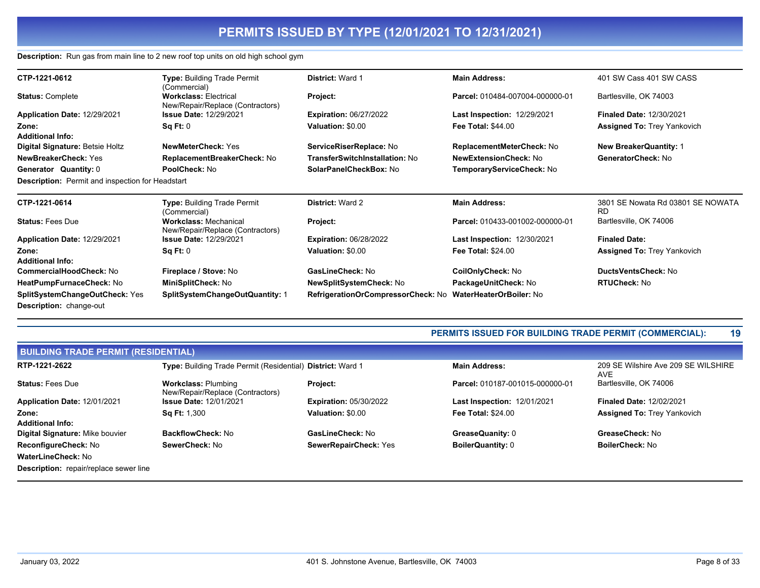# PERMITS ISSUED BY TYPE (12/01/2021 TO 12/31/2021)

**Description:** Run gas from main line to 2 new roof top units on old high school gym

---

| | | | | |
|---|---|---|---|---|
| **CTP-1221-0612** | **Type:** Building Trade Permit (Commercial) | **District:** Ward 1 | **Main Address:** | 401 SW Cass 401 SW CASS |
| **Status:** Complete | **Workclass:** Electrical New/Repair/Replace (Contractors) | **Project:** | **Parcel:** 010484-007004-000000-01 | Bartlesville, OK 74003 |
| **Application Date:** 12/29/2021 | **Issue Date:** 12/29/2021 | **Expiration:** 06/27/2022 | **Last Inspection:** 12/29/2021 | **Finaled Date:** 12/30/2021 |
| **Zone:** | **Sq Ft:** 0 | **Valuation:** $0.00 | **Fee Total:** $44.00 | **Assigned To:** Trey Yankovich |
| **Additional Info:** | | | | |
| **Digital Signature:** Betsie Holtz | **NewMeterCheck:** Yes | **ServiceRiserReplace:** No | **ReplacementMeterCheck:** No | **New BreakerQuantity:** 1 |
| **NewBreakerCheck:** Yes | **ReplacementBreakerCheck:** No | **TransferSwitchInstallation:** No | **NewExtensionCheck:** No | **GeneratorCheck:** No |
| **Generator Quantity:** 0 | **PoolCheck:** No | **SolarPanelCheckBox:** No | **TemporaryServiceCheck:** No | |

**Description:** Permit and inspection for Headstart

---

| | | | | |
|---|---|---|---|---|
| **CTP-1221-0614** | **Type:** Building Trade Permit (Commercial) | **District:** Ward 2 | **Main Address:** | 3801 SE Nowata Rd 03801 SE NOWATA RD |
| **Status:** Fees Due | **Workclass:** Mechanical New/Repair/Replace (Contractors) | **Project:** | **Parcel:** 010433-001002-000000-01 | Bartlesville, OK 74006 |
| **Application Date:** 12/29/2021 | **Issue Date:** 12/29/2021 | **Expiration:** 06/28/2022 | **Last Inspection:** 12/30/2021 | **Finaled Date:** |
| **Zone:** | **Sq Ft:** 0 | **Valuation:** $0.00 | **Fee Total:** $24.00 | **Assigned To:** Trey Yankovich |
| **Additional Info:** | | | | |
| **CommercialHoodCheck:** No | **Fireplace / Stove:** No | **GasLineCheck:** No | **CoilOnlyCheck:** No | **DuctsVentsCheck:** No |
| **HeatPumpFurnaceCheck:** No | **MiniSplitCheck:** No | **NewSplitSystemCheck:** No | **PackageUnitCheck:** No | **RTUCheck:** No |
| **SplitSystemChangeOutCheck:** Yes | **SplitSystemChangeOutQuantity:** 1 | **RefrigerationOrCompressorCheck:** No | **WaterHeaterOrBoiler:** No | |

**Description:** change-out

---

**PERMITS ISSUED FOR BUILDING TRADE PERMIT (COMMERCIAL): 19**

## BUILDING TRADE PERMIT (RESIDENTIAL)

| | | | | |
|---|---|---|---|---|
| **RTP-1221-2622** | **Type:** Building Trade Permit (Residential) | **District:** Ward 1 | **Main Address:** | 209 SE Wilshire Ave 209 SE WILSHIRE AVE |
| **Status:** Fees Due | **Workclass:** Plumbing New/Repair/Replace (Contractors) | **Project:** | **Parcel:** 010187-001015-000000-01 | Bartlesville, OK 74006 |
| **Application Date:** 12/01/2021 | **Issue Date:** 12/01/2021 | **Expiration:** 05/30/2022 | **Last Inspection:** 12/01/2021 | **Finaled Date:** 12/02/2021 |
| **Zone:** | **Sq Ft:** 1,300 | **Valuation:** $0.00 | **Fee Total:** $24.00 | **Assigned To:** Trey Yankovich |
| **Additional Info:** | | | | |
| **Digital Signature:** Mike bouvier | **BackflowCheck:** No | **GasLineCheck:** No | **GreaseQuanity:** 0 | **GreaseCheck:** No |
| **ReconfigureCheck:** No | **SewerCheck:** No | **SewerRepairCheck:** Yes | **BoilerQuantity:** 0 | **BoilerCheck:** No |
| **WaterLineCheck:** No | | | | |

**Description:** repair/replace sewer line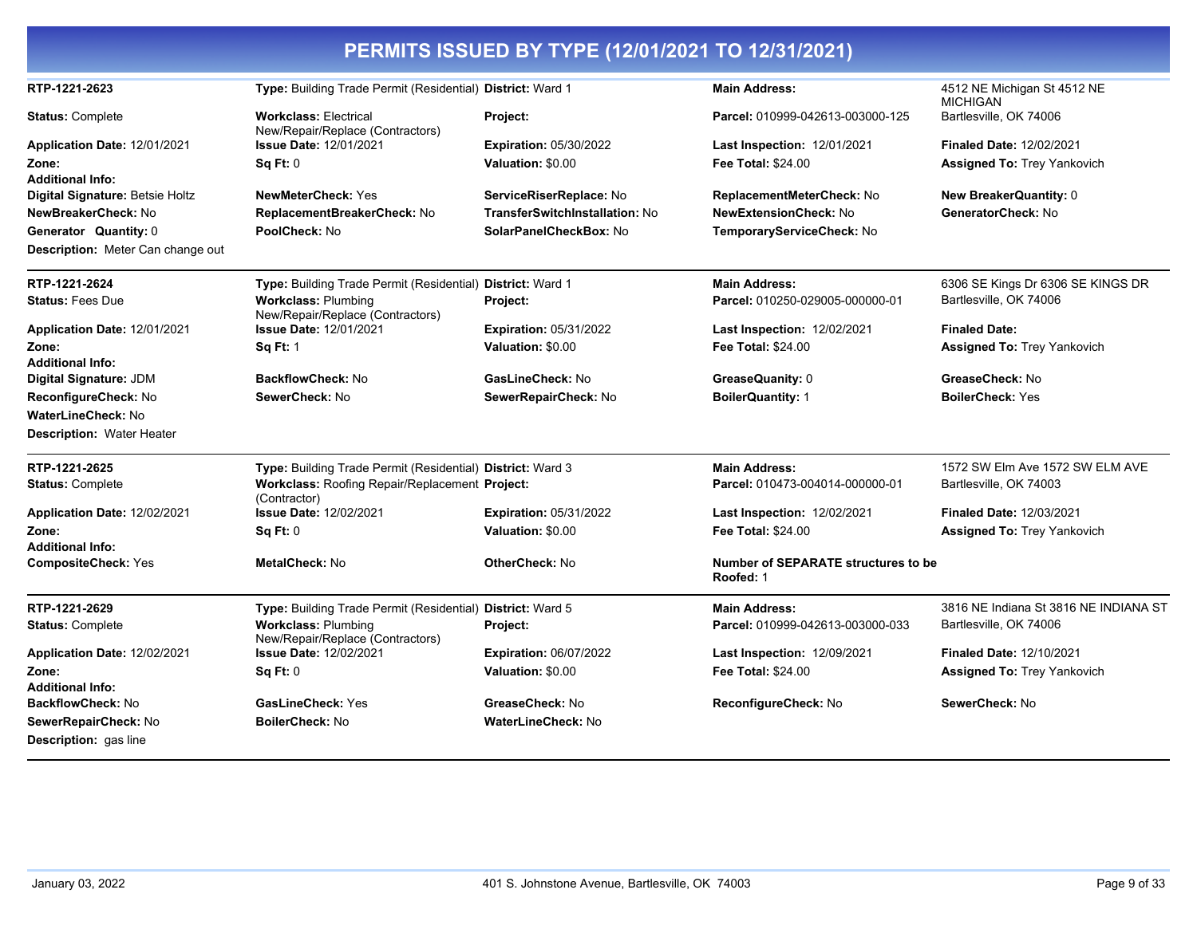# PERMITS ISSUED BY TYPE (12/01/2021 TO 12/31/2021)

---

**RTP-1221-2623** | **Type:** Building Trade Permit (Residential) | **District:** Ward 1 | **Main Address:** 4512 NE Michigan St 4512 NE MICHIGAN Bartlesville, OK 74006

**Status:** Complete | **Workclass:** Electrical New/Repair/Replace (Contractors) | **Project:** | **Parcel:** 010999-042613-003000-125

**Application Date:** 12/01/2021 | **Issue Date:** 12/01/2021 | **Expiration:** 05/30/2022 | **Last Inspection:** 12/01/2021 | **Finaled Date:** 12/02/2021

**Zone:** | **Sq Ft:** 0 | **Valuation:** $0.00 | **Fee Total:** $24.00 | **Assigned To:** Trey Yankovich

**Additional Info:**

**Digital Signature:** Betsie Holtz | **NewMeterCheck:** Yes | **ServiceRiserReplace:** No | **ReplacementMeterCheck:** No | **New BreakerQuantity:** 0

**NewBreakerCheck:** No | **ReplacementBreakerCheck:** No | **TransferSwitchInstallation:** No | **NewExtensionCheck:** No | **GeneratorCheck:** No

**Generator Quantity:** 0 | **PoolCheck:** No | **SolarPanelCheckBox:** No | **TemporaryServiceCheck:** No

**Description:** Meter Can change out

---

**RTP-1221-2624** | **Type:** Building Trade Permit (Residential) | **District:** Ward 1 | **Main Address:** 6306 SE Kings Dr 6306 SE KINGS DR Bartlesville, OK 74006

**Status:** Fees Due | **Workclass:** Plumbing New/Repair/Replace (Contractors) | **Project:** | **Parcel:** 010250-029005-000000-01

**Application Date:** 12/01/2021 | **Issue Date:** 12/01/2021 | **Expiration:** 05/31/2022 | **Last Inspection:** 12/02/2021 | **Finaled Date:**

**Zone:** | **Sq Ft:** 1 | **Valuation:** $0.00 | **Fee Total:** $24.00 | **Assigned To:** Trey Yankovich

**Additional Info:**

**Digital Signature:** JDM | **BackflowCheck:** No | **GasLineCheck:** No | **GreaseQuanity:** 0 | **GreaseCheck:** No

**ReconfigureCheck:** No | **SewerCheck:** No | **SewerRepairCheck:** No | **BoilerQuantity:** 1 | **BoilerCheck:** Yes

**WaterLineCheck:** No

**Description:** Water Heater

---

**RTP-1221-2625** | **Type:** Building Trade Permit (Residential) | **District:** Ward 3 | **Main Address:** 1572 SW Elm Ave 1572 SW ELM AVE Bartlesville, OK 74003

**Status:** Complete | **Workclass:** Roofing Repair/Replacement (Contractor) | **Project:** | **Parcel:** 010473-004014-000000-01

**Application Date:** 12/02/2021 | **Issue Date:** 12/02/2021 | **Expiration:** 05/31/2022 | **Last Inspection:** 12/02/2021 | **Finaled Date:** 12/03/2021

**Zone:** | **Sq Ft:** 0 | **Valuation:** $0.00 | **Fee Total:** $24.00 | **Assigned To:** Trey Yankovich

**Additional Info:**

**CompositeCheck:** Yes | **MetalCheck:** No | **OtherCheck:** No | **Number of SEPARATE structures to be Roofed:** 1

---

**RTP-1221-2629** | **Type:** Building Trade Permit (Residential) | **District:** Ward 5 | **Main Address:** 3816 NE Indiana St 3816 NE INDIANA ST Bartlesville, OK 74006

**Status:** Complete | **Workclass:** Plumbing New/Repair/Replace (Contractors) | **Project:** | **Parcel:** 010999-042613-003000-033

**Application Date:** 12/02/2021 | **Issue Date:** 12/02/2021 | **Expiration:** 06/07/2022 | **Last Inspection:** 12/09/2021 | **Finaled Date:** 12/10/2021

**Zone:** | **Sq Ft:** 0 | **Valuation:** $0.00 | **Fee Total:** $24.00 | **Assigned To:** Trey Yankovich

**Additional Info:**

**BackflowCheck:** No | **GasLineCheck:** Yes | **GreaseCheck:** No | **ReconfigureCheck:** No | **SewerCheck:** No

**SewerRepairCheck:** No | **BoilerCheck:** No | **WaterLineCheck:** No

**Description:** gas line

---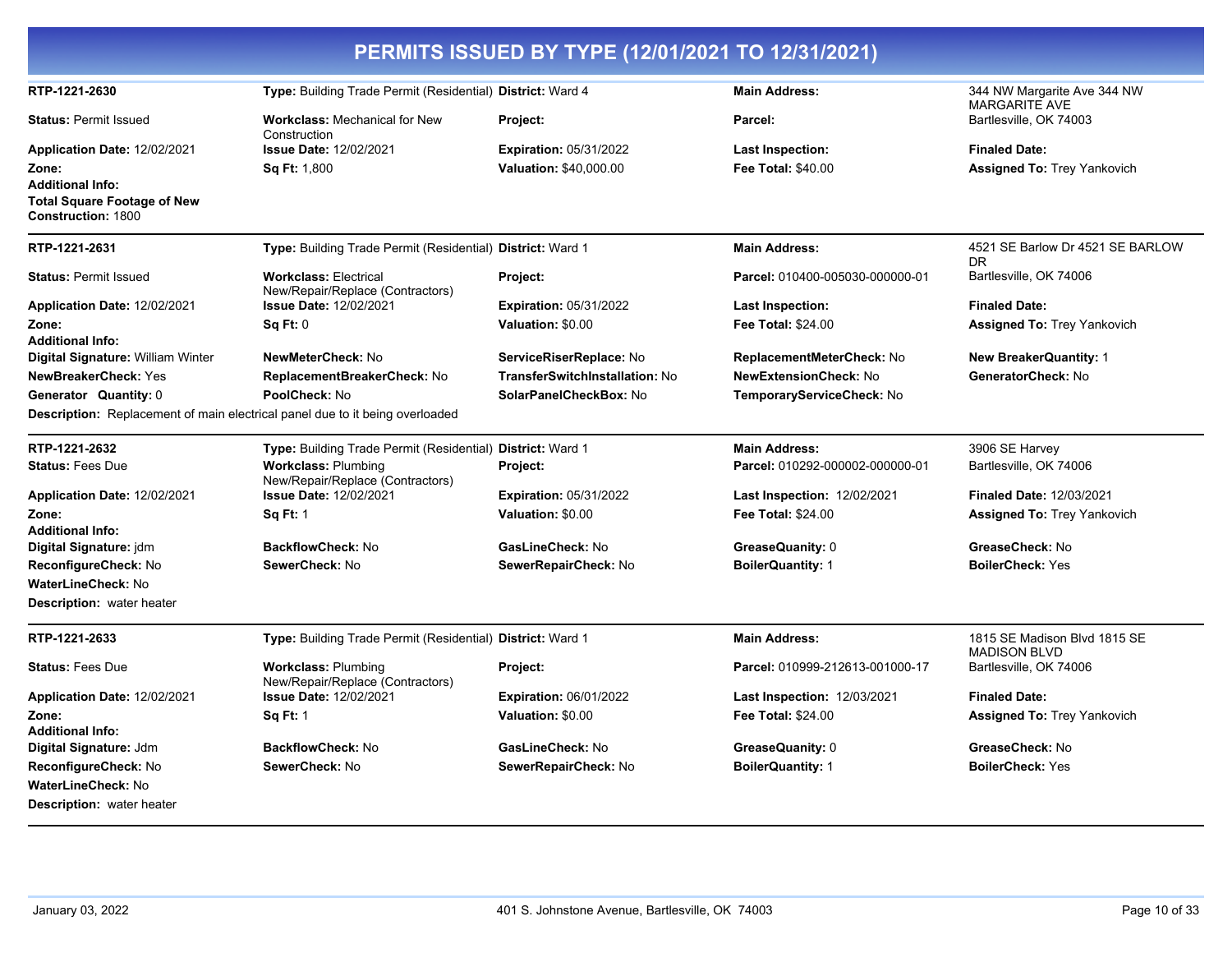# PERMITS ISSUED BY TYPE (12/01/2021 TO 12/31/2021)

**RTP-1221-2630**
**Type:** Building Trade Permit (Residential) **District:** Ward 4 **Main Address:** 344 NW Margarite Ave 344 NW MARGARITE AVE Bartlesville, OK 74003
**Status:** Permit Issued **Workclass:** Mechanical for New Construction **Project:** **Parcel:**
**Application Date:** 12/02/2021 **Issue Date:** 12/02/2021 **Expiration:** 05/31/2022 **Last Inspection:** **Finaled Date:**
**Zone:** **Sq Ft:** 1,800 **Valuation:** $40,000.00 **Fee Total:** $40.00 **Assigned To:** Trey Yankovich
**Additional Info:**
**Total Square Footage of New Construction:** 1800

---

**RTP-1221-2631**
**Type:** Building Trade Permit (Residential) **District:** Ward 1 **Main Address:** 4521 SE Barlow Dr 4521 SE BARLOW DR Bartlesville, OK 74006
**Status:** Permit Issued **Workclass:** Electrical New/Repair/Replace (Contractors) **Project:** **Parcel:** 010400-005030-000000-01
**Application Date:** 12/02/2021 **Issue Date:** 12/02/2021 **Expiration:** 05/31/2022 **Last Inspection:** **Finaled Date:**
**Zone:** **Sq Ft:** 0 **Valuation:** $0.00 **Fee Total:** $24.00 **Assigned To:** Trey Yankovich
**Additional Info:**
**Digital Signature:** William Winter **NewMeterCheck:** No **ServiceRiserReplace:** No **ReplacementMeterCheck:** No **New BreakerQuantity:** 1
**NewBreakerCheck:** Yes **ReplacementBreakerCheck:** No **TransferSwitchInstallation:** No **NewExtensionCheck:** No **GeneratorCheck:** No
**Generator Quantity:** 0 **PoolCheck:** No **SolarPanelCheckBox:** No **TemporaryServiceCheck:** No
**Description:** Replacement of main electrical panel due to it being overloaded

---

**RTP-1221-2632**
**Type:** Building Trade Permit (Residential) **District:** Ward 1 **Main Address:** 3906 SE Harvey Bartlesville, OK 74006
**Status:** Fees Due **Workclass:** Plumbing New/Repair/Replace (Contractors) **Project:** **Parcel:** 010292-000002-000000-01
**Application Date:** 12/02/2021 **Issue Date:** 12/02/2021 **Expiration:** 05/31/2022 **Last Inspection:** 12/02/2021 **Finaled Date:** 12/03/2021
**Zone:** **Sq Ft:** 1 **Valuation:** $0.00 **Fee Total:** $24.00 **Assigned To:** Trey Yankovich
**Additional Info:**
**Digital Signature:** jdm **BackflowCheck:** No **GasLineCheck:** No **GreaseQuanity:** 0 **GreaseCheck:** No
**ReconfigureCheck:** No **SewerCheck:** No **SewerRepairCheck:** No **BoilerQuantity:** 1 **BoilerCheck:** Yes
**WaterLineCheck:** No
**Description:** water heater

---

**RTP-1221-2633**
**Type:** Building Trade Permit (Residential) **District:** Ward 1 **Main Address:** 1815 SE Madison Blvd 1815 SE MADISON BLVD Bartlesville, OK 74006
**Status:** Fees Due **Workclass:** Plumbing New/Repair/Replace (Contractors) **Project:** **Parcel:** 010999-212613-001000-17
**Application Date:** 12/02/2021 **Issue Date:** 12/02/2021 **Expiration:** 06/01/2022 **Last Inspection:** 12/03/2021 **Finaled Date:**
**Zone:** **Sq Ft:** 1 **Valuation:** $0.00 **Fee Total:** $24.00 **Assigned To:** Trey Yankovich
**Additional Info:**
**Digital Signature:** Jdm **BackflowCheck:** No **GasLineCheck:** No **GreaseQuanity:** 0 **GreaseCheck:** No
**ReconfigureCheck:** No **SewerCheck:** No **SewerRepairCheck:** No **BoilerQuantity:** 1 **BoilerCheck:** Yes
**WaterLineCheck:** No
**Description:** water heater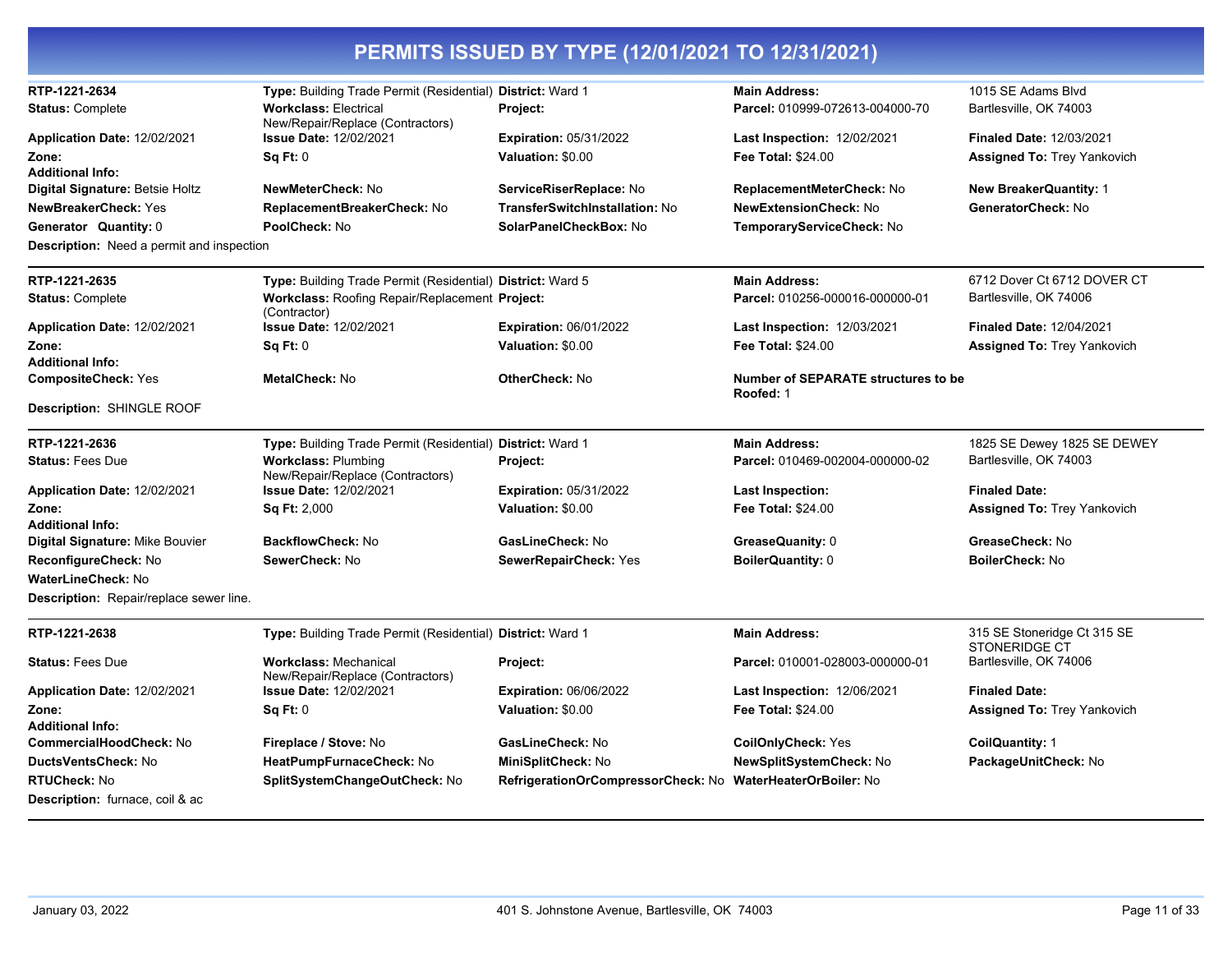# PERMITS ISSUED BY TYPE (12/01/2021 TO 12/31/2021)

**RTP-1221-2634** | **Type:** Building Trade Permit (Residential) | **District:** Ward 1 | **Main Address:** 1015 SE Adams Blvd

**Status:** Complete | **Workclass:** Electrical New/Repair/Replace (Contractors) | **Project:** | **Parcel:** 010999-072613-004000-70 | Bartlesville, OK 74003

**Application Date:** 12/02/2021 | **Issue Date:** 12/02/2021 | **Expiration:** 05/31/2022 | **Last Inspection:** 12/02/2021 | **Finaled Date:** 12/03/2021

**Zone:** | **Sq Ft:** 0 | **Valuation:** $0.00 | **Fee Total:** $24.00 | **Assigned To:** Trey Yankovich

**Additional Info:**

**Digital Signature:** Betsie Holtz | **NewMeterCheck:** No | **ServiceRiserReplace:** No | **ReplacementMeterCheck:** No | **New BreakerQuantity:** 1

**NewBreakerCheck:** Yes | **ReplacementBreakerCheck:** No | **TransferSwitchInstallation:** No | **NewExtensionCheck:** No | **GeneratorCheck:** No

**Generator Quantity:** 0 | **PoolCheck:** No | **SolarPanelCheckBox:** No | **TemporaryServiceCheck:** No

**Description:** Need a permit and inspection

---

**RTP-1221-2635** | **Type:** Building Trade Permit (Residential) | **District:** Ward 5 | **Main Address:** 6712 Dover Ct 6712 DOVER CT

**Status:** Complete | **Workclass:** Roofing Repair/Replacement (Contractor) | **Project:** | **Parcel:** 010256-000016-000000-01 | Bartlesville, OK 74006

**Application Date:** 12/02/2021 | **Issue Date:** 12/02/2021 | **Expiration:** 06/01/2022 | **Last Inspection:** 12/03/2021 | **Finaled Date:** 12/04/2021

**Zone:** | **Sq Ft:** 0 | **Valuation:** $0.00 | **Fee Total:** $24.00 | **Assigned To:** Trey Yankovich

**Additional Info:**

**CompositeCheck:** Yes | **MetalCheck:** No | **OtherCheck:** No | **Number of SEPARATE structures to be Roofed:** 1

**Description:** SHINGLE ROOF

---

**RTP-1221-2636** | **Type:** Building Trade Permit (Residential) | **District:** Ward 1 | **Main Address:** 1825 SE Dewey 1825 SE DEWEY

**Status:** Fees Due | **Workclass:** Plumbing New/Repair/Replace (Contractors) | **Project:** | **Parcel:** 010469-002004-000000-02 | Bartlesville, OK 74003

**Application Date:** 12/02/2021 | **Issue Date:** 12/02/2021 | **Expiration:** 05/31/2022 | **Last Inspection:** | **Finaled Date:**

**Zone:** | **Sq Ft:** 2,000 | **Valuation:** $0.00 | **Fee Total:** $24.00 | **Assigned To:** Trey Yankovich

**Additional Info:**

**Digital Signature:** Mike Bouvier | **BackflowCheck:** No | **GasLineCheck:** No | **GreaseQuanity:** 0 | **GreaseCheck:** No

**ReconfigureCheck:** No | **SewerCheck:** No | **SewerRepairCheck:** Yes | **BoilerQuantity:** 0 | **BoilerCheck:** No

**WaterLineCheck:** No

**Description:** Repair/replace sewer line.

---

**RTP-1221-2638** | **Type:** Building Trade Permit (Residential) | **District:** Ward 1 | **Main Address:** 315 SE Stoneridge Ct 315 SE STONERIDGE CT

**Status:** Fees Due | **Workclass:** Mechanical New/Repair/Replace (Contractors) | **Project:** | **Parcel:** 010001-028003-000000-01 | Bartlesville, OK 74006

**Application Date:** 12/02/2021 | **Issue Date:** 12/02/2021 | **Expiration:** 06/06/2022 | **Last Inspection:** 12/06/2021 | **Finaled Date:**

**Zone:** | **Sq Ft:** 0 | **Valuation:** $0.00 | **Fee Total:** $24.00 | **Assigned To:** Trey Yankovich

**Additional Info:**

**CommercialHoodCheck:** No | **Fireplace / Stove:** No | **GasLineCheck:** No | **CoilOnlyCheck:** Yes | **CoilQuantity:** 1

**DuctsVentsCheck:** No | **HeatPumpFurnaceCheck:** No | **MiniSplitCheck:** No | **NewSplitSystemCheck:** No | **PackageUnitCheck:** No

**RTUCheck:** No | **SplitSystemChangeOutCheck:** No | **RefrigerationOrCompressorCheck:** No | **WaterHeaterOrBoiler:** No

**Description:** furnace, coil & ac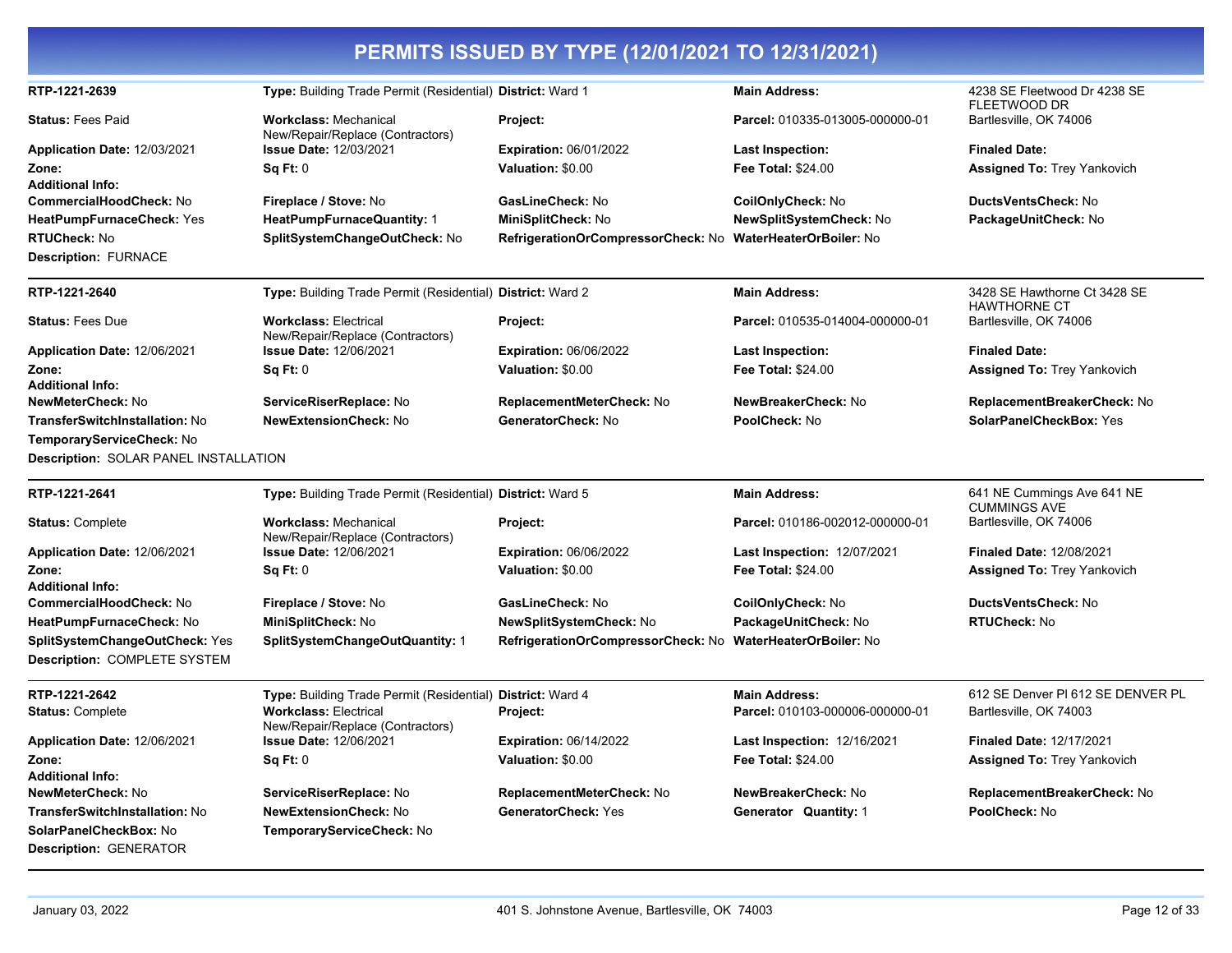# PERMITS ISSUED BY TYPE (12/01/2021 TO 12/31/2021)

| | | | | |
|---|---|---|---|---|
| **RTP-1221-2639** | **Type:** Building Trade Permit (Residential) | **District:** Ward 1 | **Main Address:** | 4238 SE Fleetwood Dr 4238 SE FLEETWOOD DR |
| **Status:** Fees Paid | **Workclass:** Mechanical New/Repair/Replace (Contractors) | **Project:** | **Parcel:** 010335-013005-000000-01 | Bartlesville, OK 74006 |
| **Application Date:** 12/03/2021 | **Issue Date:** 12/03/2021 | **Expiration:** 06/01/2022 | **Last Inspection:** | **Finaled Date:** |
| **Zone:** | **Sq Ft:** 0 | **Valuation:** $0.00 | **Fee Total:** $24.00 | **Assigned To:** Trey Yankovich |
| **Additional Info:** | | | | |
| **CommercialHoodCheck:** No | **Fireplace / Stove:** No | **GasLineCheck:** No | **CoilOnlyCheck:** No | **DuctsVentsCheck:** No |
| **HeatPumpFurnaceCheck:** Yes | **HeatPumpFurnaceQuantity:** 1 | **MiniSplitCheck:** No | **NewSplitSystemCheck:** No | **PackageUnitCheck:** No |
| **RTUCheck:** No | **SplitSystemChangeOutCheck:** No | **RefrigerationOrCompressorCheck:** No | **WaterHeaterOrBoiler:** No | |

**Description:** FURNACE

| | | | | |
|---|---|---|---|---|
| **RTP-1221-2640** | **Type:** Building Trade Permit (Residential) | **District:** Ward 2 | **Main Address:** | 3428 SE Hawthorne Ct 3428 SE HAWTHORNE CT |
| **Status:** Fees Due | **Workclass:** Electrical New/Repair/Replace (Contractors) | **Project:** | **Parcel:** 010535-014004-000000-01 | Bartlesville, OK 74006 |
| **Application Date:** 12/06/2021 | **Issue Date:** 12/06/2021 | **Expiration:** 06/06/2022 | **Last Inspection:** | **Finaled Date:** |
| **Zone:** | **Sq Ft:** 0 | **Valuation:** $0.00 | **Fee Total:** $24.00 | **Assigned To:** Trey Yankovich |
| **Additional Info:** | | | | |
| **NewMeterCheck:** No | **ServiceRiserReplace:** No | **ReplacementMeterCheck:** No | **NewBreakerCheck:** No | **ReplacementBreakerCheck:** No |
| **TransferSwitchInstallation:** No | **NewExtensionCheck:** No | **GeneratorCheck:** No | **PoolCheck:** No | **SolarPanelCheckBox:** Yes |
| **TemporaryServiceCheck:** No | | | | |

**Description:** SOLAR PANEL INSTALLATION

| | | | | |
|---|---|---|---|---|
| **RTP-1221-2641** | **Type:** Building Trade Permit (Residential) | **District:** Ward 5 | **Main Address:** | 641 NE Cummings Ave 641 NE CUMMINGS AVE |
| **Status:** Complete | **Workclass:** Mechanical New/Repair/Replace (Contractors) | **Project:** | **Parcel:** 010186-002012-000000-01 | Bartlesville, OK 74006 |
| **Application Date:** 12/06/2021 | **Issue Date:** 12/06/2021 | **Expiration:** 06/06/2022 | **Last Inspection:** 12/07/2021 | **Finaled Date:** 12/08/2021 |
| **Zone:** | **Sq Ft:** 0 | **Valuation:** $0.00 | **Fee Total:** $24.00 | **Assigned To:** Trey Yankovich |
| **Additional Info:** | | | | |
| **CommercialHoodCheck:** No | **Fireplace / Stove:** No | **GasLineCheck:** No | **CoilOnlyCheck:** No | **DuctsVentsCheck:** No |
| **HeatPumpFurnaceCheck:** No | **MiniSplitCheck:** No | **NewSplitSystemCheck:** No | **PackageUnitCheck:** No | **RTUCheck:** No |
| **SplitSystemChangeOutCheck:** Yes | **SplitSystemChangeOutQuantity:** 1 | **RefrigerationOrCompressorCheck:** No | **WaterHeaterOrBoiler:** No | |

**Description:** COMPLETE SYSTEM

| | | | | |
|---|---|---|---|---|
| **RTP-1221-2642** | **Type:** Building Trade Permit (Residential) | **District:** Ward 4 | **Main Address:** | 612 SE Denver Pl 612 SE DENVER PL |
| **Status:** Complete | **Workclass:** Electrical New/Repair/Replace (Contractors) | **Project:** | **Parcel:** 010103-000006-000000-01 | Bartlesville, OK 74003 |
| **Application Date:** 12/06/2021 | **Issue Date:** 12/06/2021 | **Expiration:** 06/14/2022 | **Last Inspection:** 12/16/2021 | **Finaled Date:** 12/17/2021 |
| **Zone:** | **Sq Ft:** 0 | **Valuation:** $0.00 | **Fee Total:** $24.00 | **Assigned To:** Trey Yankovich |
| **Additional Info:** | | | | |
| **NewMeterCheck:** No | **ServiceRiserReplace:** No | **ReplacementMeterCheck:** No | **NewBreakerCheck:** No | **ReplacementBreakerCheck:** No |
| **TransferSwitchInstallation:** No | **NewExtensionCheck:** No | **GeneratorCheck:** Yes | **Generator Quantity:** 1 | **PoolCheck:** No |
| **SolarPanelCheckBox:** No | **TemporaryServiceCheck:** No | | | |

**Description:** GENERATOR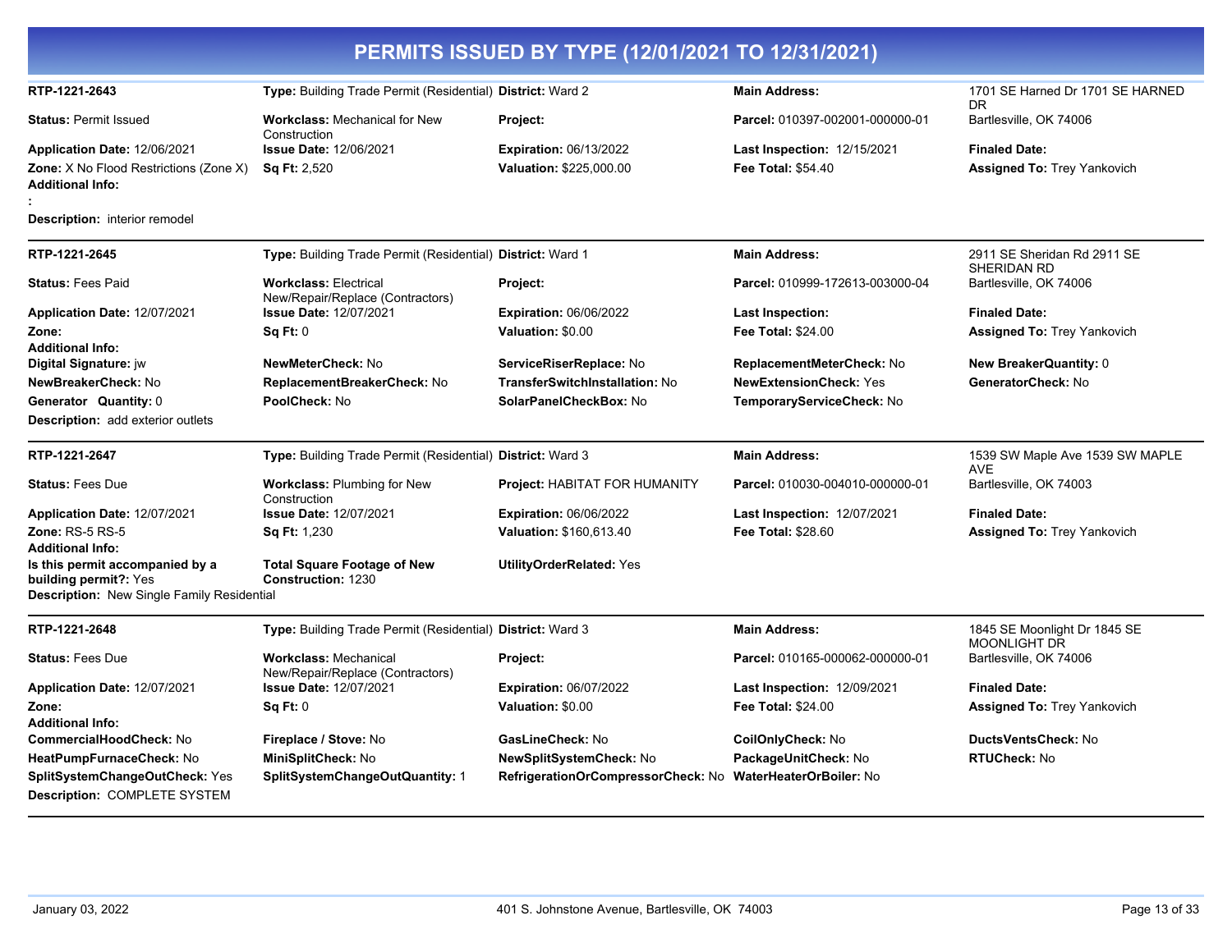# PERMITS ISSUED BY TYPE (12/01/2021 TO 12/31/2021)

| | | | | |
|---|---|---|---|---|
| **RTP-1221-2643** | **Type:** Building Trade Permit (Residential) | **District:** Ward 2 | **Main Address:** | 1701 SE Harned Dr 1701 SE HARNED DR |
| **Status:** Permit Issued | **Workclass:** Mechanical for New Construction | **Project:** | **Parcel:** 010397-002001-000000-01 | Bartlesville, OK 74006 |
| **Application Date:** 12/06/2021 | **Issue Date:** 12/06/2021 | **Expiration:** 06/13/2022 | **Last Inspection:** 12/15/2021 | **Finaled Date:** |
| **Zone:** X No Flood Restrictions (Zone X) | **Sq Ft:** 2,520 | **Valuation:** $225,000.00 | **Fee Total:** $54.40 | **Assigned To:** Trey Yankovich |
| **Additional Info:** | | | | |
| **:** | | | | |
| **Description:** interior remodel | | | | |

| | | | | |
|---|---|---|---|---|
| **RTP-1221-2645** | **Type:** Building Trade Permit (Residential) | **District:** Ward 1 | **Main Address:** | 2911 SE Sheridan Rd 2911 SE SHERIDAN RD |
| **Status:** Fees Paid | **Workclass:** Electrical New/Repair/Replace (Contractors) | **Project:** | **Parcel:** 010999-172613-003000-04 | Bartlesville, OK 74006 |
| **Application Date:** 12/07/2021 | **Issue Date:** 12/07/2021 | **Expiration:** 06/06/2022 | **Last Inspection:** | **Finaled Date:** |
| **Zone:** | **Sq Ft:** 0 | **Valuation:** $0.00 | **Fee Total:** $24.00 | **Assigned To:** Trey Yankovich |
| **Additional Info:** | | | | |
| **Digital Signature:** jw | **NewMeterCheck:** No | **ServiceRiserReplace:** No | **ReplacementMeterCheck:** No | **New BreakerQuantity:** 0 |
| **NewBreakerCheck:** No | **ReplacementBreakerCheck:** No | **TransferSwitchInstallation:** No | **NewExtensionCheck:** Yes | **GeneratorCheck:** No |
| **Generator Quantity:** 0 | **PoolCheck:** No | **SolarPanelCheckBox:** No | **TemporaryServiceCheck:** No | |
| **Description:** add exterior outlets | | | | |

| | | | | |
|---|---|---|---|---|
| **RTP-1221-2647** | **Type:** Building Trade Permit (Residential) | **District:** Ward 3 | **Main Address:** | 1539 SW Maple Ave 1539 SW MAPLE AVE |
| **Status:** Fees Due | **Workclass:** Plumbing for New Construction | **Project:** HABITAT FOR HUMANITY | **Parcel:** 010030-004010-000000-01 | Bartlesville, OK 74003 |
| **Application Date:** 12/07/2021 | **Issue Date:** 12/07/2021 | **Expiration:** 06/06/2022 | **Last Inspection:** 12/07/2021 | **Finaled Date:** |
| **Zone:** RS-5 RS-5 | **Sq Ft:** 1,230 | **Valuation:** $160,613.40 | **Fee Total:** $28.60 | **Assigned To:** Trey Yankovich |
| **Additional Info:** | | | | |
| **Is this permit accompanied by a building permit?:** Yes | **Total Square Footage of New Construction:** 1230 | **UtilityOrderRelated:** Yes | | |
| **Description:** New Single Family Residential | | | | |

| | | | | |
|---|---|---|---|---|
| **RTP-1221-2648** | **Type:** Building Trade Permit (Residential) | **District:** Ward 3 | **Main Address:** | 1845 SE Moonlight Dr 1845 SE MOONLIGHT DR |
| **Status:** Fees Due | **Workclass:** Mechanical New/Repair/Replace (Contractors) | **Project:** | **Parcel:** 010165-000062-000000-01 | Bartlesville, OK 74006 |
| **Application Date:** 12/07/2021 | **Issue Date:** 12/07/2021 | **Expiration:** 06/07/2022 | **Last Inspection:** 12/09/2021 | **Finaled Date:** |
| **Zone:** | **Sq Ft:** 0 | **Valuation:** $0.00 | **Fee Total:** $24.00 | **Assigned To:** Trey Yankovich |
| **Additional Info:** | | | | |
| **CommercialHoodCheck:** No | **Fireplace / Stove:** No | **GasLineCheck:** No | **CoilOnlyCheck:** No | **DuctsVentsCheck:** No |
| **HeatPumpFurnaceCheck:** No | **MiniSplitCheck:** No | **NewSplitSystemCheck:** No | **PackageUnitCheck:** No | **RTUCheck:** No |
| **SplitSystemChangeOutCheck:** Yes | **SplitSystemChangeOutQuantity:** 1 | **RefrigerationOrCompressorCheck:** No | **WaterHeaterOrBoiler:** No | |
| **Description:** COMPLETE SYSTEM | | | | |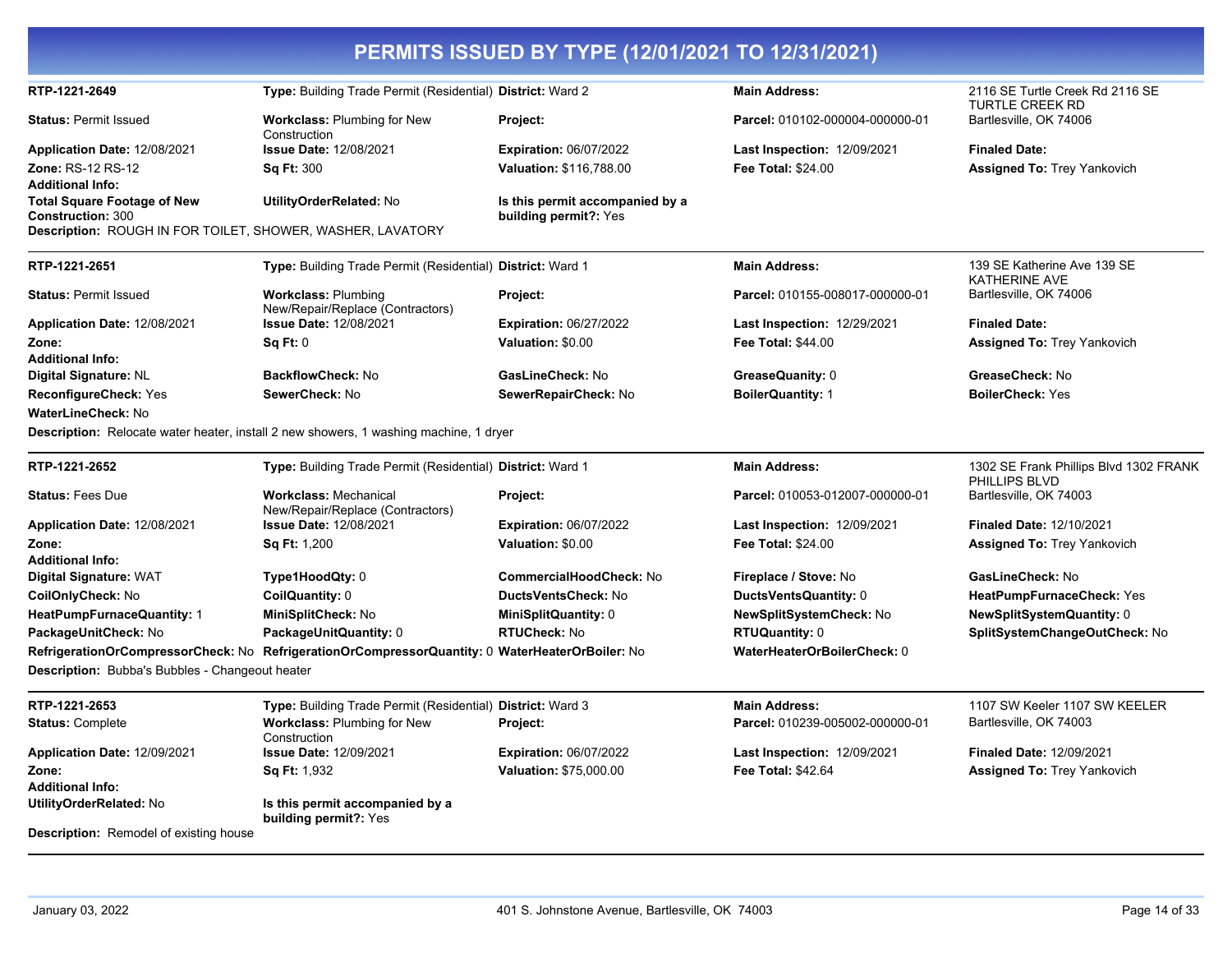# PERMITS ISSUED BY TYPE (12/01/2021 TO 12/31/2021)

**RTP-1221-2649** | **Type:** Building Trade Permit (Residential) | **District:** Ward 2 | **Main Address:** 2116 SE Turtle Creek Rd 2116 SE TURTLE CREEK RD Bartlesville, OK 74006

**Status:** Permit Issued | **Workclass:** Plumbing for New Construction | **Project:** | **Parcel:** 010102-000004-000000-01

**Application Date:** 12/08/2021 | **Issue Date:** 12/08/2021 | **Expiration:** 06/07/2022 | **Last Inspection:** 12/09/2021 | **Finaled Date:**

**Zone:** RS-12 RS-12 | **Sq Ft:** 300 | **Valuation:** $116,788.00 | **Fee Total:** $24.00 | **Assigned To:** Trey Yankovich

**Additional Info:**

**Total Square Footage of New Construction:** 300 | **UtilityOrderRelated:** No | **Is this permit accompanied by a building permit?:** Yes

**Description:** ROUGH IN FOR TOILET, SHOWER, WASHER, LAVATORY

---

**RTP-1221-2651** | **Type:** Building Trade Permit (Residential) | **District:** Ward 1 | **Main Address:** 139 SE Katherine Ave 139 SE KATHERINE AVE Bartlesville, OK 74006

**Status:** Permit Issued | **Workclass:** Plumbing New/Repair/Replace (Contractors) | **Project:** | **Parcel:** 010155-008017-000000-01

**Application Date:** 12/08/2021 | **Issue Date:** 12/08/2021 | **Expiration:** 06/27/2022 | **Last Inspection:** 12/29/2021 | **Finaled Date:**

**Zone:** | **Sq Ft:** 0 | **Valuation:** $0.00 | **Fee Total:** $44.00 | **Assigned To:** Trey Yankovich

**Additional Info:**

**Digital Signature:** NL | **BackflowCheck:** No | **GasLineCheck:** No | **GreaseQuanity:** 0 | **GreaseCheck:** No

**ReconfigureCheck:** Yes | **SewerCheck:** No | **SewerRepairCheck:** No | **BoilerQuantity:** 1 | **BoilerCheck:** Yes

**WaterLineCheck:** No

**Description:** Relocate water heater, install 2 new showers, 1 washing machine, 1 dryer

---

**RTP-1221-2652** | **Type:** Building Trade Permit (Residential) | **District:** Ward 1 | **Main Address:** 1302 SE Frank Phillips Blvd 1302 FRANK PHILLIPS BLVD Bartlesville, OK 74003

**Status:** Fees Due | **Workclass:** Mechanical New/Repair/Replace (Contractors) | **Project:** | **Parcel:** 010053-012007-000000-01

**Application Date:** 12/08/2021 | **Issue Date:** 12/08/2021 | **Expiration:** 06/07/2022 | **Last Inspection:** 12/09/2021 | **Finaled Date:** 12/10/2021

**Zone:** | **Sq Ft:** 1,200 | **Valuation:** $0.00 | **Fee Total:** $24.00 | **Assigned To:** Trey Yankovich

**Additional Info:**

**Digital Signature:** WAT | **Type1HoodQty:** 0 | **CommercialHoodCheck:** No | **Fireplace / Stove:** No | **GasLineCheck:** No

**CoilOnlyCheck:** No | **CoilQuantity:** 0 | **DuctsVentsCheck:** No | **DuctsVentsQuantity:** 0 | **HeatPumpFurnaceCheck:** Yes

**HeatPumpFurnaceQuantity:** 1 | **MiniSplitCheck:** No | **MiniSplitQuantity:** 0 | **NewSplitSystemCheck:** No | **NewSplitSystemQuantity:** 0

**PackageUnitCheck:** No | **PackageUnitQuantity:** 0 | **RTUCheck:** No | **RTUQuantity:** 0 | **SplitSystemChangeOutCheck:** No

**RefrigerationOrCompressorCheck:** No | **RefrigerationOrCompressorQuantity:** 0 | **WaterHeaterOrBoiler:** No | **WaterHeaterOrBoilerCheck:** 0

**Description:** Bubba's Bubbles - Changeout heater

---

**RTP-1221-2653** | **Type:** Building Trade Permit (Residential) | **District:** Ward 3 | **Main Address:** 1107 SW Keeler 1107 SW KEELER Bartlesville, OK 74003

**Status:** Complete | **Workclass:** Plumbing for New Construction | **Project:** | **Parcel:** 010239-005002-000000-01

**Application Date:** 12/09/2021 | **Issue Date:** 12/09/2021 | **Expiration:** 06/07/2022 | **Last Inspection:** 12/09/2021 | **Finaled Date:** 12/09/2021

**Zone:** | **Sq Ft:** 1,932 | **Valuation:** $75,000.00 | **Fee Total:** $42.64 | **Assigned To:** Trey Yankovich

**Additional Info:**

**UtilityOrderRelated:** No | **Is this permit accompanied by a building permit?:** Yes

**Description:** Remodel of existing house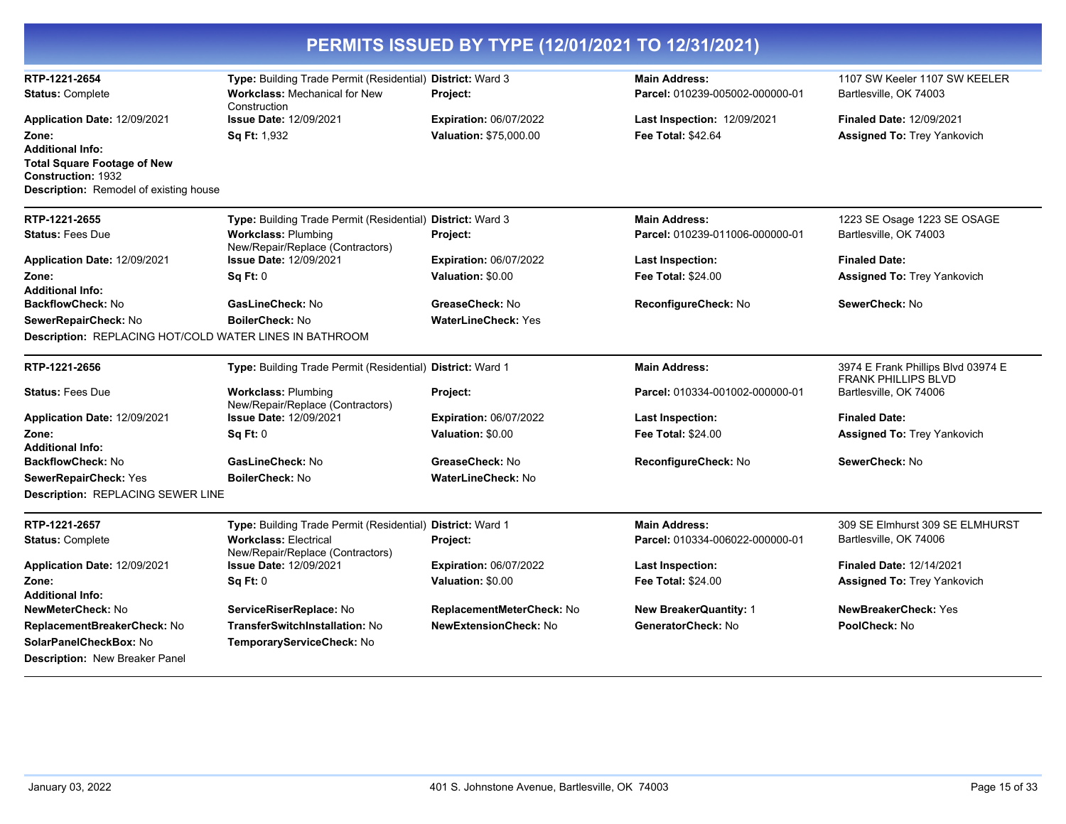# PERMITS ISSUED BY TYPE (12/01/2021 TO 12/31/2021)

| | | | | |
|---|---|---|---|---|
| **RTP-1221-2654** | **Type:** Building Trade Permit (Residential) | **District:** Ward 3 | **Main Address:** | 1107 SW Keeler 1107 SW KEELER |
| **Status:** Complete | **Workclass:** Mechanical for New Construction | **Project:** | **Parcel:** 010239-005002-000000-01 | Bartlesville, OK 74003 |
| **Application Date:** 12/09/2021 | **Issue Date:** 12/09/2021 | **Expiration:** 06/07/2022 | **Last Inspection:** 12/09/2021 | **Finaled Date:** 12/09/2021 |
| **Zone:** | **Sq Ft:** 1,932 | **Valuation:** $75,000.00 | **Fee Total:** $42.64 | **Assigned To:** Trey Yankovich |

**Additional Info:**
**Total Square Footage of New Construction:** 1932
**Description:** Remodel of existing house

---

| | | | | |
|---|---|---|---|---|
| **RTP-1221-2655** | **Type:** Building Trade Permit (Residential) | **District:** Ward 3 | **Main Address:** | 1223 SE Osage 1223 SE OSAGE |
| **Status:** Fees Due | **Workclass:** Plumbing New/Repair/Replace (Contractors) | **Project:** | **Parcel:** 010239-011006-000000-01 | Bartlesville, OK 74003 |
| **Application Date:** 12/09/2021 | **Issue Date:** 12/09/2021 | **Expiration:** 06/07/2022 | **Last Inspection:** | **Finaled Date:** |
| **Zone:** | **Sq Ft:** 0 | **Valuation:** $0.00 | **Fee Total:** $24.00 | **Assigned To:** Trey Yankovich |
| **Additional Info:** | | | | |
| **BackflowCheck:** No | **GasLineCheck:** No | **GreaseCheck:** No | **ReconfigureCheck:** No | **SewerCheck:** No |
| **SewerRepairCheck:** No | **BoilerCheck:** No | **WaterLineCheck:** Yes | | |

**Description:** REPLACING HOT/COLD WATER LINES IN BATHROOM

---

| | | | | |
|---|---|---|---|---|
| **RTP-1221-2656** | **Type:** Building Trade Permit (Residential) | **District:** Ward 1 | **Main Address:** | 3974 E Frank Phillips Blvd 03974 E FRANK PHILLIPS BLVD |
| **Status:** Fees Due | **Workclass:** Plumbing New/Repair/Replace (Contractors) | **Project:** | **Parcel:** 010334-001002-000000-01 | Bartlesville, OK 74006 |
| **Application Date:** 12/09/2021 | **Issue Date:** 12/09/2021 | **Expiration:** 06/07/2022 | **Last Inspection:** | **Finaled Date:** |
| **Zone:** | **Sq Ft:** 0 | **Valuation:** $0.00 | **Fee Total:** $24.00 | **Assigned To:** Trey Yankovich |
| **Additional Info:** | | | | |
| **BackflowCheck:** No | **GasLineCheck:** No | **GreaseCheck:** No | **ReconfigureCheck:** No | **SewerCheck:** No |
| **SewerRepairCheck:** Yes | **BoilerCheck:** No | **WaterLineCheck:** No | | |

**Description:** REPLACING SEWER LINE

---

| | | | | |
|---|---|---|---|---|
| **RTP-1221-2657** | **Type:** Building Trade Permit (Residential) | **District:** Ward 1 | **Main Address:** | 309 SE Elmhurst 309 SE ELMHURST |
| **Status:** Complete | **Workclass:** Electrical New/Repair/Replace (Contractors) | **Project:** | **Parcel:** 010334-006022-000000-01 | Bartlesville, OK 74006 |
| **Application Date:** 12/09/2021 | **Issue Date:** 12/09/2021 | **Expiration:** 06/07/2022 | **Last Inspection:** | **Finaled Date:** 12/14/2021 |
| **Zone:** | **Sq Ft:** 0 | **Valuation:** $0.00 | **Fee Total:** $24.00 | **Assigned To:** Trey Yankovich |
| **Additional Info:** | | | | |
| **NewMeterCheck:** No | **ServiceRiserReplace:** No | **ReplacementMeterCheck:** No | **New BreakerQuantity:** 1 | **NewBreakerCheck:** Yes |
| **ReplacementBreakerCheck:** No | **TransferSwitchInstallation:** No | **NewExtensionCheck:** No | **GeneratorCheck:** No | **PoolCheck:** No |
| **SolarPanelCheckBox:** No | **TemporaryServiceCheck:** No | | | |

**Description:** New Breaker Panel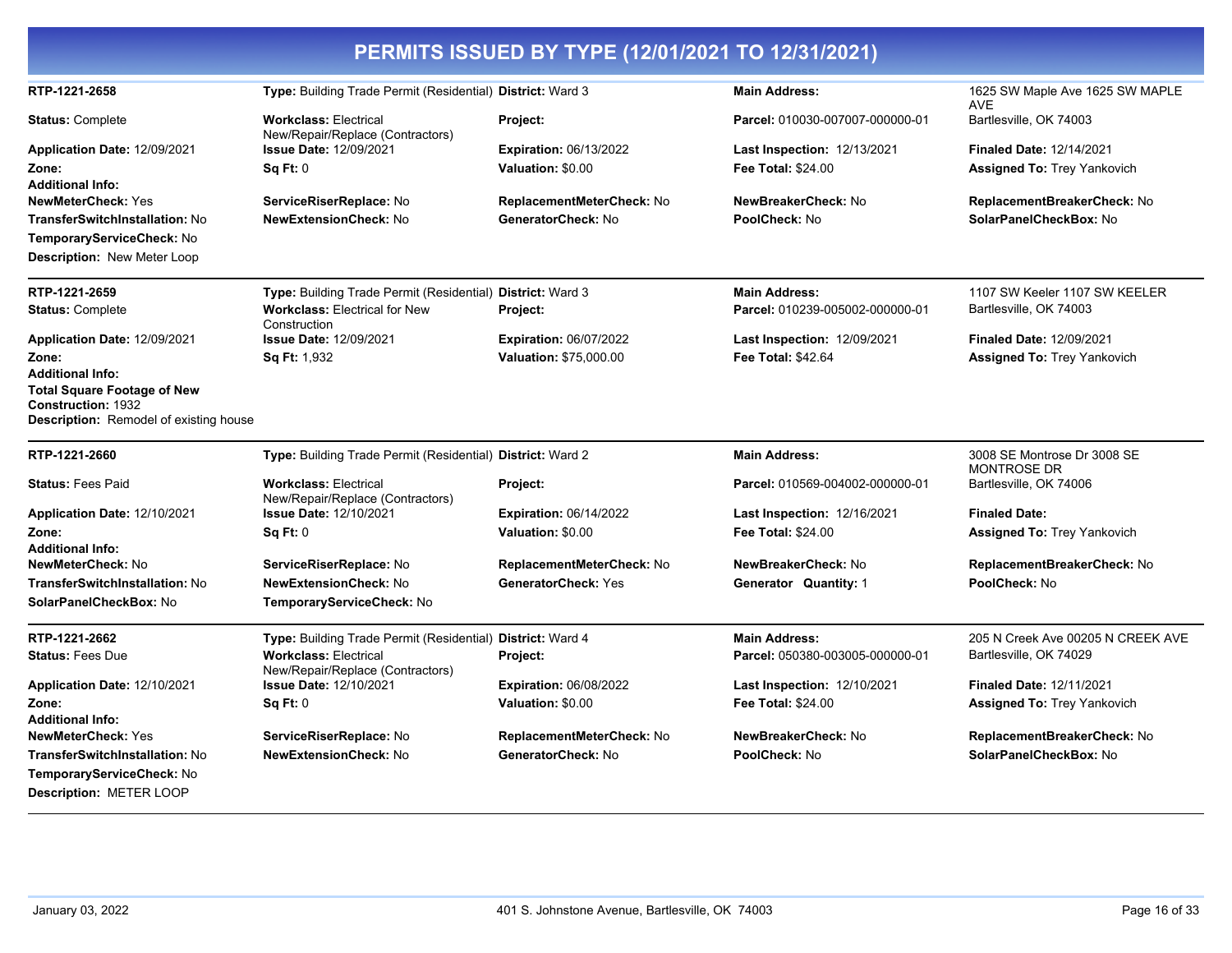# PERMITS ISSUED BY TYPE (12/01/2021 TO 12/31/2021)

**RTP-1221-2658** | **Type:** Building Trade Permit (Residential) | **District:** Ward 3 | **Main Address:** 1625 SW Maple Ave 1625 SW MAPLE AVE Bartlesville, OK 74003

**Status:** Complete | **Workclass:** Electrical New/Repair/Replace (Contractors) | **Project:** | **Parcel:** 010030-007007-000000-01

**Application Date:** 12/09/2021 | **Issue Date:** 12/09/2021 | **Expiration:** 06/13/2022 | **Last Inspection:** 12/13/2021 | **Finaled Date:** 12/14/2021

**Zone:** | **Sq Ft:** 0 | **Valuation:** $0.00 | **Fee Total:** $24.00 | **Assigned To:** Trey Yankovich

**Additional Info:**

**NewMeterCheck:** Yes | **ServiceRiserReplace:** No | **ReplacementMeterCheck:** No | **NewBreakerCheck:** No | **ReplacementBreakerCheck:** No

**TransferSwitchInstallation:** No | **NewExtensionCheck:** No | **GeneratorCheck:** No | **PoolCheck:** No | **SolarPanelCheckBox:** No

**TemporaryServiceCheck:** No

**Description:** New Meter Loop

---

**RTP-1221-2659** | **Type:** Building Trade Permit (Residential) | **District:** Ward 3 | **Main Address:** 1107 SW Keeler 1107 SW KEELER Bartlesville, OK 74003

**Status:** Complete | **Workclass:** Electrical for New Construction | **Project:** | **Parcel:** 010239-005002-000000-01

**Application Date:** 12/09/2021 | **Issue Date:** 12/09/2021 | **Expiration:** 06/07/2022 | **Last Inspection:** 12/09/2021 | **Finaled Date:** 12/09/2021

**Zone:** | **Sq Ft:** 1,932 | **Valuation:** $75,000.00 | **Fee Total:** $42.64 | **Assigned To:** Trey Yankovich

**Additional Info:**

**Total Square Footage of New Construction:** 1932

**Description:** Remodel of existing house

---

**RTP-1221-2660** | **Type:** Building Trade Permit (Residential) | **District:** Ward 2 | **Main Address:** 3008 SE Montrose Dr 3008 SE MONTROSE DR Bartlesville, OK 74006

**Status:** Fees Paid | **Workclass:** Electrical New/Repair/Replace (Contractors) | **Project:** | **Parcel:** 010569-004002-000000-01

**Application Date:** 12/10/2021 | **Issue Date:** 12/10/2021 | **Expiration:** 06/14/2022 | **Last Inspection:** 12/16/2021 | **Finaled Date:**

**Zone:** | **Sq Ft:** 0 | **Valuation:** $0.00 | **Fee Total:** $24.00 | **Assigned To:** Trey Yankovich

**Additional Info:**

**NewMeterCheck:** No | **ServiceRiserReplace:** No | **ReplacementMeterCheck:** No | **NewBreakerCheck:** No | **ReplacementBreakerCheck:** No

**TransferSwitchInstallation:** No | **NewExtensionCheck:** No | **GeneratorCheck:** Yes | **Generator Quantity:** 1 | **PoolCheck:** No

**SolarPanelCheckBox:** No | **TemporaryServiceCheck:** No

---

**RTP-1221-2662** | **Type:** Building Trade Permit (Residential) | **District:** Ward 4 | **Main Address:** 205 N Creek Ave 00205 N CREEK AVE Bartlesville, OK 74029

**Status:** Fees Due | **Workclass:** Electrical New/Repair/Replace (Contractors) | **Project:** | **Parcel:** 050380-003005-000000-01

**Application Date:** 12/10/2021 | **Issue Date:** 12/10/2021 | **Expiration:** 06/08/2022 | **Last Inspection:** 12/10/2021 | **Finaled Date:** 12/11/2021

**Zone:** | **Sq Ft:** 0 | **Valuation:** $0.00 | **Fee Total:** $24.00 | **Assigned To:** Trey Yankovich

**Additional Info:**

**NewMeterCheck:** Yes | **ServiceRiserReplace:** No | **ReplacementMeterCheck:** No | **NewBreakerCheck:** No | **ReplacementBreakerCheck:** No

**TransferSwitchInstallation:** No | **NewExtensionCheck:** No | **GeneratorCheck:** No | **PoolCheck:** No | **SolarPanelCheckBox:** No

**TemporaryServiceCheck:** No

**Description:** METER LOOP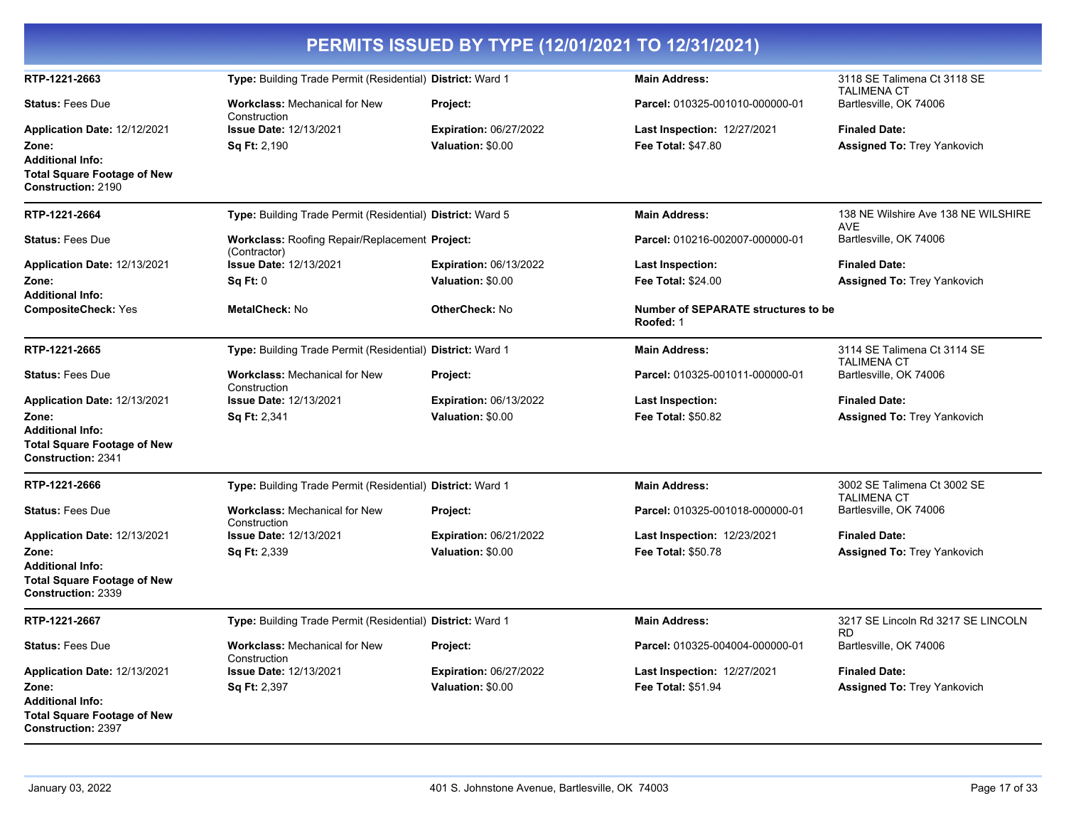# PERMITS ISSUED BY TYPE (12/01/2021 TO 12/31/2021)

| | | | | |
|---|---|---|---|---|
| **RTP-1221-2663** | **Type:** Building Trade Permit (Residential) | **District:** Ward 1 | **Main Address:** | 3118 SE Talimena Ct 3118 SE TALIMENA CT |
| **Status:** Fees Due | **Workclass:** Mechanical for New Construction | **Project:** | **Parcel:** 010325-001010-000000-01 | Bartlesville, OK 74006 |
| **Application Date:** 12/12/2021 | **Issue Date:** 12/13/2021 | **Expiration:** 06/27/2022 | **Last Inspection:** 12/27/2021 | **Finaled Date:** |
| **Zone:** | **Sq Ft:** 2,190 | **Valuation:** $0.00 | **Fee Total:** $47.80 | **Assigned To:** Trey Yankovich |
| **Additional Info:** | | | | |
| **Total Square Footage of New Construction:** 2190 | | | | |

| | | | | |
|---|---|---|---|---|
| **RTP-1221-2664** | **Type:** Building Trade Permit (Residential) | **District:** Ward 5 | **Main Address:** | 138 NE Wilshire Ave 138 NE WILSHIRE AVE |
| **Status:** Fees Due | **Workclass:** Roofing Repair/Replacement (Contractor) | **Project:** | **Parcel:** 010216-002007-000000-01 | Bartlesville, OK 74006 |
| **Application Date:** 12/13/2021 | **Issue Date:** 12/13/2021 | **Expiration:** 06/13/2022 | **Last Inspection:** | **Finaled Date:** |
| **Zone:** | **Sq Ft:** 0 | **Valuation:** $0.00 | **Fee Total:** $24.00 | **Assigned To:** Trey Yankovich |
| **Additional Info:** | | | | |
| **CompositeCheck:** Yes | **MetalCheck:** No | **OtherCheck:** No | **Number of SEPARATE structures to be Roofed:** 1 | |

| | | | | |
|---|---|---|---|---|
| **RTP-1221-2665** | **Type:** Building Trade Permit (Residential) | **District:** Ward 1 | **Main Address:** | 3114 SE Talimena Ct 3114 SE TALIMENA CT |
| **Status:** Fees Due | **Workclass:** Mechanical for New Construction | **Project:** | **Parcel:** 010325-001011-000000-01 | Bartlesville, OK 74006 |
| **Application Date:** 12/13/2021 | **Issue Date:** 12/13/2021 | **Expiration:** 06/13/2022 | **Last Inspection:** | **Finaled Date:** |
| **Zone:** | **Sq Ft:** 2,341 | **Valuation:** $0.00 | **Fee Total:** $50.82 | **Assigned To:** Trey Yankovich |
| **Additional Info:** | | | | |
| **Total Square Footage of New Construction:** 2341 | | | | |

| | | | | |
|---|---|---|---|---|
| **RTP-1221-2666** | **Type:** Building Trade Permit (Residential) | **District:** Ward 1 | **Main Address:** | 3002 SE Talimena Ct 3002 SE TALIMENA CT |
| **Status:** Fees Due | **Workclass:** Mechanical for New Construction | **Project:** | **Parcel:** 010325-001018-000000-01 | Bartlesville, OK 74006 |
| **Application Date:** 12/13/2021 | **Issue Date:** 12/13/2021 | **Expiration:** 06/21/2022 | **Last Inspection:** 12/23/2021 | **Finaled Date:** |
| **Zone:** | **Sq Ft:** 2,339 | **Valuation:** $0.00 | **Fee Total:** $50.78 | **Assigned To:** Trey Yankovich |
| **Additional Info:** | | | | |
| **Total Square Footage of New Construction:** 2339 | | | | |

| | | | | |
|---|---|---|---|---|
| **RTP-1221-2667** | **Type:** Building Trade Permit (Residential) | **District:** Ward 1 | **Main Address:** | 3217 SE Lincoln Rd 3217 SE LINCOLN RD |
| **Status:** Fees Due | **Workclass:** Mechanical for New Construction | **Project:** | **Parcel:** 010325-004004-000000-01 | Bartlesville, OK 74006 |
| **Application Date:** 12/13/2021 | **Issue Date:** 12/13/2021 | **Expiration:** 06/27/2022 | **Last Inspection:** 12/27/2021 | **Finaled Date:** |
| **Zone:** | **Sq Ft:** 2,397 | **Valuation:** $0.00 | **Fee Total:** $51.94 | **Assigned To:** Trey Yankovich |
| **Additional Info:** | | | | |
| **Total Square Footage of New Construction:** 2397 | | | | |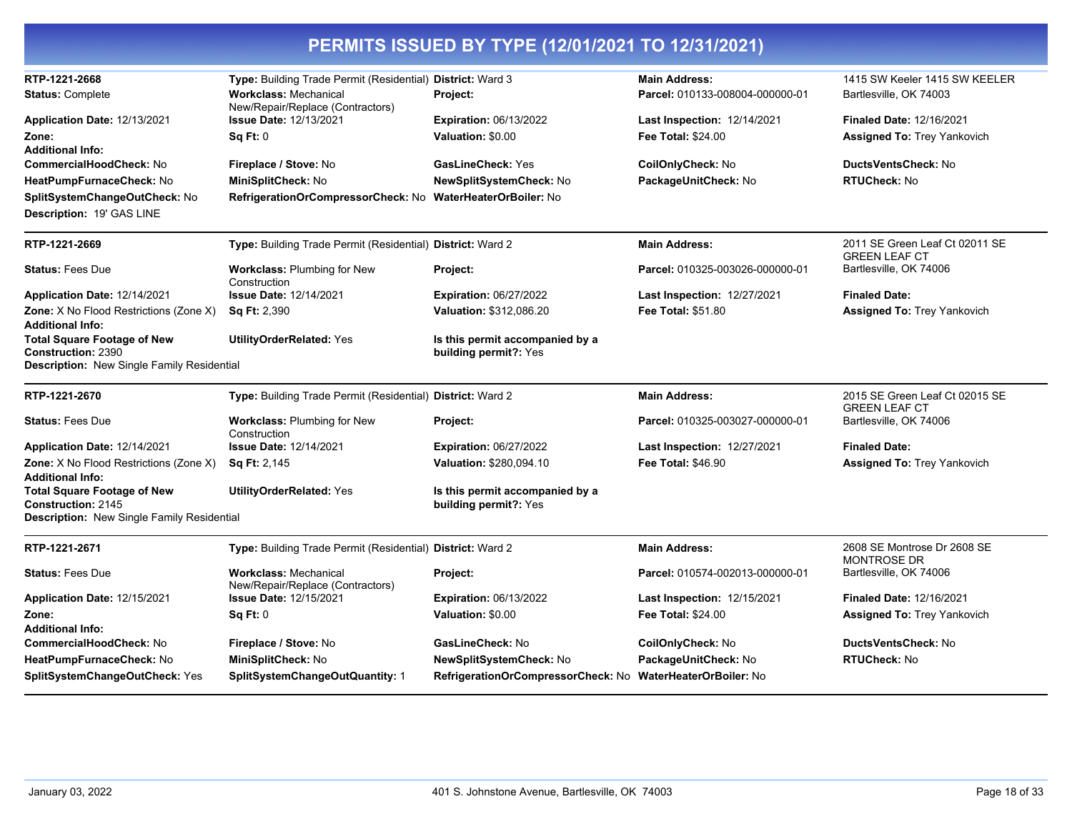# PERMITS ISSUED BY TYPE (12/01/2021 TO 12/31/2021)

**RTP-1221-2668**
**Type:** Building Trade Permit (Residential)
**District:** Ward 3
**Main Address:** 1415 SW Keeler 1415 SW KEELER Bartlesville, OK 74003
**Status:** Complete
**Workclass:** Mechanical New/Repair/Replace (Contractors)
**Project:**
**Parcel:** 010133-008004-000000-01
**Application Date:** 12/13/2021
**Issue Date:** 12/13/2021
**Expiration:** 06/13/2022
**Last Inspection:** 12/14/2021
**Finaled Date:** 12/16/2021
**Zone:**
**Sq Ft:** 0
**Valuation:** $0.00
**Fee Total:** $24.00
**Assigned To:** Trey Yankovich
**Additional Info:**
**CommercialHoodCheck:** No
**Fireplace / Stove:** No
**GasLineCheck:** Yes
**CoilOnlyCheck:** No
**DuctsVentsCheck:** No
**HeatPumpFurnaceCheck:** No
**MiniSplitCheck:** No
**NewSplitSystemCheck:** No
**PackageUnitCheck:** No
**RTUCheck:** No
**SplitSystemChangeOutCheck:** No
**RefrigerationOrCompressorCheck:** No
**WaterHeaterOrBoiler:** No
**Description:** 19' GAS LINE

---

**RTP-1221-2669**
**Type:** Building Trade Permit (Residential)
**District:** Ward 2
**Main Address:** 2011 SE Green Leaf Ct 02011 SE GREEN LEAF CT Bartlesville, OK 74006
**Status:** Fees Due
**Workclass:** Plumbing for New Construction
**Project:**
**Parcel:** 010325-003026-000000-01
**Application Date:** 12/14/2021
**Issue Date:** 12/14/2021
**Expiration:** 06/27/2022
**Last Inspection:** 12/27/2021
**Finaled Date:**
**Zone:** X No Flood Restrictions (Zone X)
**Sq Ft:** 2,390
**Valuation:** $312,086.20
**Fee Total:** $51.80
**Assigned To:** Trey Yankovich
**Additional Info:**
**Total Square Footage of New Construction:** 2390
**UtilityOrderRelated:** Yes
**Is this permit accompanied by a building permit?:** Yes
**Description:** New Single Family Residential

---

**RTP-1221-2670**
**Type:** Building Trade Permit (Residential)
**District:** Ward 2
**Main Address:** 2015 SE Green Leaf Ct 02015 SE GREEN LEAF CT Bartlesville, OK 74006
**Status:** Fees Due
**Workclass:** Plumbing for New Construction
**Project:**
**Parcel:** 010325-003027-000000-01
**Application Date:** 12/14/2021
**Issue Date:** 12/14/2021
**Expiration:** 06/27/2022
**Last Inspection:** 12/27/2021
**Finaled Date:**
**Zone:** X No Flood Restrictions (Zone X)
**Sq Ft:** 2,145
**Valuation:** $280,094.10
**Fee Total:** $46.90
**Assigned To:** Trey Yankovich
**Additional Info:**
**Total Square Footage of New Construction:** 2145
**UtilityOrderRelated:** Yes
**Is this permit accompanied by a building permit?:** Yes
**Description:** New Single Family Residential

---

**RTP-1221-2671**
**Type:** Building Trade Permit (Residential)
**District:** Ward 2
**Main Address:** 2608 SE Montrose Dr 2608 SE MONTROSE DR Bartlesville, OK 74006
**Status:** Fees Due
**Workclass:** Mechanical New/Repair/Replace (Contractors)
**Project:**
**Parcel:** 010574-002013-000000-01
**Application Date:** 12/15/2021
**Issue Date:** 12/15/2021
**Expiration:** 06/13/2022
**Last Inspection:** 12/15/2021
**Finaled Date:** 12/16/2021
**Zone:**
**Sq Ft:** 0
**Valuation:** $0.00
**Fee Total:** $24.00
**Assigned To:** Trey Yankovich
**Additional Info:**
**CommercialHoodCheck:** No
**Fireplace / Stove:** No
**GasLineCheck:** No
**CoilOnlyCheck:** No
**DuctsVentsCheck:** No
**HeatPumpFurnaceCheck:** No
**MiniSplitCheck:** No
**NewSplitSystemCheck:** No
**PackageUnitCheck:** No
**RTUCheck:** No
**SplitSystemChangeOutCheck:** Yes
**SplitSystemChangeOutQuantity:** 1
**RefrigerationOrCompressorCheck:** No
**WaterHeaterOrBoiler:** No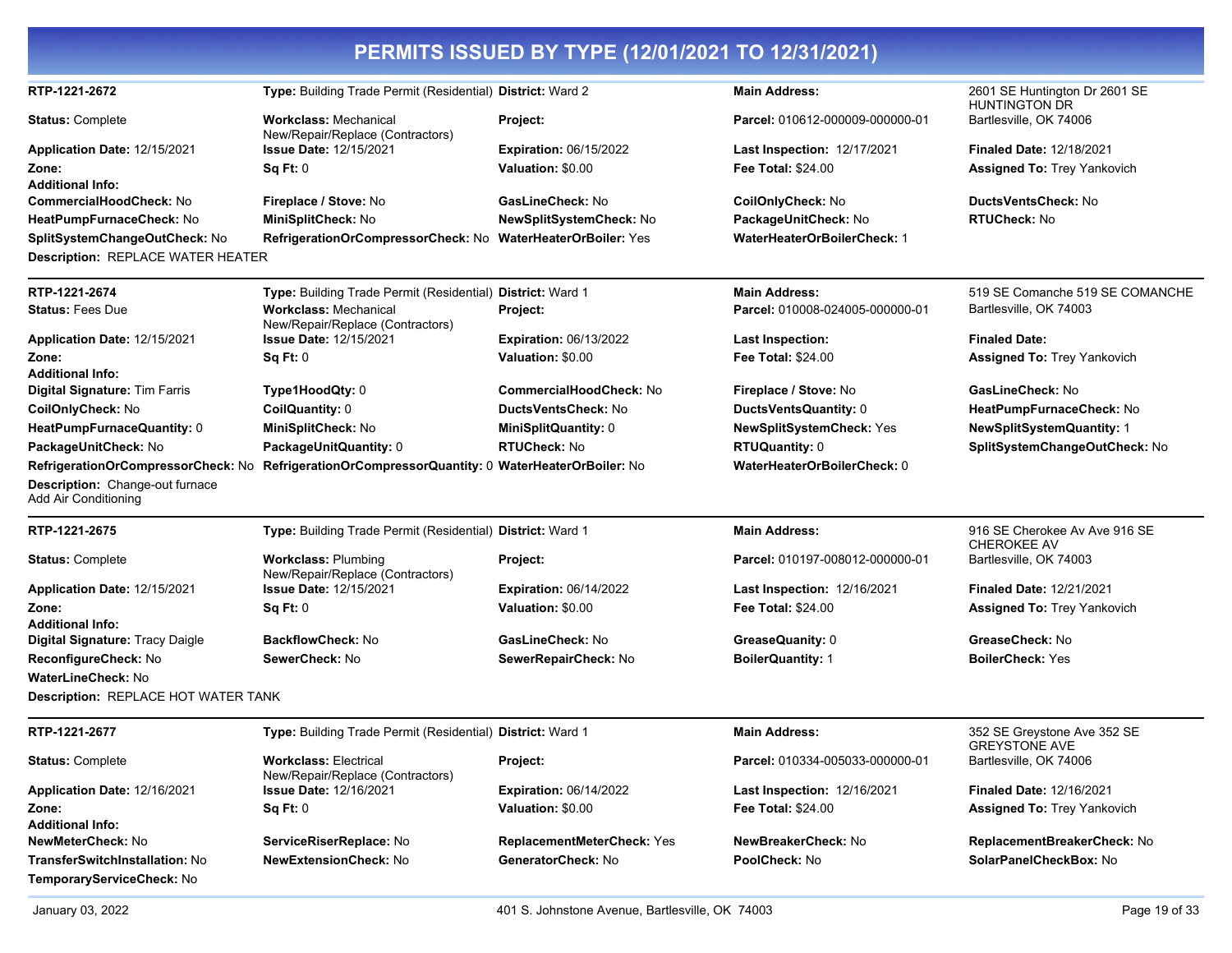# PERMITS ISSUED BY TYPE (12/01/2021 TO 12/31/2021)

| | | | | |
|---|---|---|---|---|
| **RTP-1221-2672** | **Type:** Building Trade Permit (Residential) | **District:** Ward 2 | **Main Address:** | 2601 SE Huntington Dr 2601 SE HUNTINGTON DR |
| **Status:** Complete | **Workclass:** Mechanical New/Repair/Replace (Contractors) | **Project:** | **Parcel:** 010612-000009-000000-01 | Bartlesville, OK 74006 |
| **Application Date:** 12/15/2021 | **Issue Date:** 12/15/2021 | **Expiration:** 06/15/2022 | **Last Inspection:** 12/17/2021 | **Finaled Date:** 12/18/2021 |
| **Zone:** | **Sq Ft:** 0 | **Valuation:** $0.00 | **Fee Total:** $24.00 | **Assigned To:** Trey Yankovich |
| **Additional Info:** | | | | |
| **CommercialHoodCheck:** No | **Fireplace / Stove:** No | **GasLineCheck:** No | **CoilOnlyCheck:** No | **DuctsVentsCheck:** No |
| **HeatPumpFurnaceCheck:** No | **MiniSplitCheck:** No | **NewSplitSystemCheck:** No | **PackageUnitCheck:** No | **RTUCheck:** No |
| **SplitSystemChangeOutCheck:** No | **RefrigerationOrCompressorCheck:** No | **WaterHeaterOrBoiler:** Yes | **WaterHeaterOrBoilerCheck:** 1 | |

**Description:** REPLACE WATER HEATER

| | | | | |
|---|---|---|---|---|
| **RTP-1221-2674** | **Type:** Building Trade Permit (Residential) | **District:** Ward 1 | **Main Address:** | 519 SE Comanche 519 SE COMANCHE |
| **Status:** Fees Due | **Workclass:** Mechanical New/Repair/Replace (Contractors) | **Project:** | **Parcel:** 010008-024005-000000-01 | Bartlesville, OK 74003 |
| **Application Date:** 12/15/2021 | **Issue Date:** 12/15/2021 | **Expiration:** 06/13/2022 | **Last Inspection:** | **Finaled Date:** |
| **Zone:** | **Sq Ft:** 0 | **Valuation:** $0.00 | **Fee Total:** $24.00 | **Assigned To:** Trey Yankovich |
| **Additional Info:** | | | | |
| **Digital Signature:** Tim Farris | **Type1HoodQty:** 0 | **CommercialHoodCheck:** No | **Fireplace / Stove:** No | **GasLineCheck:** No |
| **CoilOnlyCheck:** No | **CoilQuantity:** 0 | **DuctsVentsCheck:** No | **DuctsVentsQuantity:** 0 | **HeatPumpFurnaceCheck:** No |
| **HeatPumpFurnaceQuantity:** 0 | **MiniSplitCheck:** No | **MiniSplitQuantity:** 0 | **NewSplitSystemCheck:** Yes | **NewSplitSystemQuantity:** 1 |
| **PackageUnitCheck:** No | **PackageUnitQuantity:** 0 | **RTUCheck:** No | **RTUQuantity:** 0 | **SplitSystemChangeOutCheck:** No |
| **RefrigerationOrCompressorCheck:** No | **RefrigerationOrCompressorQuantity:** 0 | **WaterHeaterOrBoiler:** No | **WaterHeaterOrBoilerCheck:** 0 | |

**Description:** Change-out furnace
Add Air Conditioning

| | | | | |
|---|---|---|---|---|
| **RTP-1221-2675** | **Type:** Building Trade Permit (Residential) | **District:** Ward 1 | **Main Address:** | 916 SE Cherokee Av Ave 916 SE CHEROKEE AV |
| **Status:** Complete | **Workclass:** Plumbing New/Repair/Replace (Contractors) | **Project:** | **Parcel:** 010197-008012-000000-01 | Bartlesville, OK 74003 |
| **Application Date:** 12/15/2021 | **Issue Date:** 12/15/2021 | **Expiration:** 06/14/2022 | **Last Inspection:** 12/16/2021 | **Finaled Date:** 12/21/2021 |
| **Zone:** | **Sq Ft:** 0 | **Valuation:** $0.00 | **Fee Total:** $24.00 | **Assigned To:** Trey Yankovich |
| **Additional Info:** | | | | |
| **Digital Signature:** Tracy Daigle | **BackflowCheck:** No | **GasLineCheck:** No | **GreaseQuanity:** 0 | **GreaseCheck:** No |
| **ReconfigureCheck:** No | **SewerCheck:** No | **SewerRepairCheck:** No | **BoilerQuantity:** 1 | **BoilerCheck:** Yes |
| **WaterLineCheck:** No | | | | |

**Description:** REPLACE HOT WATER TANK

| | | | | |
|---|---|---|---|---|
| **RTP-1221-2677** | **Type:** Building Trade Permit (Residential) | **District:** Ward 1 | **Main Address:** | 352 SE Greystone Ave 352 SE GREYSTONE AVE |
| **Status:** Complete | **Workclass:** Electrical New/Repair/Replace (Contractors) | **Project:** | **Parcel:** 010334-005033-000000-01 | Bartlesville, OK 74006 |
| **Application Date:** 12/16/2021 | **Issue Date:** 12/16/2021 | **Expiration:** 06/14/2022 | **Last Inspection:** 12/16/2021 | **Finaled Date:** 12/16/2021 |
| **Zone:** | **Sq Ft:** 0 | **Valuation:** $0.00 | **Fee Total:** $24.00 | **Assigned To:** Trey Yankovich |
| **Additional Info:** | | | | |
| **NewMeterCheck:** No | **ServiceRiserReplace:** No | **ReplacementMeterCheck:** Yes | **NewBreakerCheck:** No | **ReplacementBreakerCheck:** No |
| **TransferSwitchInstallation:** No | **NewExtensionCheck:** No | **GeneratorCheck:** No | **PoolCheck:** No | **SolarPanelCheckBox:** No |
| **TemporaryServiceCheck:** No | | | | |

January 03, 2022 — 401 S. Johnstone Avenue, Bartlesville, OK 74003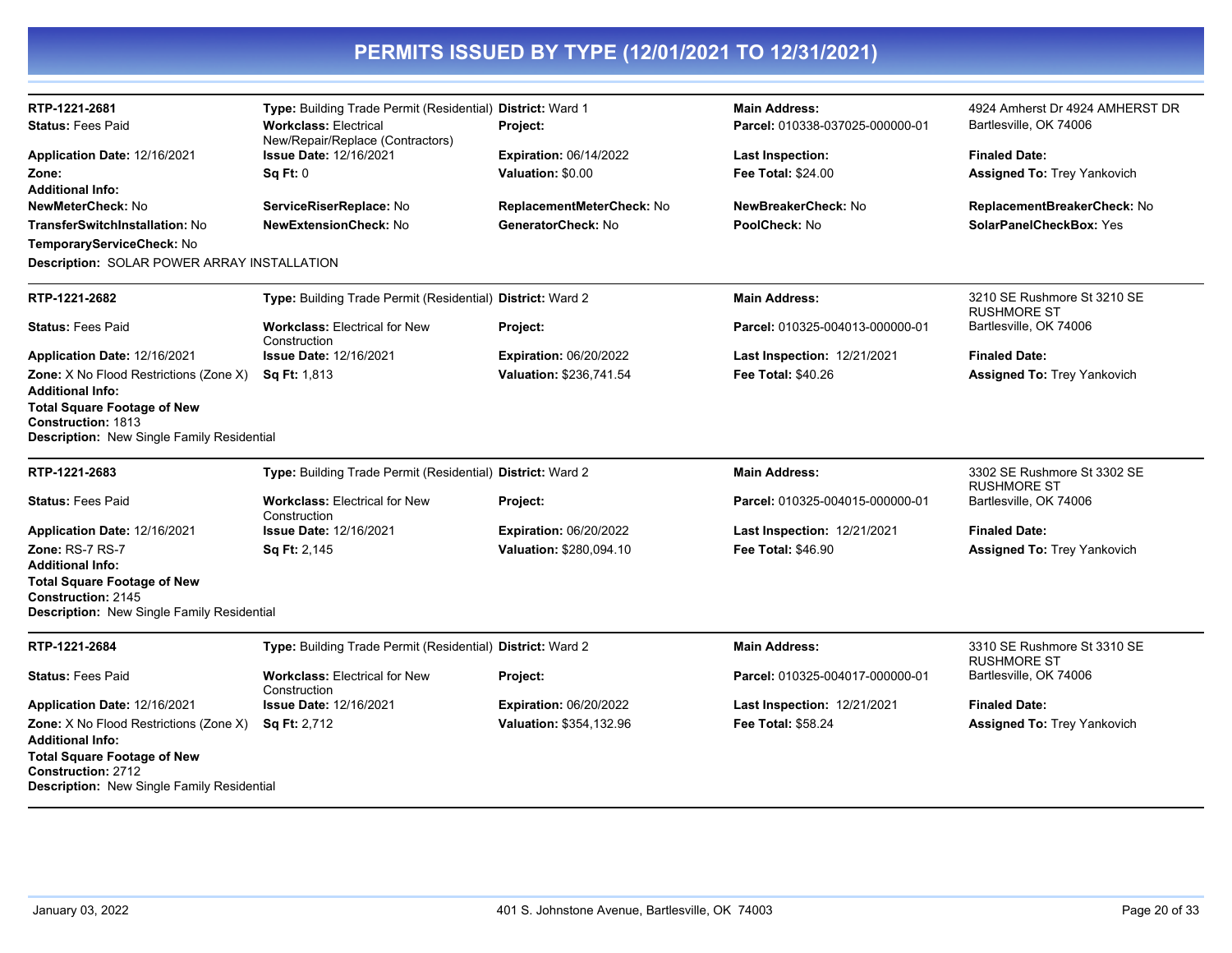# PERMITS ISSUED BY TYPE (12/01/2021 TO 12/31/2021)

**RTP-1221-2681**
**Type:** Building Trade Permit (Residential)
**District:** Ward 1
**Main Address:** 4924 Amherst Dr 4924 AMHERST DR Bartlesville, OK 74006
**Status:** Fees Paid
**Workclass:** Electrical New/Repair/Replace (Contractors)
**Project:**
**Parcel:** 010338-037025-000000-01
**Application Date:** 12/16/2021
**Issue Date:** 12/16/2021
**Expiration:** 06/14/2022
**Last Inspection:**
**Finaled Date:**
**Zone:**
**Sq Ft:** 0
**Valuation:** $0.00
**Fee Total:** $24.00
**Assigned To:** Trey Yankovich
**Additional Info:**
**NewMeterCheck:** No
**ServiceRiserReplace:** No
**ReplacementMeterCheck:** No
**NewBreakerCheck:** No
**ReplacementBreakerCheck:** No
**TransferSwitchInstallation:** No
**NewExtensionCheck:** No
**GeneratorCheck:** No
**PoolCheck:** No
**SolarPanelCheckBox:** Yes
**TemporaryServiceCheck:** No
**Description:** SOLAR POWER ARRAY INSTALLATION

---

**RTP-1221-2682**
**Type:** Building Trade Permit (Residential)
**District:** Ward 2
**Main Address:** 3210 SE Rushmore St 3210 SE RUSHMORE ST Bartlesville, OK 74006
**Status:** Fees Paid
**Workclass:** Electrical for New Construction
**Project:**
**Parcel:** 010325-004013-000000-01
**Application Date:** 12/16/2021
**Issue Date:** 12/16/2021
**Expiration:** 06/20/2022
**Last Inspection:** 12/21/2021
**Finaled Date:**
**Zone:** X No Flood Restrictions (Zone X)
**Sq Ft:** 1,813
**Valuation:** $236,741.54
**Fee Total:** $40.26
**Assigned To:** Trey Yankovich
**Additional Info:**
**Total Square Footage of New Construction:** 1813
**Description:** New Single Family Residential

---

**RTP-1221-2683**
**Type:** Building Trade Permit (Residential)
**District:** Ward 2
**Main Address:** 3302 SE Rushmore St 3302 SE RUSHMORE ST Bartlesville, OK 74006
**Status:** Fees Paid
**Workclass:** Electrical for New Construction
**Project:**
**Parcel:** 010325-004015-000000-01
**Application Date:** 12/16/2021
**Issue Date:** 12/16/2021
**Expiration:** 06/20/2022
**Last Inspection:** 12/21/2021
**Finaled Date:**
**Zone:** RS-7 RS-7
**Sq Ft:** 2,145
**Valuation:** $280,094.10
**Fee Total:** $46.90
**Assigned To:** Trey Yankovich
**Additional Info:**
**Total Square Footage of New Construction:** 2145
**Description:** New Single Family Residential

---

**RTP-1221-2684**
**Type:** Building Trade Permit (Residential)
**District:** Ward 2
**Main Address:** 3310 SE Rushmore St 3310 SE RUSHMORE ST Bartlesville, OK 74006
**Status:** Fees Paid
**Workclass:** Electrical for New Construction
**Project:**
**Parcel:** 010325-004017-000000-01
**Application Date:** 12/16/2021
**Issue Date:** 12/16/2021
**Expiration:** 06/20/2022
**Last Inspection:** 12/21/2021
**Finaled Date:**
**Zone:** X No Flood Restrictions (Zone X)
**Sq Ft:** 2,712
**Valuation:** $354,132.96
**Fee Total:** $58.24
**Assigned To:** Trey Yankovich
**Additional Info:**
**Total Square Footage of New Construction:** 2712
**Description:** New Single Family Residential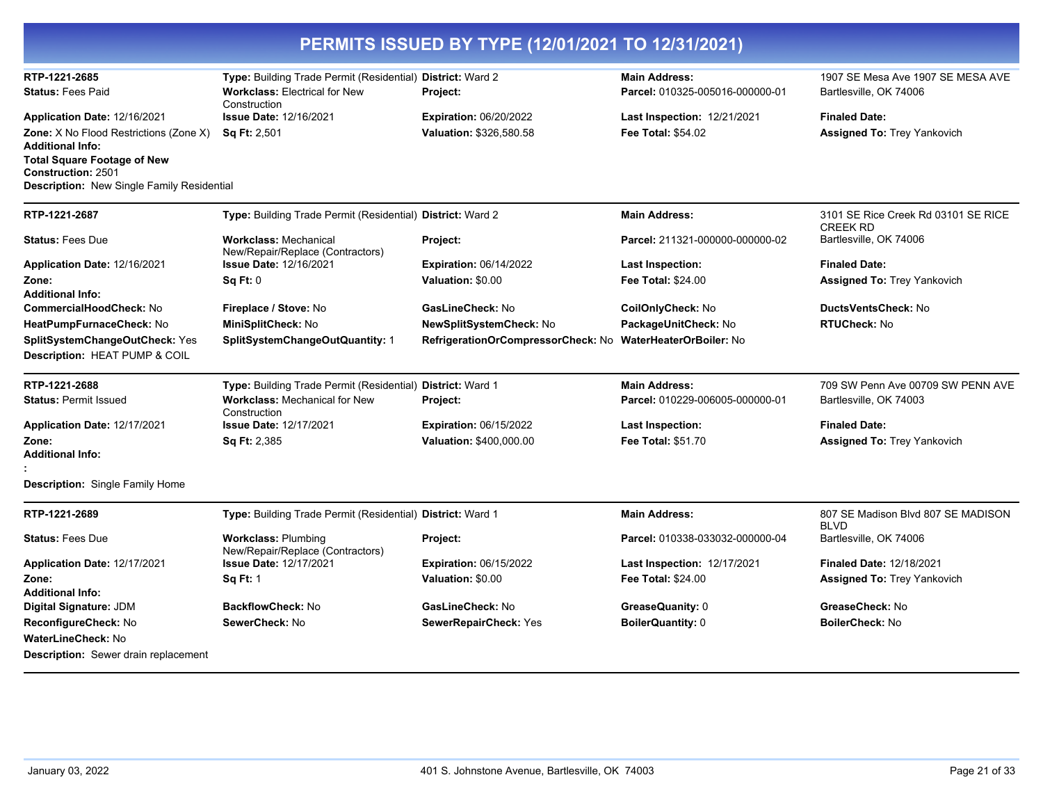# PERMITS ISSUED BY TYPE (12/01/2021 TO 12/31/2021)

---

**RTP-1221-2685** | **Type:** Building Trade Permit (Residential) | **District:** Ward 2 | **Main Address:** 1907 SE Mesa Ave 1907 SE MESA AVE Bartlesville, OK 74006

**Status:** Fees Paid | **Workclass:** Electrical for New Construction | **Project:** | **Parcel:** 010325-005016-000000-01

**Application Date:** 12/16/2021 | **Issue Date:** 12/16/2021 | **Expiration:** 06/20/2022 | **Last Inspection:** 12/21/2021 | **Finaled Date:**

**Zone:** X No Flood Restrictions (Zone X) | **Sq Ft:** 2,501 | **Valuation:** $326,580.58 | **Fee Total:** $54.02 | **Assigned To:** Trey Yankovich

**Additional Info:**

**Total Square Footage of New Construction:** 2501

**Description:** New Single Family Residential

---

**RTP-1221-2687** | **Type:** Building Trade Permit (Residential) | **District:** Ward 2 | **Main Address:** 3101 SE Rice Creek Rd 03101 SE RICE CREEK RD Bartlesville, OK 74006

**Status:** Fees Due | **Workclass:** Mechanical New/Repair/Replace (Contractors) | **Project:** | **Parcel:** 211321-000000-000000-02

**Application Date:** 12/16/2021 | **Issue Date:** 12/16/2021 | **Expiration:** 06/14/2022 | **Last Inspection:** | **Finaled Date:**

**Zone:** | **Sq Ft:** 0 | **Valuation:** $0.00 | **Fee Total:** $24.00 | **Assigned To:** Trey Yankovich

**Additional Info:**

**CommercialHoodCheck:** No | **Fireplace / Stove:** No | **GasLineCheck:** No | **CoilOnlyCheck:** No | **DuctsVentsCheck:** No

**HeatPumpFurnaceCheck:** No | **MiniSplitCheck:** No | **NewSplitSystemCheck:** No | **PackageUnitCheck:** No | **RTUCheck:** No

**SplitSystemChangeOutCheck:** Yes | **SplitSystemChangeOutQuantity:** 1 | **RefrigerationOrCompressorCheck:** No | **WaterHeaterOrBoiler:** No

**Description:** HEAT PUMP & COIL

---

**RTP-1221-2688** | **Type:** Building Trade Permit (Residential) | **District:** Ward 1 | **Main Address:** 709 SW Penn Ave 00709 SW PENN AVE Bartlesville, OK 74003

**Status:** Permit Issued | **Workclass:** Mechanical for New Construction | **Project:** | **Parcel:** 010229-006005-000000-01

**Application Date:** 12/17/2021 | **Issue Date:** 12/17/2021 | **Expiration:** 06/15/2022 | **Last Inspection:** | **Finaled Date:**

**Zone:** | **Sq Ft:** 2,385 | **Valuation:** $400,000.00 | **Fee Total:** $51.70 | **Assigned To:** Trey Yankovich

**Additional Info:**

:

**Description:** Single Family Home

---

**RTP-1221-2689** | **Type:** Building Trade Permit (Residential) | **District:** Ward 1 | **Main Address:** 807 SE Madison Blvd 807 SE MADISON BLVD Bartlesville, OK 74006

**Status:** Fees Due | **Workclass:** Plumbing New/Repair/Replace (Contractors) | **Project:** | **Parcel:** 010338-033032-000000-04

**Application Date:** 12/17/2021 | **Issue Date:** 12/17/2021 | **Expiration:** 06/15/2022 | **Last Inspection:** 12/17/2021 | **Finaled Date:** 12/18/2021

**Zone:** | **Sq Ft:** 1 | **Valuation:** $0.00 | **Fee Total:** $24.00 | **Assigned To:** Trey Yankovich

**Additional Info:**

**Digital Signature:** JDM | **BackflowCheck:** No | **GasLineCheck:** No | **GreaseQuanity:** 0 | **GreaseCheck:** No

**ReconfigureCheck:** No | **SewerCheck:** No | **SewerRepairCheck:** Yes | **BoilerQuantity:** 0 | **BoilerCheck:** No

**WaterLineCheck:** No

**Description:** Sewer drain replacement

---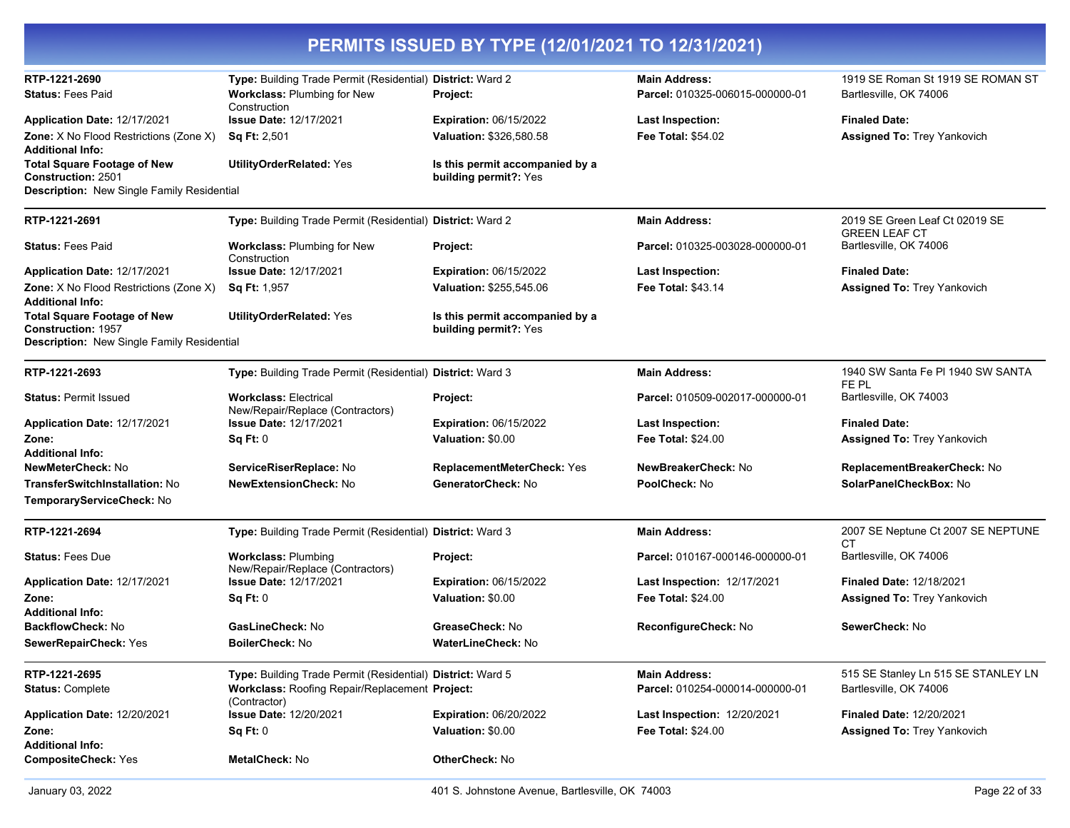# PERMITS ISSUED BY TYPE (12/01/2021 TO 12/31/2021)

**RTP-1221-2690** | **Type:** Building Trade Permit (Residential) | **District:** Ward 2 | **Main Address:** 1919 SE Roman St 1919 SE ROMAN ST Bartlesville, OK 74006

**Status:** Fees Paid
**Workclass:** Plumbing for New Construction
**Project:**
**Parcel:** 010325-006015-000000-01
**Application Date:** 12/17/2021
**Issue Date:** 12/17/2021
**Expiration:** 06/15/2022
**Last Inspection:**
**Finaled Date:**
**Zone:** X No Flood Restrictions (Zone X)
**Sq Ft:** 2,501
**Valuation:** $326,580.58
**Fee Total:** $54.02
**Assigned To:** Trey Yankovich
**Additional Info:**
**Total Square Footage of New Construction:** 2501
**UtilityOrderRelated:** Yes
**Is this permit accompanied by a building permit?:** Yes
**Description:** New Single Family Residential

---

**RTP-1221-2691** | **Type:** Building Trade Permit (Residential) | **District:** Ward 2 | **Main Address:** 2019 SE Green Leaf Ct 02019 SE GREEN LEAF CT Bartlesville, OK 74006

**Status:** Fees Paid
**Workclass:** Plumbing for New Construction
**Project:**
**Parcel:** 010325-003028-000000-01
**Application Date:** 12/17/2021
**Issue Date:** 12/17/2021
**Expiration:** 06/15/2022
**Last Inspection:**
**Finaled Date:**
**Zone:** X No Flood Restrictions (Zone X)
**Sq Ft:** 1,957
**Valuation:** $255,545.06
**Fee Total:** $43.14
**Assigned To:** Trey Yankovich
**Additional Info:**
**Total Square Footage of New Construction:** 1957
**UtilityOrderRelated:** Yes
**Is this permit accompanied by a building permit?:** Yes
**Description:** New Single Family Residential

---

**RTP-1221-2693** | **Type:** Building Trade Permit (Residential) | **District:** Ward 3 | **Main Address:** 1940 SW Santa Fe Pl 1940 SW SANTA FE PL Bartlesville, OK 74003

**Status:** Permit Issued
**Workclass:** Electrical New/Repair/Replace (Contractors)
**Project:**
**Parcel:** 010509-002017-000000-01
**Application Date:** 12/17/2021
**Issue Date:** 12/17/2021
**Expiration:** 06/15/2022
**Last Inspection:**
**Finaled Date:**
**Zone:**
**Sq Ft:** 0
**Valuation:** $0.00
**Fee Total:** $24.00
**Assigned To:** Trey Yankovich
**Additional Info:**
**NewMeterCheck:** No
**ServiceRiserReplace:** No
**ReplacementMeterCheck:** Yes
**NewBreakerCheck:** No
**ReplacementBreakerCheck:** No
**TransferSwitchInstallation:** No
**NewExtensionCheck:** No
**GeneratorCheck:** No
**PoolCheck:** No
**SolarPanelCheckBox:** No
**TemporaryServiceCheck:** No

---

**RTP-1221-2694** | **Type:** Building Trade Permit (Residential) | **District:** Ward 3 | **Main Address:** 2007 SE Neptune Ct 2007 SE NEPTUNE CT Bartlesville, OK 74006

**Status:** Fees Due
**Workclass:** Plumbing New/Repair/Replace (Contractors)
**Project:**
**Parcel:** 010167-000146-000000-01
**Application Date:** 12/17/2021
**Issue Date:** 12/17/2021
**Expiration:** 06/15/2022
**Last Inspection:** 12/17/2021
**Finaled Date:** 12/18/2021
**Zone:**
**Sq Ft:** 0
**Valuation:** $0.00
**Fee Total:** $24.00
**Assigned To:** Trey Yankovich
**Additional Info:**
**BackflowCheck:** No
**GasLineCheck:** No
**GreaseCheck:** No
**ReconfigureCheck:** No
**SewerCheck:** No
**SewerRepairCheck:** Yes
**BoilerCheck:** No
**WaterLineCheck:** No

---

**RTP-1221-2695** | **Type:** Building Trade Permit (Residential) | **District:** Ward 5 | **Main Address:** 515 SE Stanley Ln 515 SE STANLEY LN Bartlesville, OK 74006

**Status:** Complete
**Workclass:** Roofing Repair/Replacement (Contractor)
**Project:**
**Parcel:** 010254-000014-000000-01
**Application Date:** 12/20/2021
**Issue Date:** 12/20/2021
**Expiration:** 06/20/2022
**Last Inspection:** 12/20/2021
**Finaled Date:** 12/20/2021
**Zone:**
**Sq Ft:** 0
**Valuation:** $0.00
**Fee Total:** $24.00
**Assigned To:** Trey Yankovich
**Additional Info:**
**CompositeCheck:** Yes
**MetalCheck:** No
**OtherCheck:** No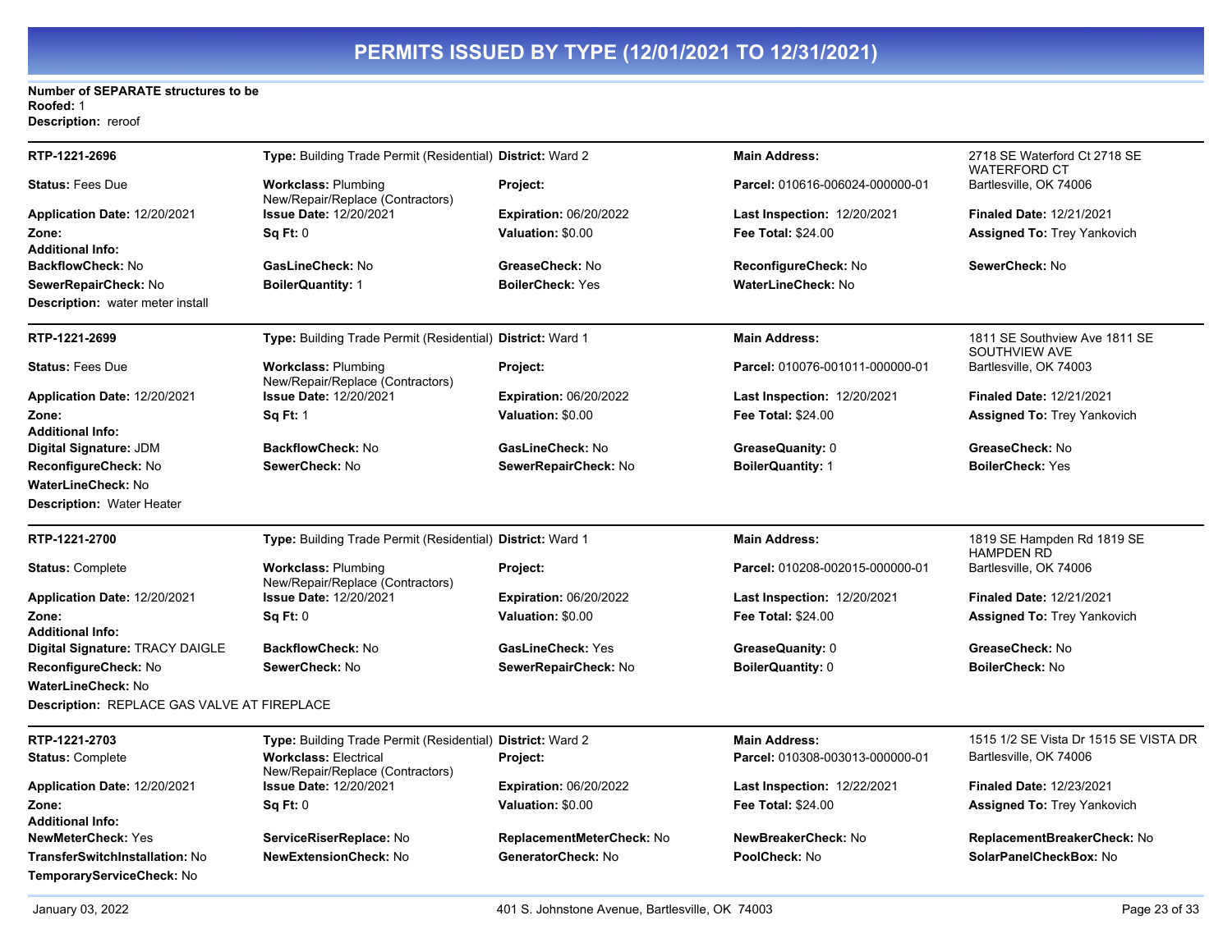# PERMITS ISSUED BY TYPE (12/01/2021 TO 12/31/2021)

**Number of SEPARATE structures to be Roofed:** 1
**Description:** reroof

---

| | | | | |
|---|---|---|---|---|
| **RTP-1221-2696** | **Type:** Building Trade Permit (Residential) | **District:** Ward 2 | **Main Address:** | 2718 SE Waterford Ct 2718 SE WATERFORD CT |
| **Status:** Fees Due | **Workclass:** Plumbing New/Repair/Replace (Contractors) | **Project:** | **Parcel:** 010616-006024-000000-01 | Bartlesville, OK 74006 |
| **Application Date:** 12/20/2021 | **Issue Date:** 12/20/2021 | **Expiration:** 06/20/2022 | **Last Inspection:** 12/20/2021 | **Finaled Date:** 12/21/2021 |
| **Zone:** | **Sq Ft:** 0 | **Valuation:** $0.00 | **Fee Total:** $24.00 | **Assigned To:** Trey Yankovich |
| **Additional Info:** | | | | |
| **BackflowCheck:** No | **GasLineCheck:** No | **GreaseCheck:** No | **ReconfigureCheck:** No | **SewerCheck:** No |
| **SewerRepairCheck:** No | **BoilerQuantity:** 1 | **BoilerCheck:** Yes | **WaterLineCheck:** No | |

**Description:** water meter install

---

| | | | | |
|---|---|---|---|---|
| **RTP-1221-2699** | **Type:** Building Trade Permit (Residential) | **District:** Ward 1 | **Main Address:** | 1811 SE Southview Ave 1811 SE SOUTHVIEW AVE |
| **Status:** Fees Due | **Workclass:** Plumbing New/Repair/Replace (Contractors) | **Project:** | **Parcel:** 010076-001011-000000-01 | Bartlesville, OK 74003 |
| **Application Date:** 12/20/2021 | **Issue Date:** 12/20/2021 | **Expiration:** 06/20/2022 | **Last Inspection:** 12/20/2021 | **Finaled Date:** 12/21/2021 |
| **Zone:** | **Sq Ft:** 1 | **Valuation:** $0.00 | **Fee Total:** $24.00 | **Assigned To:** Trey Yankovich |
| **Additional Info:** | | | | |
| **Digital Signature:** JDM | **BackflowCheck:** No | **GasLineCheck:** No | **GreaseQuanity:** 0 | **GreaseCheck:** No |
| **ReconfigureCheck:** No | **SewerCheck:** No | **SewerRepairCheck:** No | **BoilerQuantity:** 1 | **BoilerCheck:** Yes |
| **WaterLineCheck:** No | | | | |

**Description:** Water Heater

---

| | | | | |
|---|---|---|---|---|
| **RTP-1221-2700** | **Type:** Building Trade Permit (Residential) | **District:** Ward 1 | **Main Address:** | 1819 SE Hampden Rd 1819 SE HAMPDEN RD |
| **Status:** Complete | **Workclass:** Plumbing New/Repair/Replace (Contractors) | **Project:** | **Parcel:** 010208-002015-000000-01 | Bartlesville, OK 74006 |
| **Application Date:** 12/20/2021 | **Issue Date:** 12/20/2021 | **Expiration:** 06/20/2022 | **Last Inspection:** 12/20/2021 | **Finaled Date:** 12/21/2021 |
| **Zone:** | **Sq Ft:** 0 | **Valuation:** $0.00 | **Fee Total:** $24.00 | **Assigned To:** Trey Yankovich |
| **Additional Info:** | | | | |
| **Digital Signature:** TRACY DAIGLE | **BackflowCheck:** No | **GasLineCheck:** Yes | **GreaseQuanity:** 0 | **GreaseCheck:** No |
| **ReconfigureCheck:** No | **SewerCheck:** No | **SewerRepairCheck:** No | **BoilerQuantity:** 0 | **BoilerCheck:** No |
| **WaterLineCheck:** No | | | | |

**Description:** REPLACE GAS VALVE AT FIREPLACE

---

| | | | | |
|---|---|---|---|---|
| **RTP-1221-2703** | **Type:** Building Trade Permit (Residential) | **District:** Ward 2 | **Main Address:** | 1515 1/2 SE Vista Dr 1515 SE VISTA DR |
| **Status:** Complete | **Workclass:** Electrical New/Repair/Replace (Contractors) | **Project:** | **Parcel:** 010308-003013-000000-01 | Bartlesville, OK 74006 |
| **Application Date:** 12/20/2021 | **Issue Date:** 12/20/2021 | **Expiration:** 06/20/2022 | **Last Inspection:** 12/22/2021 | **Finaled Date:** 12/23/2021 |
| **Zone:** | **Sq Ft:** 0 | **Valuation:** $0.00 | **Fee Total:** $24.00 | **Assigned To:** Trey Yankovich |
| **Additional Info:** | | | | |
| **NewMeterCheck:** Yes | **ServiceRiserReplace:** No | **ReplacementMeterCheck:** No | **NewBreakerCheck:** No | **ReplacementBreakerCheck:** No |
| **TransferSwitchInstallation:** No | **NewExtensionCheck:** No | **GeneratorCheck:** No | **PoolCheck:** No | **SolarPanelCheckBox:** No |
| **TemporaryServiceCheck:** No | | | | |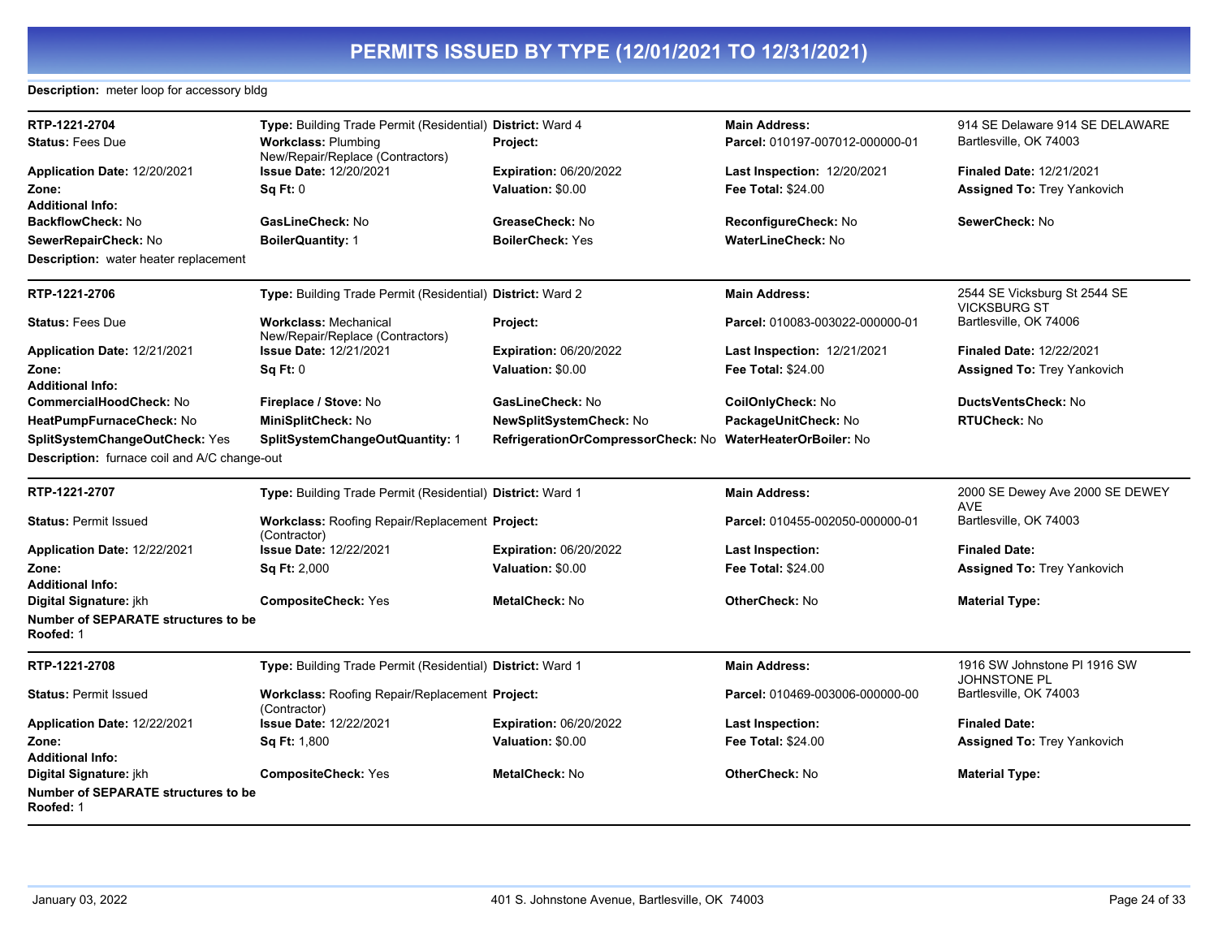# PERMITS ISSUED BY TYPE (12/01/2021 TO 12/31/2021)

**Description:** meter loop for accessory bldg

---

| | | | | |
|---|---|---|---|---|
| **RTP-1221-2704** | **Type:** Building Trade Permit (Residential) | **District:** Ward 4 | **Main Address:** | 914 SE Delaware 914 SE DELAWARE |
| **Status:** Fees Due | **Workclass:** Plumbing New/Repair/Replace (Contractors) | **Project:** | **Parcel:** 010197-007012-000000-01 | Bartlesville, OK 74003 |
| **Application Date:** 12/20/2021 | **Issue Date:** 12/20/2021 | **Expiration:** 06/20/2022 | **Last Inspection:** 12/20/2021 | **Finaled Date:** 12/21/2021 |
| **Zone:** | **Sq Ft:** 0 | **Valuation:** $0.00 | **Fee Total:** $24.00 | **Assigned To:** Trey Yankovich |
| **Additional Info:** | | | | |
| **BackflowCheck:** No | **GasLineCheck:** No | **GreaseCheck:** No | **ReconfigureCheck:** No | **SewerCheck:** No |
| **SewerRepairCheck:** No | **BoilerQuantity:** 1 | **BoilerCheck:** Yes | **WaterLineCheck:** No | |

**Description:** water heater replacement

---

| | | | | |
|---|---|---|---|---|
| **RTP-1221-2706** | **Type:** Building Trade Permit (Residential) | **District:** Ward 2 | **Main Address:** | 2544 SE Vicksburg St 2544 SE VICKSBURG ST |
| **Status:** Fees Due | **Workclass:** Mechanical New/Repair/Replace (Contractors) | **Project:** | **Parcel:** 010083-003022-000000-01 | Bartlesville, OK 74006 |
| **Application Date:** 12/21/2021 | **Issue Date:** 12/21/2021 | **Expiration:** 06/20/2022 | **Last Inspection:** 12/21/2021 | **Finaled Date:** 12/22/2021 |
| **Zone:** | **Sq Ft:** 0 | **Valuation:** $0.00 | **Fee Total:** $24.00 | **Assigned To:** Trey Yankovich |
| **Additional Info:** | | | | |
| **CommercialHoodCheck:** No | **Fireplace / Stove:** No | **GasLineCheck:** No | **CoilOnlyCheck:** No | **DuctsVentsCheck:** No |
| **HeatPumpFurnaceCheck:** No | **MiniSplitCheck:** No | **NewSplitSystemCheck:** No | **PackageUnitCheck:** No | **RTUCheck:** No |
| **SplitSystemChangeOutCheck:** Yes | **SplitSystemChangeOutQuantity:** 1 | **RefrigerationOrCompressorCheck:** No | **WaterHeaterOrBoiler:** No | |

**Description:** furnace coil and A/C change-out

---

| | | | | |
|---|---|---|---|---|
| **RTP-1221-2707** | **Type:** Building Trade Permit (Residential) | **District:** Ward 1 | **Main Address:** | 2000 SE Dewey Ave 2000 SE DEWEY AVE |
| **Status:** Permit Issued | **Workclass:** Roofing Repair/Replacement (Contractor) | **Project:** | **Parcel:** 010455-002050-000000-01 | Bartlesville, OK 74003 |
| **Application Date:** 12/22/2021 | **Issue Date:** 12/22/2021 | **Expiration:** 06/20/2022 | **Last Inspection:** | **Finaled Date:** |
| **Zone:** | **Sq Ft:** 2,000 | **Valuation:** $0.00 | **Fee Total:** $24.00 | **Assigned To:** Trey Yankovich |
| **Additional Info:** | | | | |
| **Digital Signature:** jkh | **CompositeCheck:** Yes | **MetalCheck:** No | **OtherCheck:** No | **Material Type:** |
| **Number of SEPARATE structures to be Roofed:** 1 | | | | |

---

| | | | | |
|---|---|---|---|---|
| **RTP-1221-2708** | **Type:** Building Trade Permit (Residential) | **District:** Ward 1 | **Main Address:** | 1916 SW Johnstone Pl 1916 SW JOHNSTONE PL |
| **Status:** Permit Issued | **Workclass:** Roofing Repair/Replacement (Contractor) | **Project:** | **Parcel:** 010469-003006-000000-00 | Bartlesville, OK 74003 |
| **Application Date:** 12/22/2021 | **Issue Date:** 12/22/2021 | **Expiration:** 06/20/2022 | **Last Inspection:** | **Finaled Date:** |
| **Zone:** | **Sq Ft:** 1,800 | **Valuation:** $0.00 | **Fee Total:** $24.00 | **Assigned To:** Trey Yankovich |
| **Additional Info:** | | | | |
| **Digital Signature:** jkh | **CompositeCheck:** Yes | **MetalCheck:** No | **OtherCheck:** No | **Material Type:** |
| **Number of SEPARATE structures to be Roofed:** 1 | | | | |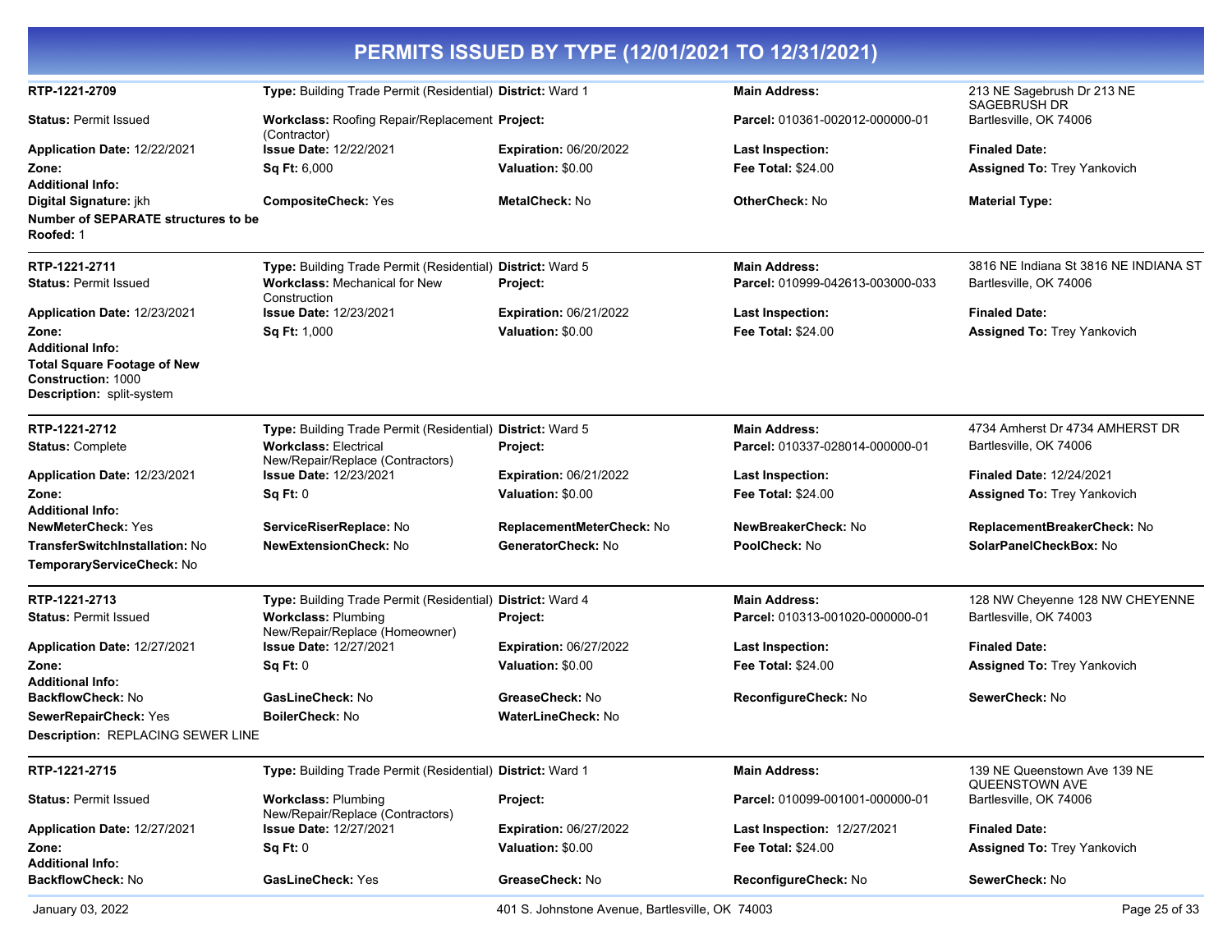# PERMITS ISSUED BY TYPE (12/01/2021 TO 12/31/2021)

**RTP-1221-2709** | **Type:** Building Trade Permit (Residential) | **District:** Ward 1 | **Main Address:** 213 NE Sagebrush Dr 213 NE SAGEBRUSH DR Bartlesville, OK 74006

**Status:** Permit Issued | **Workclass:** Roofing Repair/Replacement (Contractor) | **Project:** | **Parcel:** 010361-002012-000000-01

**Application Date:** 12/22/2021 | **Issue Date:** 12/22/2021 | **Expiration:** 06/20/2022 | **Last Inspection:** | **Finaled Date:**

**Zone:** | **Sq Ft:** 6,000 | **Valuation:** $0.00 | **Fee Total:** $24.00 | **Assigned To:** Trey Yankovich

**Additional Info:**

**Digital Signature:** jkh | **CompositeCheck:** Yes | **MetalCheck:** No | **OtherCheck:** No | **Material Type:**

**Number of SEPARATE structures to be Roofed:** 1

---

**RTP-1221-2711** | **Type:** Building Trade Permit (Residential) | **District:** Ward 5 | **Main Address:** 3816 NE Indiana St 3816 NE INDIANA ST Bartlesville, OK 74006

**Status:** Permit Issued | **Workclass:** Mechanical for New Construction | **Project:** | **Parcel:** 010999-042613-003000-033

**Application Date:** 12/23/2021 | **Issue Date:** 12/23/2021 | **Expiration:** 06/21/2022 | **Last Inspection:** | **Finaled Date:**

**Zone:** | **Sq Ft:** 1,000 | **Valuation:** $0.00 | **Fee Total:** $24.00 | **Assigned To:** Trey Yankovich

**Additional Info:**

**Total Square Footage of New Construction:** 1000

**Description:** split-system

---

**RTP-1221-2712** | **Type:** Building Trade Permit (Residential) | **District:** Ward 5 | **Main Address:** 4734 Amherst Dr 4734 AMHERST DR Bartlesville, OK 74006

**Status:** Complete | **Workclass:** Electrical New/Repair/Replace (Contractors) | **Project:** | **Parcel:** 010337-028014-000000-01

**Application Date:** 12/23/2021 | **Issue Date:** 12/23/2021 | **Expiration:** 06/21/2022 | **Last Inspection:** | **Finaled Date:** 12/24/2021

**Zone:** | **Sq Ft:** 0 | **Valuation:** $0.00 | **Fee Total:** $24.00 | **Assigned To:** Trey Yankovich

**Additional Info:**

**NewMeterCheck:** Yes | **ServiceRiserReplace:** No | **ReplacementMeterCheck:** No | **NewBreakerCheck:** No | **ReplacementBreakerCheck:** No

**TransferSwitchInstallation:** No | **NewExtensionCheck:** No | **GeneratorCheck:** No | **PoolCheck:** No | **SolarPanelCheckBox:** No

**TemporaryServiceCheck:** No

---

**RTP-1221-2713** | **Type:** Building Trade Permit (Residential) | **District:** Ward 4 | **Main Address:** 128 NW Cheyenne 128 NW CHEYENNE Bartlesville, OK 74003

**Status:** Permit Issued | **Workclass:** Plumbing New/Repair/Replace (Homeowner) | **Project:** | **Parcel:** 010313-001020-000000-01

**Application Date:** 12/27/2021 | **Issue Date:** 12/27/2021 | **Expiration:** 06/27/2022 | **Last Inspection:** | **Finaled Date:**

**Zone:** | **Sq Ft:** 0 | **Valuation:** $0.00 | **Fee Total:** $24.00 | **Assigned To:** Trey Yankovich

**Additional Info:**

**BackflowCheck:** No | **GasLineCheck:** No | **GreaseCheck:** No | **ReconfigureCheck:** No | **SewerCheck:** No

**SewerRepairCheck:** Yes | **BoilerCheck:** No | **WaterLineCheck:** No

**Description:** REPLACING SEWER LINE

---

**RTP-1221-2715** | **Type:** Building Trade Permit (Residential) | **District:** Ward 1 | **Main Address:** 139 NE Queenstown Ave 139 NE QUEENSTOWN AVE Bartlesville, OK 74006

**Status:** Permit Issued | **Workclass:** Plumbing New/Repair/Replace (Contractors) | **Project:** | **Parcel:** 010099-001001-000000-01

**Application Date:** 12/27/2021 | **Issue Date:** 12/27/2021 | **Expiration:** 06/27/2022 | **Last Inspection:** 12/27/2021 | **Finaled Date:**

**Zone:** | **Sq Ft:** 0 | **Valuation:** $0.00 | **Fee Total:** $24.00 | **Assigned To:** Trey Yankovich

**Additional Info:**

**BackflowCheck:** No | **GasLineCheck:** Yes | **GreaseCheck:** No | **ReconfigureCheck:** No | **SewerCheck:** No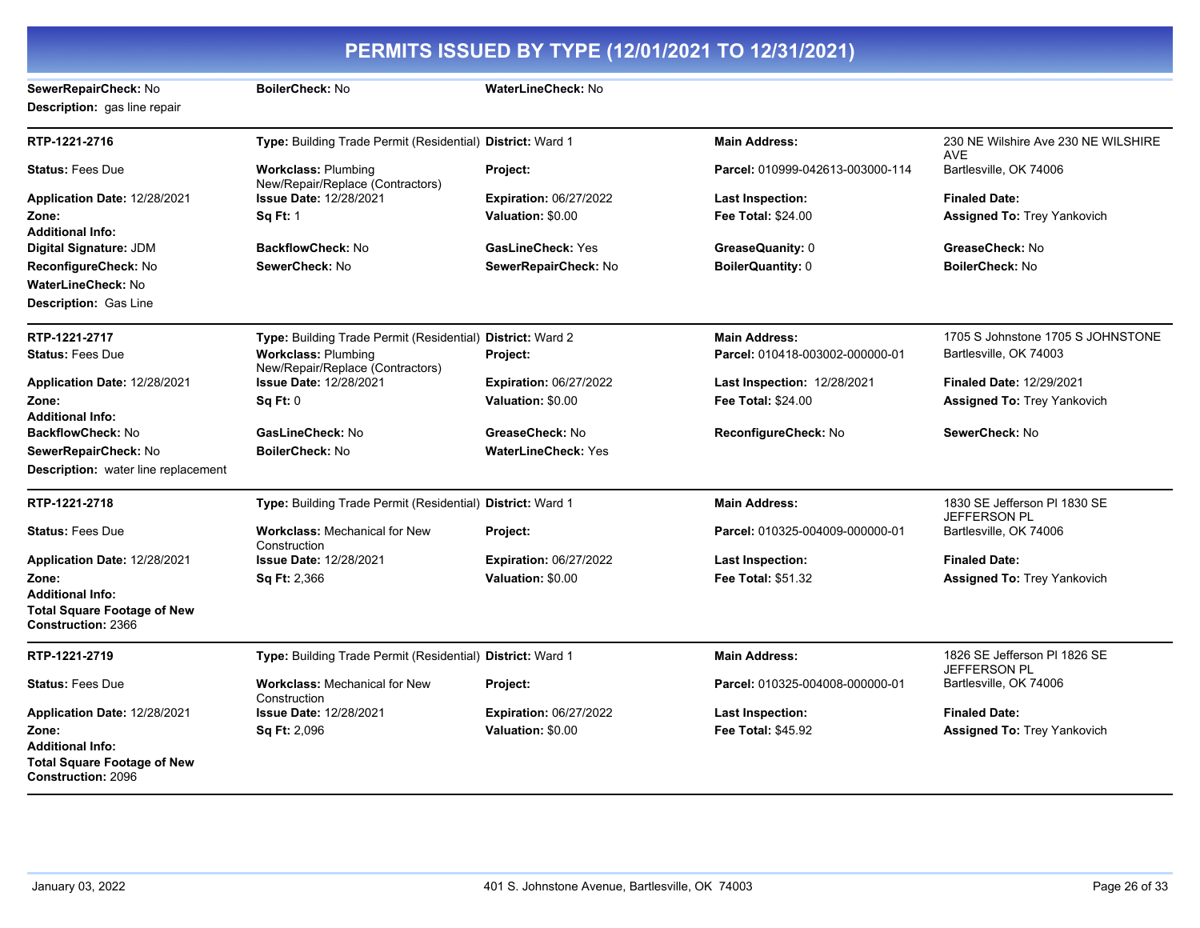# PERMITS ISSUED BY TYPE (12/01/2021 TO 12/31/2021)

**SewerRepairCheck:** No **BoilerCheck:** No **WaterLineCheck:** No
**Description:** gas line repair

---

**RTP-1221-2716**

| | | | | |
|---|---|---|---|---|
| **RTP-1221-2716** | **Type:** Building Trade Permit (Residential) | **District:** Ward 1 | **Main Address:** | 230 NE Wilshire Ave 230 NE WILSHIRE AVE |
| **Status:** Fees Due | **Workclass:** Plumbing New/Repair/Replace (Contractors) | **Project:** | **Parcel:** 010999-042613-003000-114 | Bartlesville, OK 74006 |
| **Application Date:** 12/28/2021 | **Issue Date:** 12/28/2021 | **Expiration:** 06/27/2022 | **Last Inspection:** | **Finaled Date:** |
| **Zone:** | **Sq Ft:** 1 | **Valuation:** $0.00 | **Fee Total:** $24.00 | **Assigned To:** Trey Yankovich |
| **Additional Info:** | | | | |
| **Digital Signature:** JDM | **BackflowCheck:** No | **GasLineCheck:** Yes | **GreaseQuanity:** 0 | **GreaseCheck:** No |
| **ReconfigureCheck:** No | **SewerCheck:** No | **SewerRepairCheck:** No | **BoilerQuantity:** 0 | **BoilerCheck:** No |
| **WaterLineCheck:** No | | | | |

**Description:** Gas Line

---

| | | | | |
|---|---|---|---|---|
| **RTP-1221-2717** | **Type:** Building Trade Permit (Residential) | **District:** Ward 2 | **Main Address:** | 1705 S Johnstone 1705 S JOHNSTONE |
| **Status:** Fees Due | **Workclass:** Plumbing New/Repair/Replace (Contractors) | **Project:** | **Parcel:** 010418-003002-000000-01 | Bartlesville, OK 74003 |
| **Application Date:** 12/28/2021 | **Issue Date:** 12/28/2021 | **Expiration:** 06/27/2022 | **Last Inspection:** 12/28/2021 | **Finaled Date:** 12/29/2021 |
| **Zone:** | **Sq Ft:** 0 | **Valuation:** $0.00 | **Fee Total:** $24.00 | **Assigned To:** Trey Yankovich |
| **Additional Info:** | | | | |
| **BackflowCheck:** No | **GasLineCheck:** No | **GreaseCheck:** No | **ReconfigureCheck:** No | **SewerCheck:** No |
| **SewerRepairCheck:** No | **BoilerCheck:** No | **WaterLineCheck:** Yes | | |

**Description:** water line replacement

---

| | | | | |
|---|---|---|---|---|
| **RTP-1221-2718** | **Type:** Building Trade Permit (Residential) | **District:** Ward 1 | **Main Address:** | 1830 SE Jefferson Pl 1830 SE JEFFERSON PL |
| **Status:** Fees Due | **Workclass:** Mechanical for New Construction | **Project:** | **Parcel:** 010325-004009-000000-01 | Bartlesville, OK 74006 |
| **Application Date:** 12/28/2021 | **Issue Date:** 12/28/2021 | **Expiration:** 06/27/2022 | **Last Inspection:** | **Finaled Date:** |
| **Zone:** | **Sq Ft:** 2,366 | **Valuation:** $0.00 | **Fee Total:** $51.32 | **Assigned To:** Trey Yankovich |
| **Additional Info:** | | | | |
| **Total Square Footage of New Construction:** 2366 | | | | |

---

| | | | | |
|---|---|---|---|---|
| **RTP-1221-2719** | **Type:** Building Trade Permit (Residential) | **District:** Ward 1 | **Main Address:** | 1826 SE Jefferson Pl 1826 SE JEFFERSON PL |
| **Status:** Fees Due | **Workclass:** Mechanical for New Construction | **Project:** | **Parcel:** 010325-004008-000000-01 | Bartlesville, OK 74006 |
| **Application Date:** 12/28/2021 | **Issue Date:** 12/28/2021 | **Expiration:** 06/27/2022 | **Last Inspection:** | **Finaled Date:** |
| **Zone:** | **Sq Ft:** 2,096 | **Valuation:** $0.00 | **Fee Total:** $45.92 | **Assigned To:** Trey Yankovich |
| **Additional Info:** | | | | |
| **Total Square Footage of New Construction:** 2096 | | | | |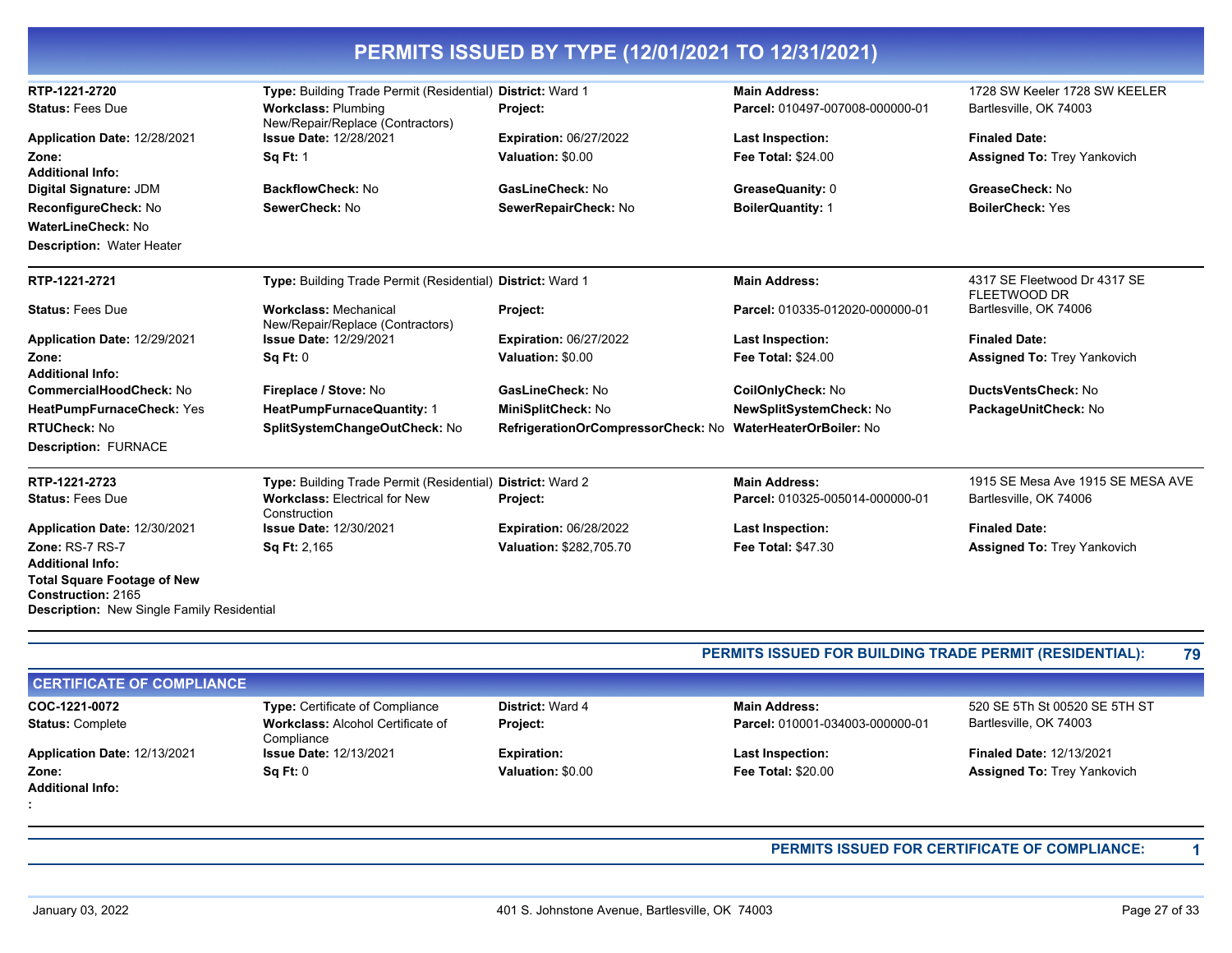# PERMITS ISSUED BY TYPE (12/01/2021 TO 12/31/2021)

**RTP-1221-2720** | **Type:** Building Trade Permit (Residential) | **District:** Ward 1 | **Main Address:** 1728 SW Keeler 1728 SW KEELER Bartlesville, OK 74003

**Status:** Fees Due | **Workclass:** Plumbing New/Repair/Replace (Contractors) | **Project:** | **Parcel:** 010497-007008-000000-01

**Application Date:** 12/28/2021 | **Issue Date:** 12/28/2021 | **Expiration:** 06/27/2022 | **Last Inspection:** | **Finaled Date:**

**Zone:** | **Sq Ft:** 1 | **Valuation:** $0.00 | **Fee Total:** $24.00 | **Assigned To:** Trey Yankovich

**Additional Info:**

**Digital Signature:** JDM | **BackflowCheck:** No | **GasLineCheck:** No | **GreaseQuanity:** 0 | **GreaseCheck:** No

**ReconfigureCheck:** No | **SewerCheck:** No | **SewerRepairCheck:** No | **BoilerQuantity:** 1 | **BoilerCheck:** Yes

**WaterLineCheck:** No

**Description:** Water Heater

---

**RTP-1221-2721** | **Type:** Building Trade Permit (Residential) | **District:** Ward 1 | **Main Address:** 4317 SE Fleetwood Dr 4317 SE FLEETWOOD DR Bartlesville, OK 74006

**Status:** Fees Due | **Workclass:** Mechanical New/Repair/Replace (Contractors) | **Project:** | **Parcel:** 010335-012020-000000-01

**Application Date:** 12/29/2021 | **Issue Date:** 12/29/2021 | **Expiration:** 06/27/2022 | **Last Inspection:** | **Finaled Date:**

**Zone:** | **Sq Ft:** 0 | **Valuation:** $0.00 | **Fee Total:** $24.00 | **Assigned To:** Trey Yankovich

**Additional Info:**

**CommercialHoodCheck:** No | **Fireplace / Stove:** No | **GasLineCheck:** No | **CoilOnlyCheck:** No | **DuctsVentsCheck:** No

**HeatPumpFurnaceCheck:** Yes | **HeatPumpFurnaceQuantity:** 1 | **MiniSplitCheck:** No | **NewSplitSystemCheck:** No | **PackageUnitCheck:** No

**RTUCheck:** No | **SplitSystemChangeOutCheck:** No | **RefrigerationOrCompressorCheck:** No | **WaterHeaterOrBoiler:** No

**Description:** FURNACE

---

**RTP-1221-2723** | **Type:** Building Trade Permit (Residential) | **District:** Ward 2 | **Main Address:** 1915 SE Mesa Ave 1915 SE MESA AVE Bartlesville, OK 74006

**Status:** Fees Due | **Workclass:** Electrical for New Construction | **Project:** | **Parcel:** 010325-005014-000000-01

**Application Date:** 12/30/2021 | **Issue Date:** 12/30/2021 | **Expiration:** 06/28/2022 | **Last Inspection:** | **Finaled Date:**

**Zone:** RS-7 RS-7 | **Sq Ft:** 2,165 | **Valuation:** $282,705.70 | **Fee Total:** $47.30 | **Assigned To:** Trey Yankovich

**Additional Info:**

**Total Square Footage of New Construction:** 2165

**Description:** New Single Family Residential

---

**PERMITS ISSUED FOR BUILDING TRADE PERMIT (RESIDENTIAL): 79**

## CERTIFICATE OF COMPLIANCE

**COC-1221-0072** | **Type:** Certificate of Compliance | **District:** Ward 4 | **Main Address:** 520 SE 5Th St 00520 SE 5TH ST Bartlesville, OK 74003

**Status:** Complete | **Workclass:** Alcohol Certificate of Compliance | **Project:** | **Parcel:** 010001-034003-000000-01

**Application Date:** 12/13/2021 | **Issue Date:** 12/13/2021 | **Expiration:** | **Last Inspection:** | **Finaled Date:** 12/13/2021

**Zone:** | **Sq Ft:** 0 | **Valuation:** $0.00 | **Fee Total:** $20.00 | **Assigned To:** Trey Yankovich

**Additional Info:**

**:**

---

**PERMITS ISSUED FOR CERTIFICATE OF COMPLIANCE: 1**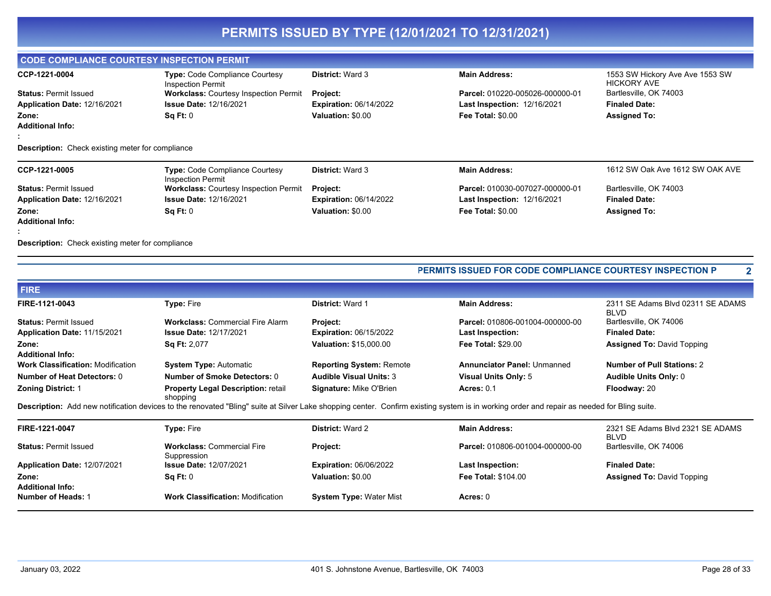# PERMITS ISSUED BY TYPE (12/01/2021 TO 12/31/2021)

## CODE COMPLIANCE COURTESY INSPECTION PERMIT

| CCP-1221-0004 | **Type:** Code Compliance Courtesy Inspection Permit | **District:** Ward 3 | **Main Address:** | 1553 SW Hickory Ave Ave 1553 SW HICKORY AVE |
|---|---|---|---|---|
| **Status:** Permit Issued | **Workclass:** Courtesy Inspection Permit | **Project:** | **Parcel:** 010220-005026-000000-01 | Bartlesville, OK 74003 |
| **Application Date:** 12/16/2021 | **Issue Date:** 12/16/2021 | **Expiration:** 06/14/2022 | **Last Inspection:** 12/16/2021 | **Finaled Date:** |
| **Zone:** | **Sq Ft:** 0 | **Valuation:** $0.00 | **Fee Total:** $0.00 | **Assigned To:** |
| **Additional Info:** | | | | |
| **:** | | | | |

**Description:** Check existing meter for compliance

| CCP-1221-0005 | **Type:** Code Compliance Courtesy Inspection Permit | **District:** Ward 3 | **Main Address:** | 1612 SW Oak Ave 1612 SW OAK AVE |
|---|---|---|---|---|
| **Status:** Permit Issued | **Workclass:** Courtesy Inspection Permit | **Project:** | **Parcel:** 010030-007027-000000-01 | Bartlesville, OK 74003 |
| **Application Date:** 12/16/2021 | **Issue Date:** 12/16/2021 | **Expiration:** 06/14/2022 | **Last Inspection:** 12/16/2021 | **Finaled Date:** |
| **Zone:** | **Sq Ft:** 0 | **Valuation:** $0.00 | **Fee Total:** $0.00 | **Assigned To:** |
| **Additional Info:** | | | | |
| **:** | | | | |

**Description:** Check existing meter for compliance

**PERMITS ISSUED FOR CODE COMPLIANCE COURTESY INSPECTION P** **2**

## FIRE

| FIRE-1121-0043 | **Type:** Fire | **District:** Ward 1 | **Main Address:** | 2311 SE Adams Blvd 02311 SE ADAMS BLVD |
|---|---|---|---|---|
| **Status:** Permit Issued | **Workclass:** Commercial Fire Alarm | **Project:** | **Parcel:** 010806-001004-000000-00 | Bartlesville, OK 74006 |
| **Application Date:** 11/15/2021 | **Issue Date:** 12/17/2021 | **Expiration:** 06/15/2022 | **Last Inspection:** | **Finaled Date:** |
| **Zone:** | **Sq Ft:** 2,077 | **Valuation:** $15,000.00 | **Fee Total:** $29.00 | **Assigned To:** David Topping |
| **Additional Info:** | | | | |
| **Work Classification:** Modification | **System Type:** Automatic | **Reporting System:** Remote | **Annunciator Panel:** Unmanned | **Number of Pull Stations:** 2 |
| **Number of Heat Detectors:** 0 | **Number of Smoke Detectors:** 0 | **Audible Visual Units:** 3 | **Visual Units Only:** 5 | **Audible Units Only:** 0 |
| **Zoning District:** 1 | **Property Legal Description:** retail shopping | **Signature:** Mike O'Brien | **Acres:** 0.1 | **Floodway:** 20 |

**Description:** Add new notification devices to the renovated "Bling" suite at Silver Lake shopping center. Confirm existing system is in working order and repair as needed for Bling suite.

| FIRE-1221-0047 | **Type:** Fire | **District:** Ward 2 | **Main Address:** | 2321 SE Adams Blvd 2321 SE ADAMS BLVD |
|---|---|---|---|---|
| **Status:** Permit Issued | **Workclass:** Commercial Fire Suppression | **Project:** | **Parcel:** 010806-001004-000000-00 | Bartlesville, OK 74006 |
| **Application Date:** 12/07/2021 | **Issue Date:** 12/07/2021 | **Expiration:** 06/06/2022 | **Last Inspection:** | **Finaled Date:** |
| **Zone:** | **Sq Ft:** 0 | **Valuation:** $0.00 | **Fee Total:** $104.00 | **Assigned To:** David Topping |
| **Additional Info:** | | | | |
| **Number of Heads:** 1 | **Work Classification:** Modification | **System Type:** Water Mist | **Acres:** 0 | |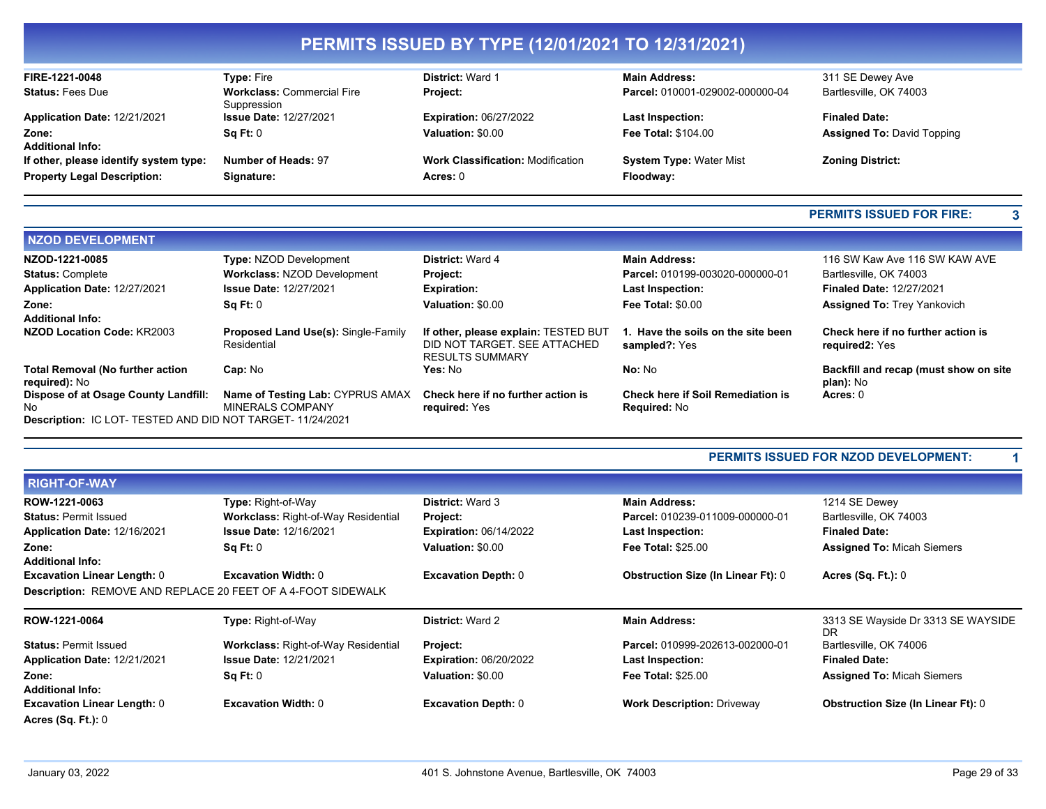# PERMITS ISSUED BY TYPE (12/01/2021 TO 12/31/2021)

| | | | | |
|---|---|---|---|---|
| **FIRE-1221-0048** | **Type:** Fire | **District:** Ward 1 | **Main Address:** | 311 SE Dewey Ave |
| **Status:** Fees Due | **Workclass:** Commercial Fire Suppression | **Project:** | **Parcel:** 010001-029002-000000-04 | Bartlesville, OK 74003 |
| **Application Date:** 12/21/2021 | **Issue Date:** 12/27/2021 | **Expiration:** 06/27/2022 | **Last Inspection:** | **Finaled Date:** |
| **Zone:** | **Sq Ft:** 0 | **Valuation:** $0.00 | **Fee Total:** $104.00 | **Assigned To:** David Topping |
| **Additional Info:** | | | | |
| **If other, please identify system type:** | **Number of Heads:** 97 | **Work Classification:** Modification | **System Type:** Water Mist | **Zoning District:** |
| **Property Legal Description:** | **Signature:** | **Acres:** 0 | **Floodway:** | |

**PERMITS ISSUED FOR FIRE: 3**

## NZOD DEVELOPMENT

| | | | | |
|---|---|---|---|---|
| **NZOD-1221-0085** | **Type:** NZOD Development | **District:** Ward 4 | **Main Address:** | 116 SW Kaw Ave 116 SW KAW AVE |
| **Status:** Complete | **Workclass:** NZOD Development | **Project:** | **Parcel:** 010199-003020-000000-01 | Bartlesville, OK 74003 |
| **Application Date:** 12/27/2021 | **Issue Date:** 12/27/2021 | **Expiration:** | **Last Inspection:** | **Finaled Date:** 12/27/2021 |
| **Zone:** | **Sq Ft:** 0 | **Valuation:** $0.00 | **Fee Total:** $0.00 | **Assigned To:** Trey Yankovich |
| **Additional Info:** | | | | |
| **NZOD Location Code:** KR2003 | **Proposed Land Use(s):** Single-Family Residential | **If other, please explain:** TESTED BUT DID NOT TARGET. SEE ATTACHED RESULTS SUMMARY | **1. Have the soils on the site been sampled?:** Yes | **Check here if no further action is required2:** Yes |
| **Total Removal (No further action required):** No | **Cap:** No | **Yes:** No | **No:** No | **Backfill and recap (must show on site plan):** No |
| **Dispose of at Osage County Landfill:** No | **Name of Testing Lab:** CYPRUS AMAX MINERALS COMPANY | **Check here if no further action is required:** Yes | **Check here if Soil Remediation is Required:** No | **Acres:** 0 |

**Description:** IC LOT- TESTED AND DID NOT TARGET- 11/24/2021

**PERMITS ISSUED FOR NZOD DEVELOPMENT: 1**

## RIGHT-OF-WAY

| | | | | |
|---|---|---|---|---|
| **ROW-1221-0063** | **Type:** Right-of-Way | **District:** Ward 3 | **Main Address:** | 1214 SE Dewey |
| **Status:** Permit Issued | **Workclass:** Right-of-Way Residential | **Project:** | **Parcel:** 010239-011009-000000-01 | Bartlesville, OK 74003 |
| **Application Date:** 12/16/2021 | **Issue Date:** 12/16/2021 | **Expiration:** 06/14/2022 | **Last Inspection:** | **Finaled Date:** |
| **Zone:** | **Sq Ft:** 0 | **Valuation:** $0.00 | **Fee Total:** $25.00 | **Assigned To:** Micah Siemers |
| **Additional Info:** | | | | |
| **Excavation Linear Length:** 0 | **Excavation Width:** 0 | **Excavation Depth:** 0 | **Obstruction Size (In Linear Ft):** 0 | **Acres (Sq. Ft.):** 0 |

**Description:** REMOVE AND REPLACE 20 FEET OF A 4-FOOT SIDEWALK

| | | | | |
|---|---|---|---|---|
| **ROW-1221-0064** | **Type:** Right-of-Way | **District:** Ward 2 | **Main Address:** | 3313 SE Wayside Dr 3313 SE WAYSIDE DR |
| **Status:** Permit Issued | **Workclass:** Right-of-Way Residential | **Project:** | **Parcel:** 010999-202613-002000-01 | Bartlesville, OK 74006 |
| **Application Date:** 12/21/2021 | **Issue Date:** 12/21/2021 | **Expiration:** 06/20/2022 | **Last Inspection:** | **Finaled Date:** |
| **Zone:** | **Sq Ft:** 0 | **Valuation:** $0.00 | **Fee Total:** $25.00 | **Assigned To:** Micah Siemers |
| **Additional Info:** | | | | |
| **Excavation Linear Length:** 0 | **Excavation Width:** 0 | **Excavation Depth:** 0 | **Work Description:** Driveway | **Obstruction Size (In Linear Ft):** 0 |
| **Acres (Sq. Ft.):** 0 | | | | |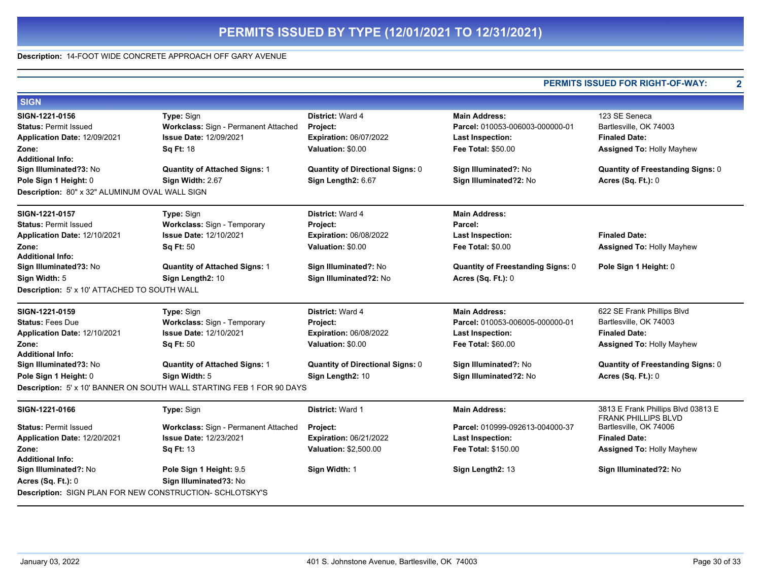**Description:** 14-FOOT WIDE CONCRETE APPROACH OFF GARY AVENUE

**PERMITS ISSUED FOR RIGHT-OF-WAY: 2**

## SIGN

**SIGN-1221-0156** | **Type:** Sign | **District:** Ward 4 | **Main Address:** 123 SE Seneca Bartlesville, OK 74003
**Status:** Permit Issued | **Workclass:** Sign - Permanent Attached | **Project:** | **Parcel:** 010053-006003-000000-01
**Application Date:** 12/09/2021 | **Issue Date:** 12/09/2021 | **Expiration:** 06/07/2022 | **Last Inspection:** | **Finaled Date:**
**Zone:** | **Sq Ft:** 18 | **Valuation:** $0.00 | **Fee Total:** $50.00 | **Assigned To:** Holly Mayhew
**Additional Info:**
**Sign Illuminated?3:** No | **Quantity of Attached Signs:** 1 | **Quantity of Directional Signs:** 0 | **Sign Illuminated?:** No | **Quantity of Freestanding Signs:** 0
**Pole Sign 1 Height:** 0 | **Sign Width:** 2.67 | **Sign Length2:** 6.67 | **Sign Illuminated?2:** No | **Acres (Sq. Ft.):** 0
**Description:** 80" x 32" ALUMINUM OVAL WALL SIGN

---

**SIGN-1221-0157** | **Type:** Sign | **District:** Ward 4 | **Main Address:**
**Status:** Permit Issued | **Workclass:** Sign - Temporary | **Project:** | **Parcel:**
**Application Date:** 12/10/2021 | **Issue Date:** 12/10/2021 | **Expiration:** 06/08/2022 | **Last Inspection:** | **Finaled Date:**
**Zone:** | **Sq Ft:** 50 | **Valuation:** $0.00 | **Fee Total:** $0.00 | **Assigned To:** Holly Mayhew
**Additional Info:**
**Sign Illuminated?3:** No | **Quantity of Attached Signs:** 1 | **Sign Illuminated?:** No | **Quantity of Freestanding Signs:** 0 | **Pole Sign 1 Height:** 0
**Sign Width:** 5 | **Sign Length2:** 10 | **Sign Illuminated?2:** No | **Acres (Sq. Ft.):** 0
**Description:** 5' x 10' ATTACHED TO SOUTH WALL

---

**SIGN-1221-0159** | **Type:** Sign | **District:** Ward 4 | **Main Address:** 622 SE Frank Phillips Blvd Bartlesville, OK 74003
**Status:** Fees Due | **Workclass:** Sign - Temporary | **Project:** | **Parcel:** 010053-006005-000000-01
**Application Date:** 12/10/2021 | **Issue Date:** 12/10/2021 | **Expiration:** 06/08/2022 | **Last Inspection:** | **Finaled Date:**
**Zone:** | **Sq Ft:** 50 | **Valuation:** $0.00 | **Fee Total:** $60.00 | **Assigned To:** Holly Mayhew
**Additional Info:**
**Sign Illuminated?3:** No | **Quantity of Attached Signs:** 1 | **Quantity of Directional Signs:** 0 | **Sign Illuminated?:** No | **Quantity of Freestanding Signs:** 0
**Pole Sign 1 Height:** 0 | **Sign Width:** 5 | **Sign Length2:** 10 | **Sign Illuminated?2:** No | **Acres (Sq. Ft.):** 0
**Description:** 5' x 10' BANNER ON SOUTH WALL STARTING FEB 1 FOR 90 DAYS

---

**SIGN-1221-0166** | **Type:** Sign | **District:** Ward 1 | **Main Address:** 3813 E Frank Phillips Blvd 03813 E FRANK PHILLIPS BLVD Bartlesville, OK 74006
**Status:** Permit Issued | **Workclass:** Sign - Permanent Attached | **Project:** | **Parcel:** 010999-092613-004000-37
**Application Date:** 12/20/2021 | **Issue Date:** 12/23/2021 | **Expiration:** 06/21/2022 | **Last Inspection:** | **Finaled Date:**
**Zone:** | **Sq Ft:** 13 | **Valuation:** $2,500.00 | **Fee Total:** $150.00 | **Assigned To:** Holly Mayhew
**Additional Info:**
**Sign Illuminated?:** No | **Pole Sign 1 Height:** 9.5 | **Sign Width:** 1 | **Sign Length2:** 13 | **Sign Illuminated?2:** No
**Acres (Sq. Ft.):** 0 | **Sign Illuminated?3:** No
**Description:** SIGN PLAN FOR NEW CONSTRUCTION- SCHLOTSKY'S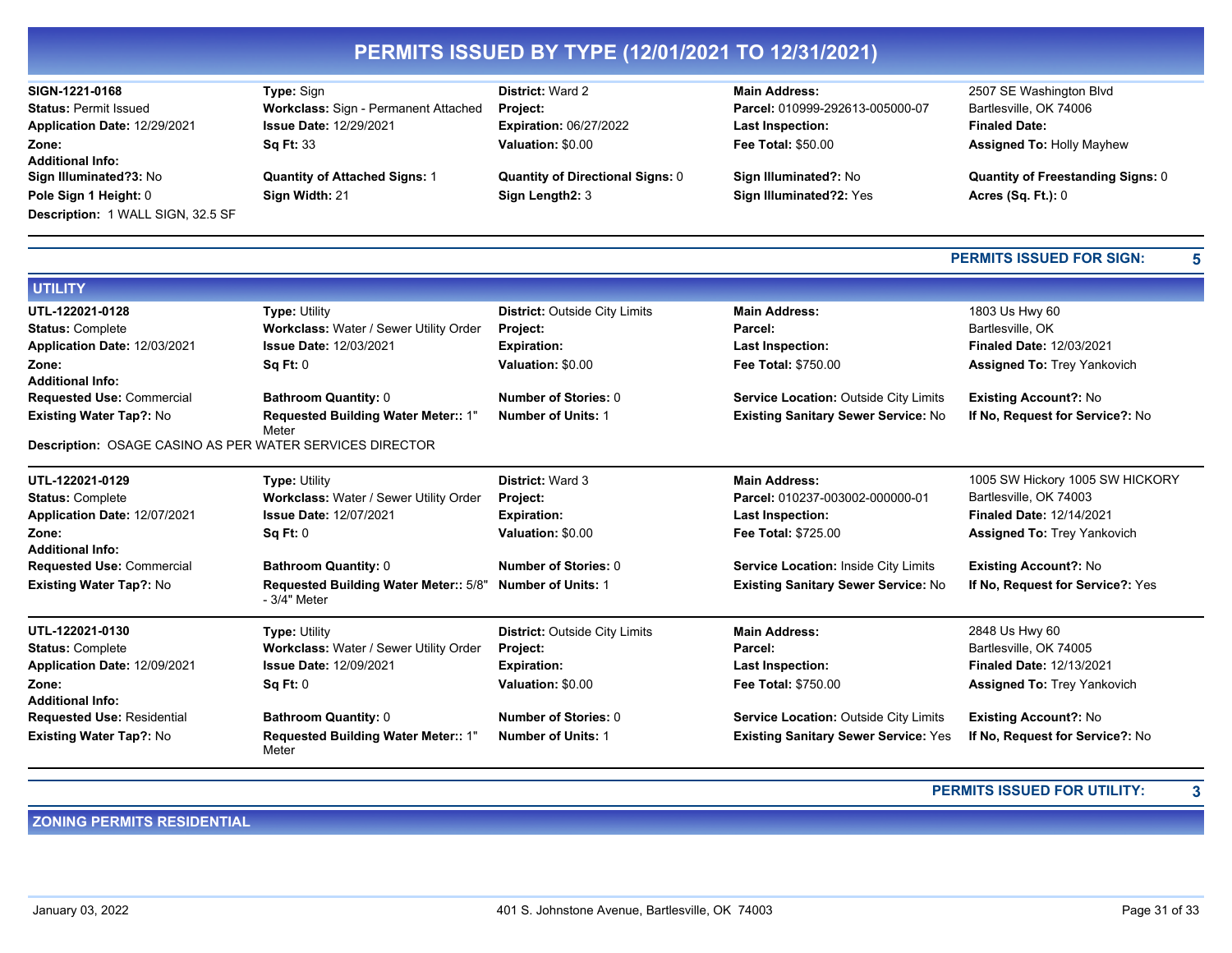# PERMITS ISSUED BY TYPE (12/01/2021 TO 12/31/2021)

| | | | | |
|---|---|---|---|---|
| **SIGN-1221-0168** | **Type:** Sign | **District:** Ward 2 | **Main Address:** | 2507 SE Washington Blvd |
| **Status:** Permit Issued | **Workclass:** Sign - Permanent Attached | **Project:** | **Parcel:** 010999-292613-005000-07 | Bartlesville, OK 74006 |
| **Application Date:** 12/29/2021 | **Issue Date:** 12/29/2021 | **Expiration:** 06/27/2022 | **Last Inspection:** | **Finaled Date:** |
| **Zone:** | **Sq Ft:** 33 | **Valuation:** $0.00 | **Fee Total:** $50.00 | **Assigned To:** Holly Mayhew |
| **Additional Info:** | | | | |
| **Sign Illuminated?3:** No | **Quantity of Attached Signs:** 1 | **Quantity of Directional Signs:** 0 | **Sign Illuminated?:** No | **Quantity of Freestanding Signs:** 0 |
| **Pole Sign 1 Height:** 0 | **Sign Width:** 21 | **Sign Length2:** 3 | **Sign Illuminated?2:** Yes | **Acres (Sq. Ft.):** 0 |

**Description:** 1 WALL SIGN, 32.5 SF

**PERMITS ISSUED FOR SIGN: 5**

## UTILITY

| | | | | |
|---|---|---|---|---|
| **UTL-122021-0128** | **Type:** Utility | **District:** Outside City Limits | **Main Address:** | 1803 Us Hwy 60 |
| **Status:** Complete | **Workclass:** Water / Sewer Utility Order | **Project:** | **Parcel:** | Bartlesville, OK |
| **Application Date:** 12/03/2021 | **Issue Date:** 12/03/2021 | **Expiration:** | **Last Inspection:** | **Finaled Date:** 12/03/2021 |
| **Zone:** | **Sq Ft:** 0 | **Valuation:** $0.00 | **Fee Total:** $750.00 | **Assigned To:** Trey Yankovich |
| **Additional Info:** | | | | |
| **Requested Use:** Commercial | **Bathroom Quantity:** 0 | **Number of Stories:** 0 | **Service Location:** Outside City Limits | **Existing Account?:** No |
| **Existing Water Tap?:** No | **Requested Building Water Meter::** 1" Meter | **Number of Units:** 1 | **Existing Sanitary Sewer Service:** No | **If No, Request for Service?:** No |

**Description:** OSAGE CASINO AS PER WATER SERVICES DIRECTOR

| | | | | |
|---|---|---|---|---|
| **UTL-122021-0129** | **Type:** Utility | **District:** Ward 3 | **Main Address:** | 1005 SW Hickory 1005 SW HICKORY |
| **Status:** Complete | **Workclass:** Water / Sewer Utility Order | **Project:** | **Parcel:** 010237-003002-000000-01 | Bartlesville, OK 74003 |
| **Application Date:** 12/07/2021 | **Issue Date:** 12/07/2021 | **Expiration:** | **Last Inspection:** | **Finaled Date:** 12/14/2021 |
| **Zone:** | **Sq Ft:** 0 | **Valuation:** $0.00 | **Fee Total:** $725.00 | **Assigned To:** Trey Yankovich |
| **Additional Info:** | | | | |
| **Requested Use:** Commercial | **Bathroom Quantity:** 0 | **Number of Stories:** 0 | **Service Location:** Inside City Limits | **Existing Account?:** No |
| **Existing Water Tap?:** No | **Requested Building Water Meter::** 5/8" - 3/4" Meter | **Number of Units:** 1 | **Existing Sanitary Sewer Service:** No | **If No, Request for Service?:** Yes |

| | | | | |
|---|---|---|---|---|
| **UTL-122021-0130** | **Type:** Utility | **District:** Outside City Limits | **Main Address:** | 2848 Us Hwy 60 |
| **Status:** Complete | **Workclass:** Water / Sewer Utility Order | **Project:** | **Parcel:** | Bartlesville, OK 74005 |
| **Application Date:** 12/09/2021 | **Issue Date:** 12/09/2021 | **Expiration:** | **Last Inspection:** | **Finaled Date:** 12/13/2021 |
| **Zone:** | **Sq Ft:** 0 | **Valuation:** $0.00 | **Fee Total:** $750.00 | **Assigned To:** Trey Yankovich |
| **Additional Info:** | | | | |
| **Requested Use:** Residential | **Bathroom Quantity:** 0 | **Number of Stories:** 0 | **Service Location:** Outside City Limits | **Existing Account?:** No |
| **Existing Water Tap?:** No | **Requested Building Water Meter::** 1" Meter | **Number of Units:** 1 | **Existing Sanitary Sewer Service:** Yes | **If No, Request for Service?:** No |

**PERMITS ISSUED FOR UTILITY: 3**

## ZONING PERMITS RESIDENTIAL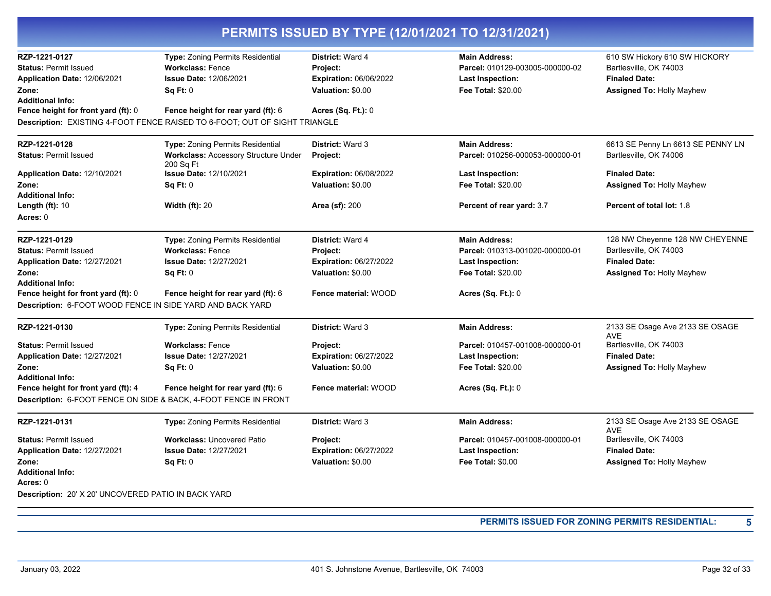# PERMITS ISSUED BY TYPE (12/01/2021 TO 12/31/2021)

**RZP-1221-0127** | **Type:** Zoning Permits Residential | **District:** Ward 4 | **Main Address:** 610 SW Hickory 610 SW HICKORY Bartlesville, OK 74003

**Status:** Permit Issued | **Workclass:** Fence | **Project:** | **Parcel:** 010129-003005-000000-02

**Application Date:** 12/06/2021 | **Issue Date:** 12/06/2021 | **Expiration:** 06/06/2022 | **Last Inspection:** | **Finaled Date:**

**Zone:** | **Sq Ft:** 0 | **Valuation:** $0.00 | **Fee Total:** $20.00 | **Assigned To:** Holly Mayhew

**Additional Info:**

**Fence height for front yard (ft):** 0 | **Fence height for rear yard (ft):** 6 | **Acres (Sq. Ft.):** 0

**Description:** EXISTING 4-FOOT FENCE RAISED TO 6-FOOT; OUT OF SIGHT TRIANGLE

---

**RZP-1221-0128** | **Type:** Zoning Permits Residential | **District:** Ward 3 | **Main Address:** 6613 SE Penny Ln 6613 SE PENNY LN Bartlesville, OK 74006

**Status:** Permit Issued | **Workclass:** Accessory Structure Under 200 Sq Ft | **Project:** | **Parcel:** 010256-000053-000000-01

**Application Date:** 12/10/2021 | **Issue Date:** 12/10/2021 | **Expiration:** 06/08/2022 | **Last Inspection:** | **Finaled Date:**

**Zone:** | **Sq Ft:** 0 | **Valuation:** $0.00 | **Fee Total:** $20.00 | **Assigned To:** Holly Mayhew

**Additional Info:**

**Length (ft):** 10 | **Width (ft):** 20 | **Area (sf):** 200 | **Percent of rear yard:** 3.7 | **Percent of total lot:** 1.8

**Acres:** 0

---

**RZP-1221-0129** | **Type:** Zoning Permits Residential | **District:** Ward 4 | **Main Address:** 128 NW Cheyenne 128 NW CHEYENNE Bartlesville, OK 74003

**Status:** Permit Issued | **Workclass:** Fence | **Project:** | **Parcel:** 010313-001020-000000-01

**Application Date:** 12/27/2021 | **Issue Date:** 12/27/2021 | **Expiration:** 06/27/2022 | **Last Inspection:** | **Finaled Date:**

**Zone:** | **Sq Ft:** 0 | **Valuation:** $0.00 | **Fee Total:** $20.00 | **Assigned To:** Holly Mayhew

**Additional Info:**

**Fence height for front yard (ft):** 0 | **Fence height for rear yard (ft):** 6 | **Fence material:** WOOD | **Acres (Sq. Ft.):** 0

**Description:** 6-FOOT WOOD FENCE IN SIDE YARD AND BACK YARD

---

**RZP-1221-0130** | **Type:** Zoning Permits Residential | **District:** Ward 3 | **Main Address:** 2133 SE Osage Ave 2133 SE OSAGE AVE Bartlesville, OK 74003

**Status:** Permit Issued | **Workclass:** Fence | **Project:** | **Parcel:** 010457-001008-000000-01

**Application Date:** 12/27/2021 | **Issue Date:** 12/27/2021 | **Expiration:** 06/27/2022 | **Last Inspection:** | **Finaled Date:**

**Zone:** | **Sq Ft:** 0 | **Valuation:** $0.00 | **Fee Total:** $20.00 | **Assigned To:** Holly Mayhew

**Additional Info:**

**Fence height for front yard (ft):** 4 | **Fence height for rear yard (ft):** 6 | **Fence material:** WOOD | **Acres (Sq. Ft.):** 0

**Description:** 6-FOOT FENCE ON SIDE & BACK, 4-FOOT FENCE IN FRONT

---

**RZP-1221-0131** | **Type:** Zoning Permits Residential | **District:** Ward 3 | **Main Address:** 2133 SE Osage Ave 2133 SE OSAGE AVE Bartlesville, OK 74003

**Status:** Permit Issued | **Workclass:** Uncovered Patio | **Project:** | **Parcel:** 010457-001008-000000-01

**Application Date:** 12/27/2021 | **Issue Date:** 12/27/2021 | **Expiration:** 06/27/2022 | **Last Inspection:** | **Finaled Date:**

**Zone:** | **Sq Ft:** 0 | **Valuation:** $0.00 | **Fee Total:** $0.00 | **Assigned To:** Holly Mayhew

**Additional Info:**

**Acres:** 0

**Description:** 20' X 20' UNCOVERED PATIO IN BACK YARD

---

**PERMITS ISSUED FOR ZONING PERMITS RESIDENTIAL: 5**

January 03, 2022 | 401 S. Johnstone Avenue, Bartlesville, OK 74003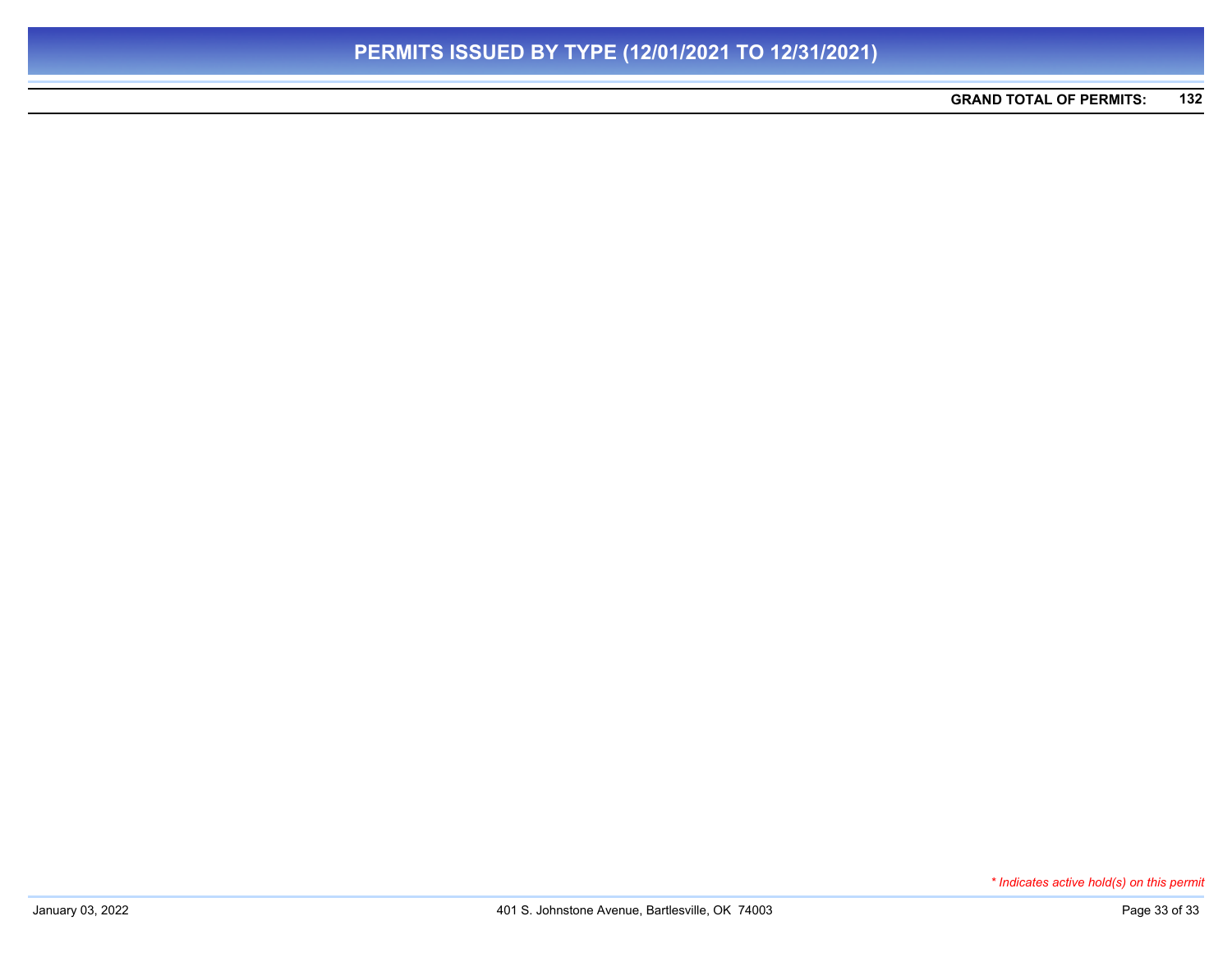# PERMITS ISSUED BY TYPE (12/01/2021 TO 12/31/2021)

**GRAND TOTAL OF PERMITS: 132**

*\* Indicates active hold(s) on this permit*